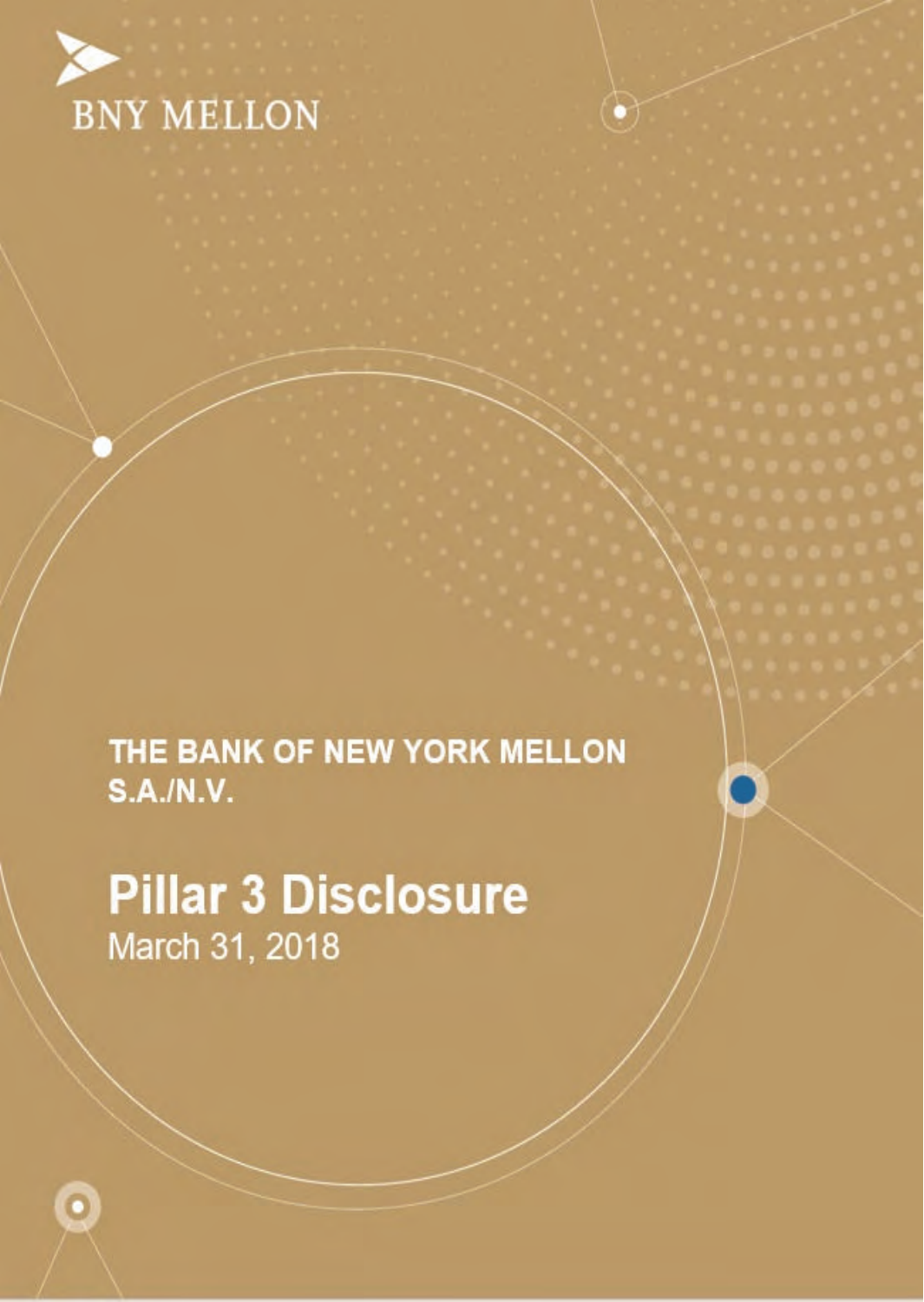BNY MELLON

# THE BANK OF NEW YORK MELLON S.A./N.V.

# Pillar 3 Disclosure

March 31, 2018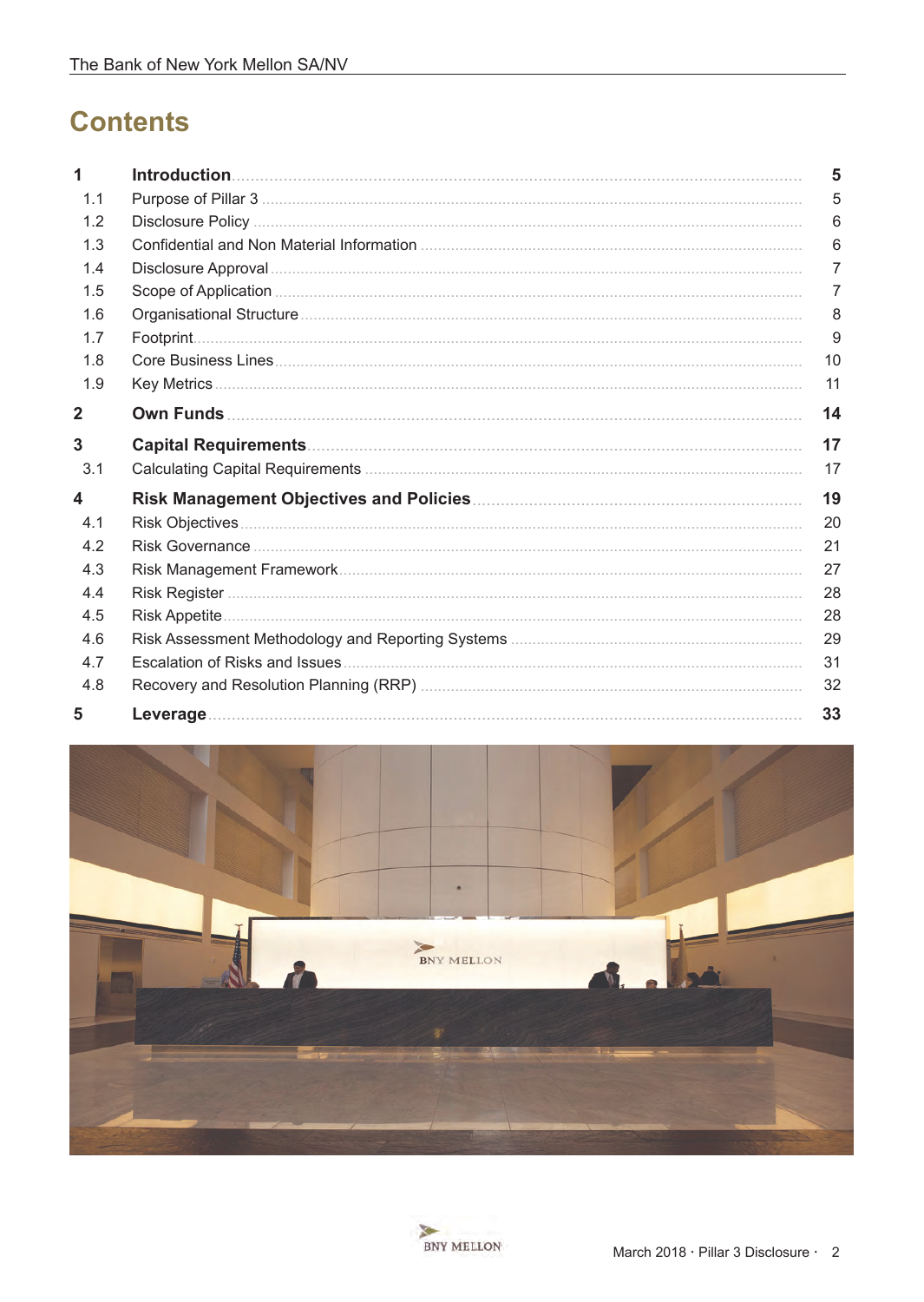# Contents

| | | |
|---|---|---|
| **1** | **Introduction** | **5** |
| 1.1 | Purpose of Pillar 3 | 5 |
| 1.2 | Disclosure Policy | 6 |
| 1.3 | Confidential and Non Material Information | 6 |
| 1.4 | Disclosure Approval | 7 |
| 1.5 | Scope of Application | 7 |
| 1.6 | Organisational Structure | 8 |
| 1.7 | Footprint | 9 |
| 1.8 | Core Business Lines | 10 |
| 1.9 | Key Metrics | 11 |
| **2** | **Own Funds** | **14** |
| **3** | **Capital Requirements** | **17** |
| 3.1 | Calculating Capital Requirements | 17 |
| **4** | **Risk Management Objectives and Policies** | **19** |
| 4.1 | Risk Objectives | 20 |
| 4.2 | Risk Governance | 21 |
| 4.3 | Risk Management Framework | 27 |
| 4.4 | Risk Register | 28 |
| 4.5 | Risk Appetite | 28 |
| 4.6 | Risk Assessment Methodology and Reporting Systems | 29 |
| 4.7 | Escalation of Risks and Issues | 31 |
| 4.8 | Recovery and Resolution Planning (RRP) | 32 |
| **5** | **Leverage** | **33** |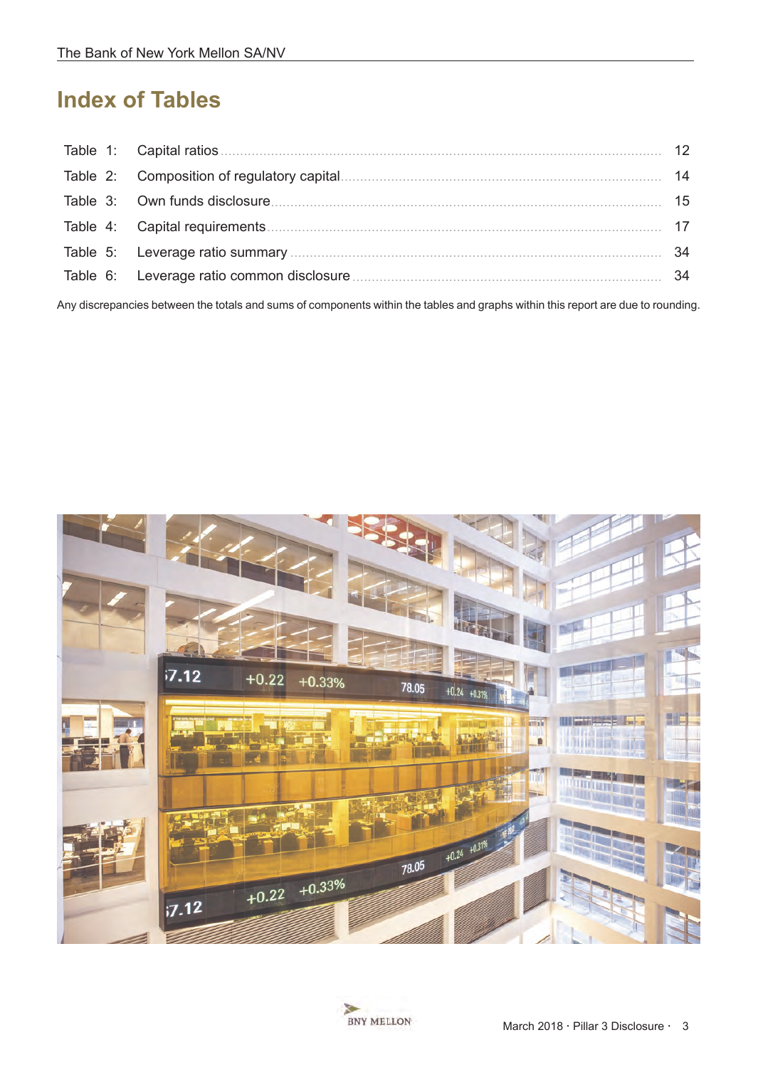# Index of Tables

| | | |
|---|---|---|
| Table 1: | Capital ratios | 12 |
| Table 2: | Composition of regulatory capital | 14 |
| Table 3: | Own funds disclosure | 15 |
| Table 4: | Capital requirements | 17 |
| Table 5: | Leverage ratio summary | 34 |
| Table 6: | Leverage ratio common disclosure | 34 |

Any discrepancies between the totals and sums of components within the tables and graphs within this report are due to rounding.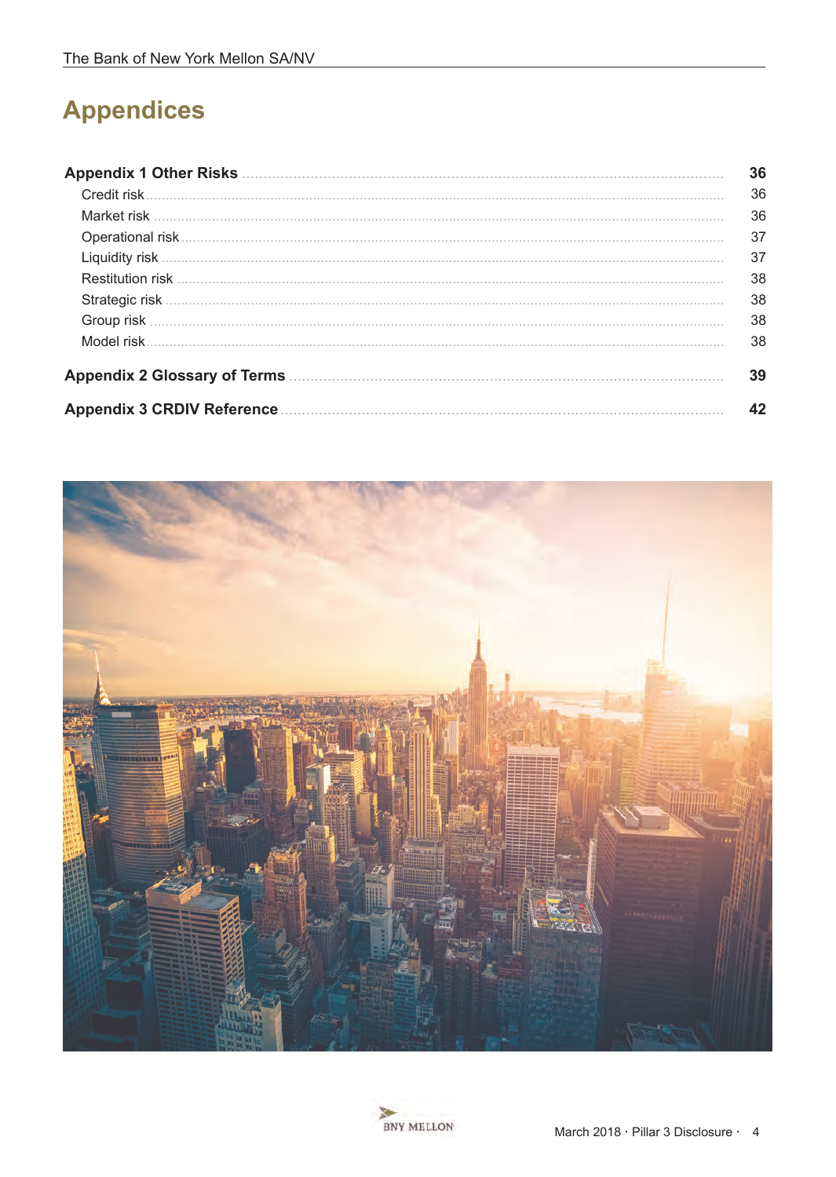# Appendices

| | |
|---|---|
| **Appendix 1 Other Risks** | **36** |
| Credit risk | 36 |
| Market risk | 36 |
| Operational risk | 37 |
| Liquidity risk | 37 |
| Restitution risk | 38 |
| Strategic risk | 38 |
| Group risk | 38 |
| Model risk | 38 |
| **Appendix 2 Glossary of Terms** | **39** |
| **Appendix 3 CRDIV Reference** | **42** |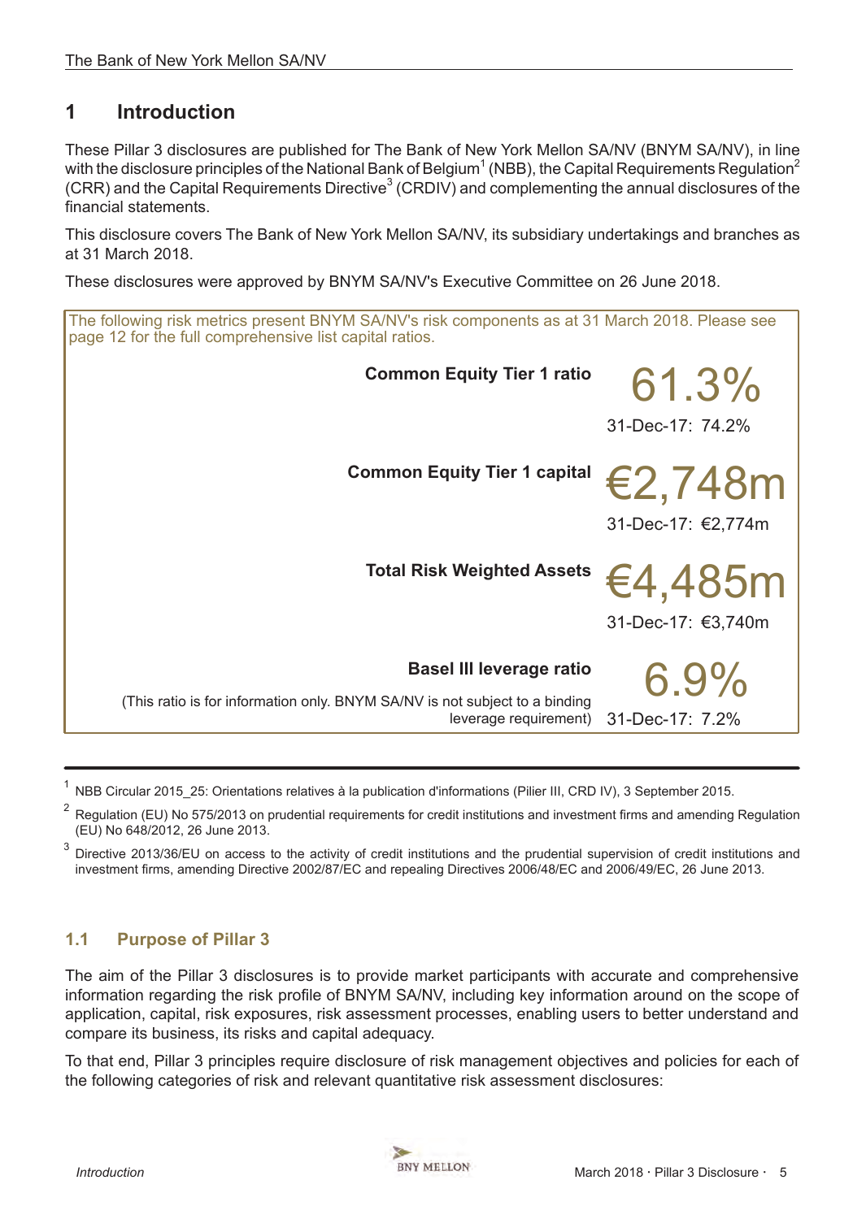# 1 Introduction

These Pillar 3 disclosures are published for The Bank of New York Mellon SA/NV (BNYM SA/NV), in line with the disclosure principles of the National Bank of Belgium[1] (NBB), the Capital Requirements Regulation[2] (CRR) and the Capital Requirements Directive[3] (CRDIV) and complementing the annual disclosures of the financial statements.

This disclosure covers The Bank of New York Mellon SA/NV, its subsidiary undertakings and branches as at 31 March 2018.

These disclosures were approved by BNYM SA/NV's Executive Committee on 26 June 2018.

The following risk metrics present BNYM SA/NV's risk components as at 31 March 2018. Please see page 12 for the full comprehensive list capital ratios.

| Metric | 31 March 2018 | 31-Dec-17 |
|---|---|---|
| **Common Equity Tier 1 ratio** | 61.3% | 74.2% |
| **Common Equity Tier 1 capital** | €2,748m | €2,774m |
| **Total Risk Weighted Assets** | €4,485m | €3,740m |
| **Basel III leverage ratio** (This ratio is for information only. BNYM SA/NV is not subject to a binding leverage requirement) | 6.9% | 7.2% |

[1] NBB Circular 2015_25: Orientations relatives à la publication d'informations (Pilier III, CRD IV), 3 September 2015.

[2] Regulation (EU) No 575/2013 on prudential requirements for credit institutions and investment firms and amending Regulation (EU) No 648/2012, 26 June 2013.

[3] Directive 2013/36/EU on access to the activity of credit institutions and the prudential supervision of credit institutions and investment firms, amending Directive 2002/87/EC and repealing Directives 2006/48/EC and 2006/49/EC, 26 June 2013.

## 1.1 Purpose of Pillar 3

The aim of the Pillar 3 disclosures is to provide market participants with accurate and comprehensive information regarding the risk profile of BNYM SA/NV, including key information around on the scope of application, capital, risk exposures, risk assessment processes, enabling users to better understand and compare its business, its risks and capital adequacy.

To that end, Pillar 3 principles require disclosure of risk management objectives and policies for each of the following categories of risk and relevant quantitative risk assessment disclosures: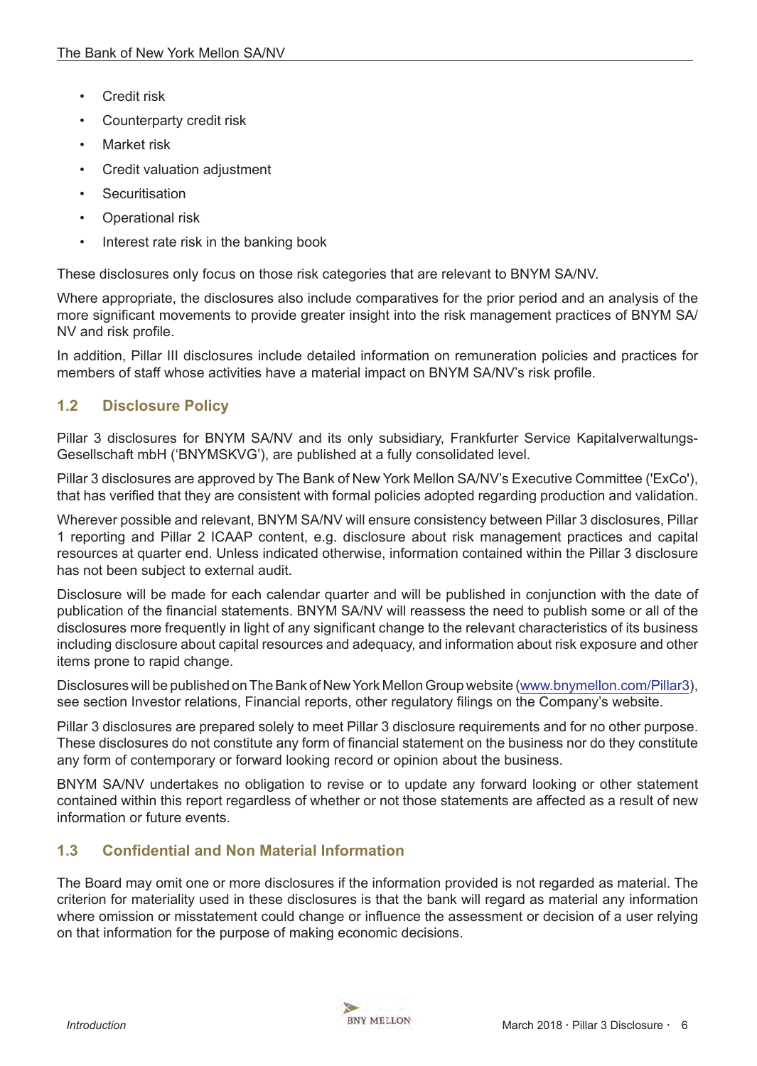- Credit risk
- Counterparty credit risk
- Market risk
- Credit valuation adjustment
- Securitisation
- Operational risk
- Interest rate risk in the banking book

These disclosures only focus on those risk categories that are relevant to BNYM SA/NV.

Where appropriate, the disclosures also include comparatives for the prior period and an analysis of the more significant movements to provide greater insight into the risk management practices of BNYM SA/NV and risk profile.

In addition, Pillar III disclosures include detailed information on remuneration policies and practices for members of staff whose activities have a material impact on BNYM SA/NV's risk profile.

## 1.2 Disclosure Policy

Pillar 3 disclosures for BNYM SA/NV and its only subsidiary, Frankfurter Service Kapitalverwaltungs-Gesellschaft mbH ('BNYMSKVG'), are published at a fully consolidated level.

Pillar 3 disclosures are approved by The Bank of New York Mellon SA/NV's Executive Committee ('ExCo'), that has verified that they are consistent with formal policies adopted regarding production and validation.

Wherever possible and relevant, BNYM SA/NV will ensure consistency between Pillar 3 disclosures, Pillar 1 reporting and Pillar 2 ICAAP content, e.g. disclosure about risk management practices and capital resources at quarter end. Unless indicated otherwise, information contained within the Pillar 3 disclosure has not been subject to external audit.

Disclosure will be made for each calendar quarter and will be published in conjunction with the date of publication of the financial statements. BNYM SA/NV will reassess the need to publish some or all of the disclosures more frequently in light of any significant change to the relevant characteristics of its business including disclosure about capital resources and adequacy, and information about risk exposure and other items prone to rapid change.

Disclosures will be published on The Bank of New York Mellon Group website (www.bnymellon.com/Pillar3), see section Investor relations, Financial reports, other regulatory filings on the Company's website.

Pillar 3 disclosures are prepared solely to meet Pillar 3 disclosure requirements and for no other purpose. These disclosures do not constitute any form of financial statement on the business nor do they constitute any form of contemporary or forward looking record or opinion about the business.

BNYM SA/NV undertakes no obligation to revise or to update any forward looking or other statement contained within this report regardless of whether or not those statements are affected as a result of new information or future events.

## 1.3 Confidential and Non Material Information

The Board may omit one or more disclosures if the information provided is not regarded as material. The criterion for materiality used in these disclosures is that the bank will regard as material any information where omission or misstatement could change or influence the assessment or decision of a user relying on that information for the purpose of making economic decisions.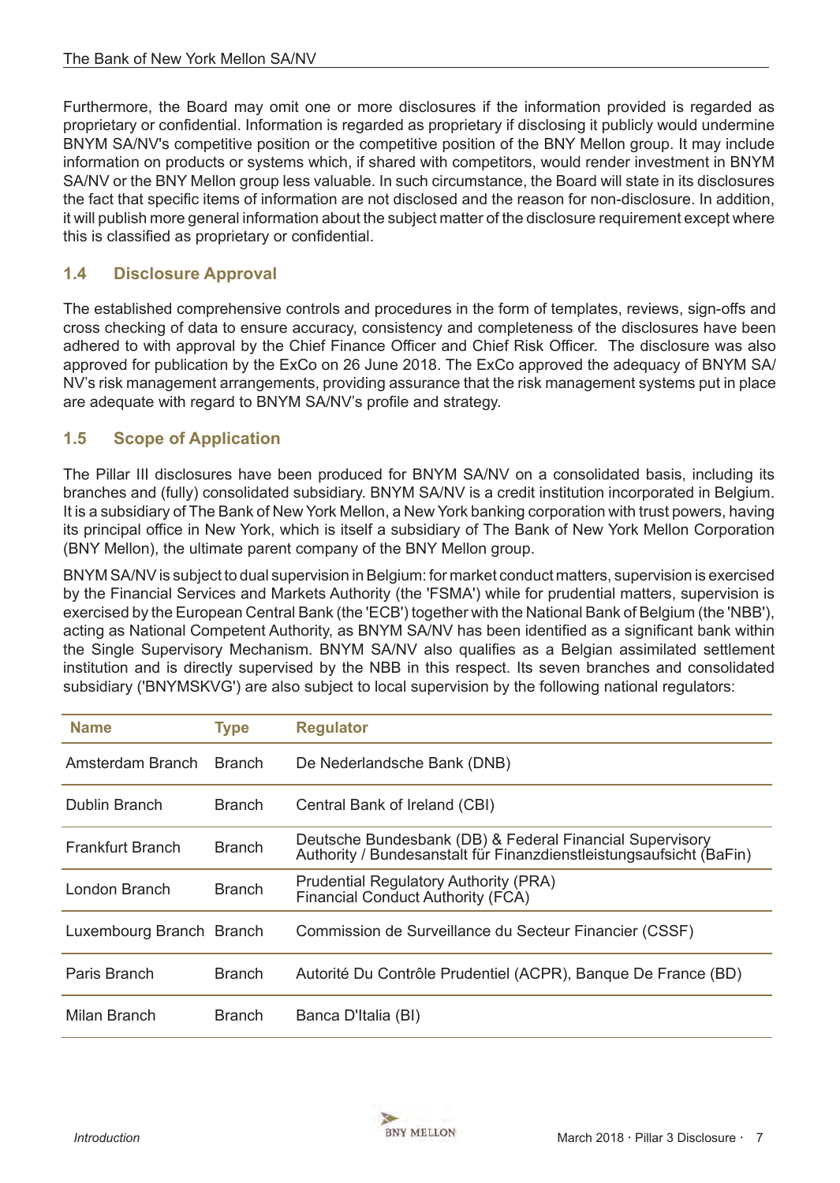Furthermore, the Board may omit one or more disclosures if the information provided is regarded as proprietary or confidential. Information is regarded as proprietary if disclosing it publicly would undermine BNYM SA/NV's competitive position or the competitive position of the BNY Mellon group. It may include information on products or systems which, if shared with competitors, would render investment in BNYM SA/NV or the BNY Mellon group less valuable. In such circumstance, the Board will state in its disclosures the fact that specific items of information are not disclosed and the reason for non-disclosure. In addition, it will publish more general information about the subject matter of the disclosure requirement except where this is classified as proprietary or confidential.

## 1.4 Disclosure Approval

The established comprehensive controls and procedures in the form of templates, reviews, sign-offs and cross checking of data to ensure accuracy, consistency and completeness of the disclosures have been adhered to with approval by the Chief Finance Officer and Chief Risk Officer. The disclosure was also approved for publication by the ExCo on 26 June 2018. The ExCo approved the adequacy of BNYM SA/NV's risk management arrangements, providing assurance that the risk management systems put in place are adequate with regard to BNYM SA/NV's profile and strategy.

## 1.5 Scope of Application

The Pillar III disclosures have been produced for BNYM SA/NV on a consolidated basis, including its branches and (fully) consolidated subsidiary. BNYM SA/NV is a credit institution incorporated in Belgium. It is a subsidiary of The Bank of New York Mellon, a New York banking corporation with trust powers, having its principal office in New York, which is itself a subsidiary of The Bank of New York Mellon Corporation (BNY Mellon), the ultimate parent company of the BNY Mellon group.

BNYM SA/NV is subject to dual supervision in Belgium: for market conduct matters, supervision is exercised by the Financial Services and Markets Authority (the 'FSMA') while for prudential matters, supervision is exercised by the European Central Bank (the 'ECB') together with the National Bank of Belgium (the 'NBB'), acting as National Competent Authority, as BNYM SA/NV has been identified as a significant bank within the Single Supervisory Mechanism. BNYM SA/NV also qualifies as a Belgian assimilated settlement institution and is directly supervised by the NBB in this respect. Its seven branches and consolidated subsidiary ('BNYMSKVG') are also subject to local supervision by the following national regulators:

| Name | Type | Regulator |
| --- | --- | --- |
| Amsterdam Branch | Branch | De Nederlandsche Bank (DNB) |
| Dublin Branch | Branch | Central Bank of Ireland (CBI) |
| Frankfurt Branch | Branch | Deutsche Bundesbank (DB) & Federal Financial Supervisory Authority / Bundesanstalt für Finanzdienstleistungsaufsicht (BaFin) |
| London Branch | Branch | Prudential Regulatory Authority (PRA)<br>Financial Conduct Authority (FCA) |
| Luxembourg Branch | Branch | Commission de Surveillance du Secteur Financier (CSSF) |
| Paris Branch | Branch | Autorité Du Contrôle Prudentiel (ACPR), Banque De France (BD) |
| Milan Branch | Branch | Banca D'Italia (BI) |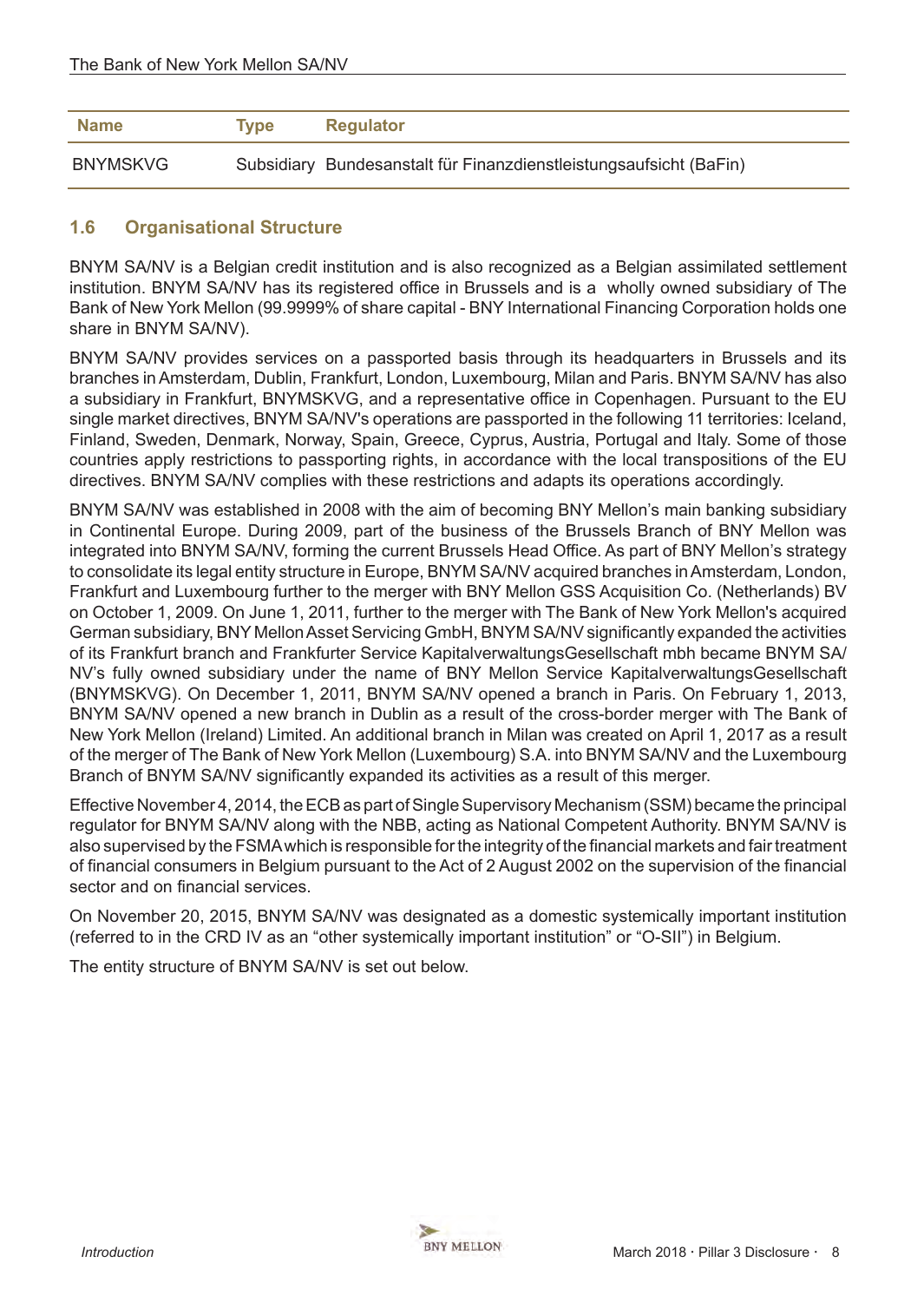| Name | Type | Regulator |
|---|---|---|
| BNYMSKVG | Subsidiary | Bundesanstalt für Finanzdienstleistungsaufsicht (BaFin) |

## 1.6 Organisational Structure

BNYM SA/NV is a Belgian credit institution and is also recognized as a Belgian assimilated settlement institution. BNYM SA/NV has its registered office in Brussels and is a wholly owned subsidiary of The Bank of New York Mellon (99.9999% of share capital - BNY International Financing Corporation holds one share in BNYM SA/NV).

BNYM SA/NV provides services on a passported basis through its headquarters in Brussels and its branches in Amsterdam, Dublin, Frankfurt, London, Luxembourg, Milan and Paris. BNYM SA/NV has also a subsidiary in Frankfurt, BNYMSKVG, and a representative office in Copenhagen. Pursuant to the EU single market directives, BNYM SA/NV's operations are passported in the following 11 territories: Iceland, Finland, Sweden, Denmark, Norway, Spain, Greece, Cyprus, Austria, Portugal and Italy. Some of those countries apply restrictions to passporting rights, in accordance with the local transpositions of the EU directives. BNYM SA/NV complies with these restrictions and adapts its operations accordingly.

BNYM SA/NV was established in 2008 with the aim of becoming BNY Mellon's main banking subsidiary in Continental Europe. During 2009, part of the business of the Brussels Branch of BNY Mellon was integrated into BNYM SA/NV, forming the current Brussels Head Office. As part of BNY Mellon's strategy to consolidate its legal entity structure in Europe, BNYM SA/NV acquired branches in Amsterdam, London, Frankfurt and Luxembourg further to the merger with BNY Mellon GSS Acquisition Co. (Netherlands) BV on October 1, 2009. On June 1, 2011, further to the merger with The Bank of New York Mellon's acquired German subsidiary, BNY Mellon Asset Servicing GmbH, BNYM SA/NV significantly expanded the activities of its Frankfurt branch and Frankfurter Service KapitalverwaltungsGesellschaft mbh became BNYM SA/NV's fully owned subsidiary under the name of BNY Mellon Service KapitalverwaltungsGesellschaft (BNYMSKVG). On December 1, 2011, BNYM SA/NV opened a branch in Paris. On February 1, 2013, BNYM SA/NV opened a new branch in Dublin as a result of the cross-border merger with The Bank of New York Mellon (Ireland) Limited. An additional branch in Milan was created on April 1, 2017 as a result of the merger of The Bank of New York Mellon (Luxembourg) S.A. into BNYM SA/NV and the Luxembourg Branch of BNYM SA/NV significantly expanded its activities as a result of this merger.

Effective November 4, 2014, the ECB as part of Single Supervisory Mechanism (SSM) became the principal regulator for BNYM SA/NV along with the NBB, acting as National Competent Authority. BNYM SA/NV is also supervised by the FSMA which is responsible for the integrity of the financial markets and fair treatment of financial consumers in Belgium pursuant to the Act of 2 August 2002 on the supervision of the financial sector and on financial services.

On November 20, 2015, BNYM SA/NV was designated as a domestic systemically important institution (referred to in the CRD IV as an "other systemically important institution" or "O-SII") in Belgium.

The entity structure of BNYM SA/NV is set out below.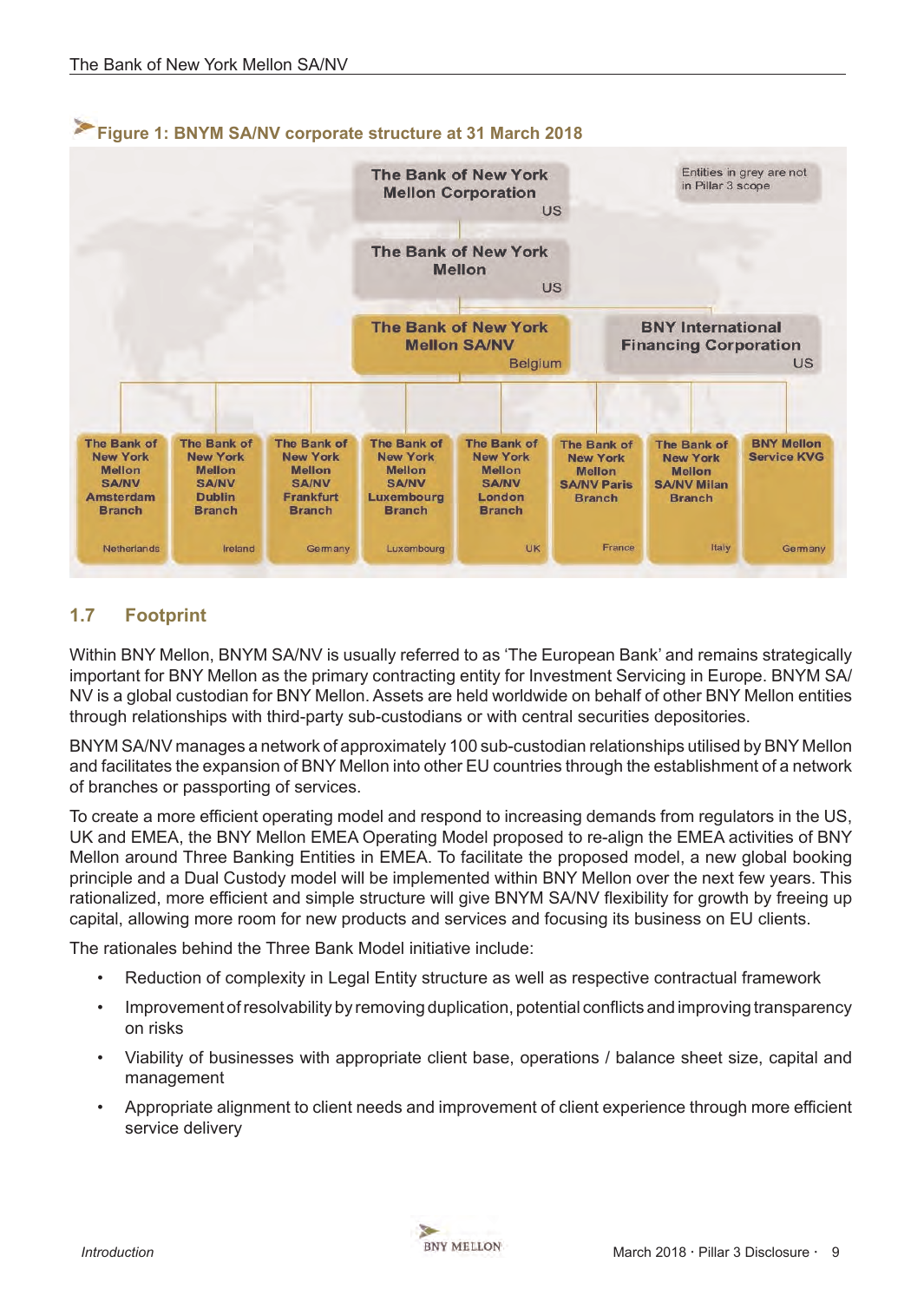**Figure 1: BNYM SA/NV corporate structure at 31 March 2018**

Entities in grey are not in Pillar 3 scope

- The Bank of New York Mellon Corporation (US)
  - The Bank of New York Mellon (US)
    - The Bank of New York Mellon SA/NV (Belgium)
      - The Bank of New York Mellon SA/NV Amsterdam Branch (Netherlands)
      - The Bank of New York Mellon SA/NV Dublin Branch (Ireland)
      - The Bank of New York Mellon SA/NV Frankfurt Branch (Germany)
      - The Bank of New York Mellon SA/NV Luxembourg Branch (Luxembourg)
      - The Bank of New York Mellon SA/NV London Branch (UK)
      - The Bank of New York Mellon SA/NV Paris Branch (France)
      - The Bank of New York Mellon SA/NV Milan Branch (Italy)
      - BNY Mellon Service KVG (Germany)
    - BNY International Financing Corporation (US)

## 1.7 Footprint

Within BNY Mellon, BNYM SA/NV is usually referred to as 'The European Bank' and remains strategically important for BNY Mellon as the primary contracting entity for Investment Servicing in Europe. BNYM SA/NV is a global custodian for BNY Mellon. Assets are held worldwide on behalf of other BNY Mellon entities through relationships with third-party sub-custodians or with central securities depositories.

BNYM SA/NV manages a network of approximately 100 sub-custodian relationships utilised by BNY Mellon and facilitates the expansion of BNY Mellon into other EU countries through the establishment of a network of branches or passporting of services.

To create a more efficient operating model and respond to increasing demands from regulators in the US, UK and EMEA, the BNY Mellon EMEA Operating Model proposed to re-align the EMEA activities of BNY Mellon around Three Banking Entities in EMEA. To facilitate the proposed model, a new global booking principle and a Dual Custody model will be implemented within BNY Mellon over the next few years. This rationalized, more efficient and simple structure will give BNYM SA/NV flexibility for growth by freeing up capital, allowing more room for new products and services and focusing its business on EU clients.

The rationales behind the Three Bank Model initiative include:

- Reduction of complexity in Legal Entity structure as well as respective contractual framework
- Improvement of resolvability by removing duplication, potential conflicts and improving transparency on risks
- Viability of businesses with appropriate client base, operations / balance sheet size, capital and management
- Appropriate alignment to client needs and improvement of client experience through more efficient service delivery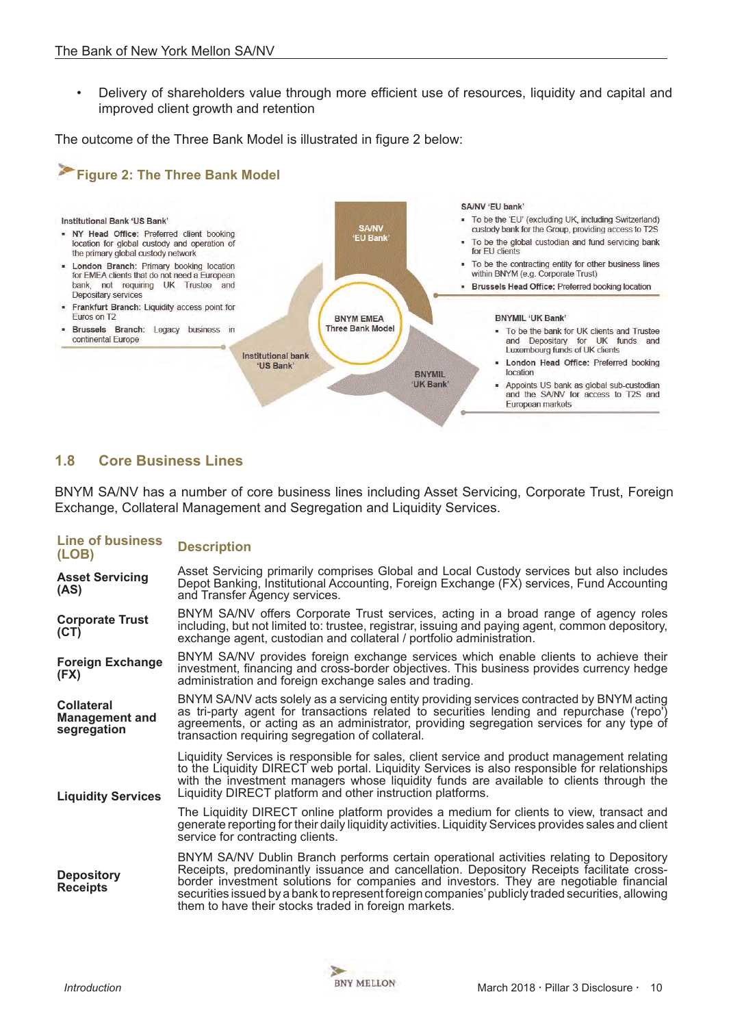- Delivery of shareholders value through more efficient use of resources, liquidity and capital and improved client growth and retention

The outcome of the Three Bank Model is illustrated in figure 2 below:

**Figure 2: The Three Bank Model**

**Institutional Bank 'US Bank'**

- **NY Head Office:** Preferred client booking location for global custody and operation of the primary global custody network
- **London Branch:** Primary booking location for EMEA clients that do not need a European bank, not requiring UK Trustee and Depositary services
- **Frankfurt Branch:** Liquidity access point for Euros on T2
- **Brussels Branch:** Legacy business in continental Europe

SA/NV 'EU Bank'

BNYM EMEA Three Bank Model

Institutional bank 'US Bank'

BNYMIL 'UK Bank'

**SA/NV 'EU bank'**

- To be the 'EU' (excluding UK, including Switzerland) custody bank for the Group, providing access to T2S
- To be the global custodian and fund servicing bank for EU clients
- To be the contracting entity for other business lines within BNYM (e.g. Corporate Trust)
- **Brussels Head Office:** Preferred booking location

**BNYMIL 'UK Bank'**

- To be the bank for UK clients and Trustee and Depositary for UK funds and Luxembourg funds of UK clients
- **London Head Office:** Preferred booking location
- Appoints US bank as global sub-custodian and the SA/NV for access to T2S and European markets

## 1.8 Core Business Lines

BNYM SA/NV has a number of core business lines including Asset Servicing, Corporate Trust, Foreign Exchange, Collateral Management and Segregation and Liquidity Services.

| Line of business (LOB) | Description |
|---|---|
| **Asset Servicing (AS)** | Asset Servicing primarily comprises Global and Local Custody services but also includes Depot Banking, Institutional Accounting, Foreign Exchange (FX) services, Fund Accounting and Transfer Agency services. |
| **Corporate Trust (CT)** | BNYM SA/NV offers Corporate Trust services, acting in a broad range of agency roles including, but not limited to: trustee, registrar, issuing and paying agent, common depository, exchange agent, custodian and collateral / portfolio administration. |
| **Foreign Exchange (FX)** | BNYM SA/NV provides foreign exchange services which enable clients to achieve their investment, financing and cross-border objectives. This business provides currency hedge administration and foreign exchange sales and trading. |
| **Collateral Management and segregation** | BNYM SA/NV acts solely as a servicing entity providing services contracted by BNYM acting as tri-party agent for transactions related to securities lending and repurchase ('repo') agreements, or acting as an administrator, providing segregation services for any type of transaction requiring segregation of collateral. |
| **Liquidity Services** | Liquidity Services is responsible for sales, client service and product management relating to the Liquidity DIRECT web portal. Liquidity Services is also responsible for relationships with the investment managers whose liquidity funds are available to clients through the Liquidity DIRECT platform and other instruction platforms.<br><br>The Liquidity DIRECT online platform provides a medium for clients to view, transact and generate reporting for their daily liquidity activities. Liquidity Services provides sales and client service for contracting clients. |
| **Depository Receipts** | BNYM SA/NV Dublin Branch performs certain operational activities relating to Depository Receipts, predominantly issuance and cancellation. Depository Receipts facilitate cross-border investment solutions for companies and investors. They are negotiable financial securities issued by a bank to represent foreign companies' publicly traded securities, allowing them to have their stocks traded in foreign markets. |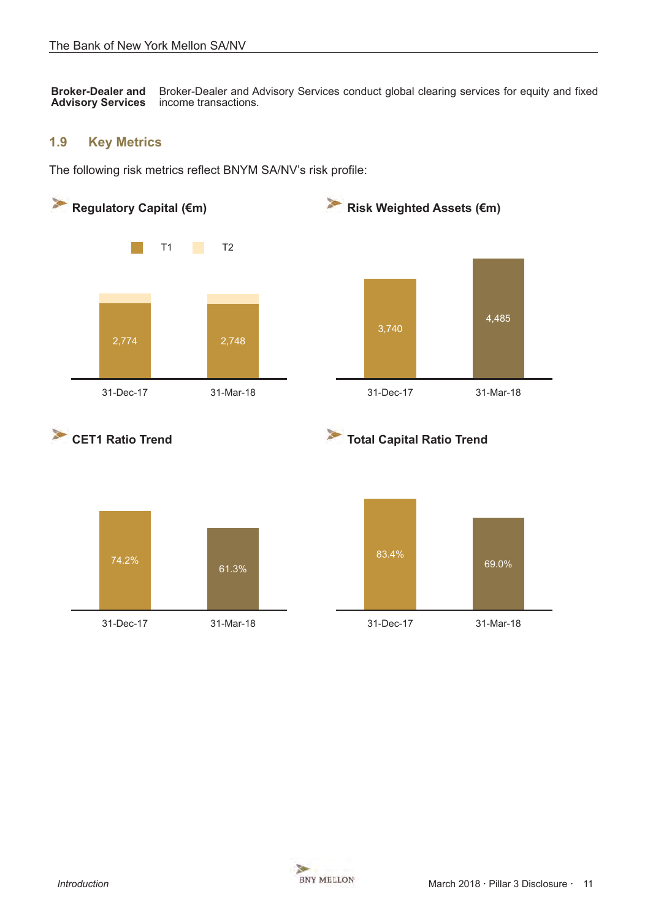| | |
|---|---|
| **Broker-Dealer and Advisory Services** | Broker-Dealer and Advisory Services conduct global clearing services for equity and fixed income transactions. |

## 1.9 Key Metrics

The following risk metrics reflect BNYM SA/NV's risk profile:

**Regulatory Capital (€m)**

T1 T2

| | 31-Dec-17 | 31-Mar-18 |
|---|---|---|
| T1 | 2,774 | 2,748 |

**Risk Weighted Assets (€m)**

| 31-Dec-17 | 31-Mar-18 |
|---|---|
| 3,740 | 4,485 |

**CET1 Ratio Trend**

| 31-Dec-17 | 31-Mar-18 |
|---|---|
| 74.2% | 61.3% |

**Total Capital Ratio Trend**

| 31-Dec-17 | 31-Mar-18 |
|---|---|
| 83.4% | 69.0% |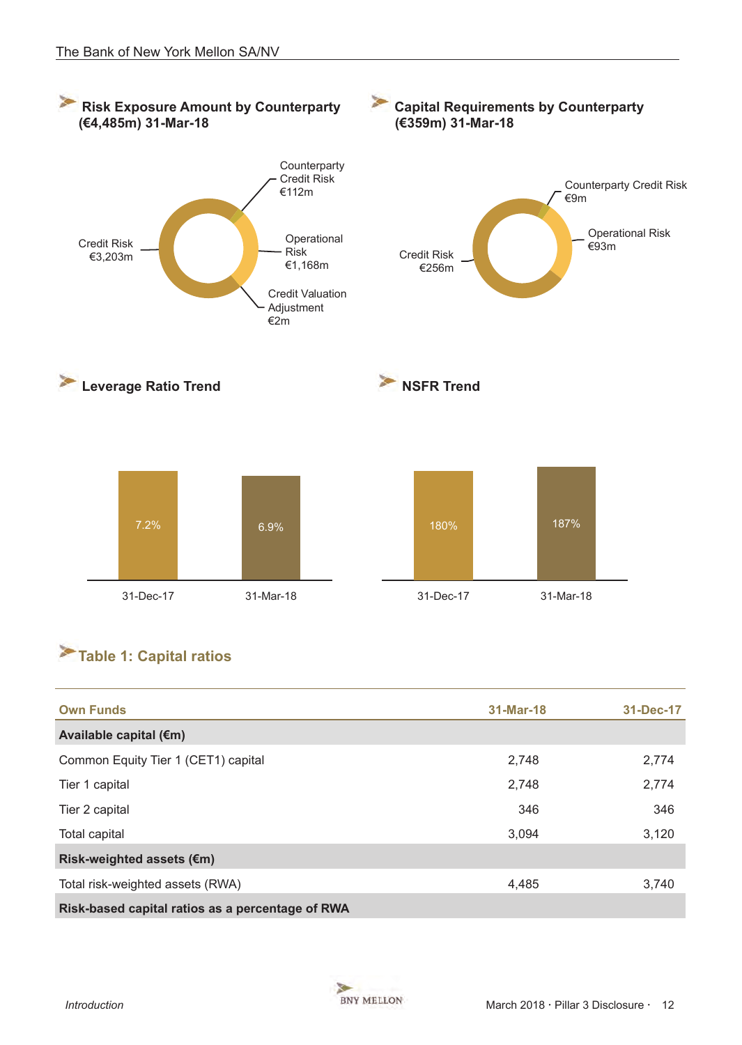## Risk Exposure Amount by Counterparty (€4,485m) 31-Mar-18

Counterparty Credit Risk €112m

Operational Risk €1,168m

Credit Valuation Adjustment €2m

Credit Risk €3,203m

## Capital Requirements by Counterparty (€359m) 31-Mar-18

Counterparty Credit Risk €9m

Operational Risk €93m

Credit Risk €256m

## Leverage Ratio Trend

| 31-Dec-17 | 31-Mar-18 |
|---|---|
| 7.2% | 6.9% |

## NSFR Trend

| 31-Dec-17 | 31-Mar-18 |
|---|---|
| 180% | 187% |

## Table 1: Capital ratios

| Own Funds | 31-Mar-18 | 31-Dec-17 |
|---|---|---|
| **Available capital (€m)** | | |
| Common Equity Tier 1 (CET1) capital | 2,748 | 2,774 |
| Tier 1 capital | 2,748 | 2,774 |
| Tier 2 capital | 346 | 346 |
| Total capital | 3,094 | 3,120 |
| **Risk-weighted assets (€m)** | | |
| Total risk-weighted assets (RWA) | 4,485 | 3,740 |
| **Risk-based capital ratios as a percentage of RWA** | | |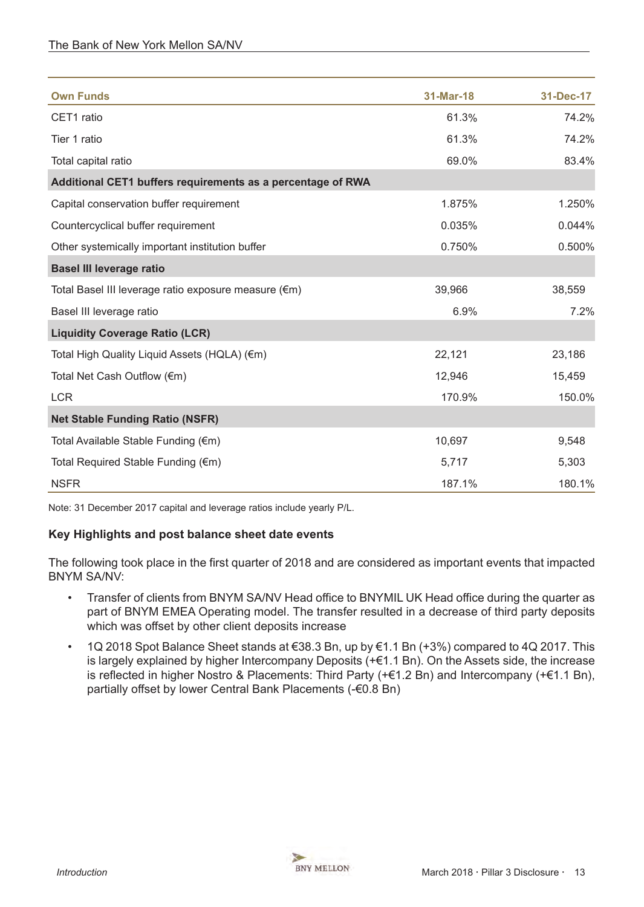| Own Funds | 31-Mar-18 | 31-Dec-17 |
|---|---|---|
| CET1 ratio | 61.3% | 74.2% |
| Tier 1 ratio | 61.3% | 74.2% |
| Total capital ratio | 69.0% | 83.4% |
| **Additional CET1 buffers requirements as a percentage of RWA** | | |
| Capital conservation buffer requirement | 1.875% | 1.250% |
| Countercyclical buffer requirement | 0.035% | 0.044% |
| Other systemically important institution buffer | 0.750% | 0.500% |
| **Basel III leverage ratio** | | |
| Total Basel III leverage ratio exposure measure (€m) | 39,966 | 38,559 |
| Basel III leverage ratio | 6.9% | 7.2% |
| **Liquidity Coverage Ratio (LCR)** | | |
| Total High Quality Liquid Assets (HQLA) (€m) | 22,121 | 23,186 |
| Total Net Cash Outflow (€m) | 12,946 | 15,459 |
| LCR | 170.9% | 150.0% |
| **Net Stable Funding Ratio (NSFR)** | | |
| Total Available Stable Funding (€m) | 10,697 | 9,548 |
| Total Required Stable Funding (€m) | 5,717 | 5,303 |
| NSFR | 187.1% | 180.1% |

Note: 31 December 2017 capital and leverage ratios include yearly P/L.

### Key Highlights and post balance sheet date events

The following took place in the first quarter of 2018 and are considered as important events that impacted BNYM SA/NV:

- Transfer of clients from BNYM SA/NV Head office to BNYMIL UK Head office during the quarter as part of BNYM EMEA Operating model. The transfer resulted in a decrease of third party deposits which was offset by other client deposits increase
- 1Q 2018 Spot Balance Sheet stands at €38.3 Bn, up by €1.1 Bn (+3%) compared to 4Q 2017. This is largely explained by higher Intercompany Deposits (+€1.1 Bn). On the Assets side, the increase is reflected in higher Nostro & Placements: Third Party (+€1.2 Bn) and Intercompany (+€1.1 Bn), partially offset by lower Central Bank Placements (-€0.8 Bn)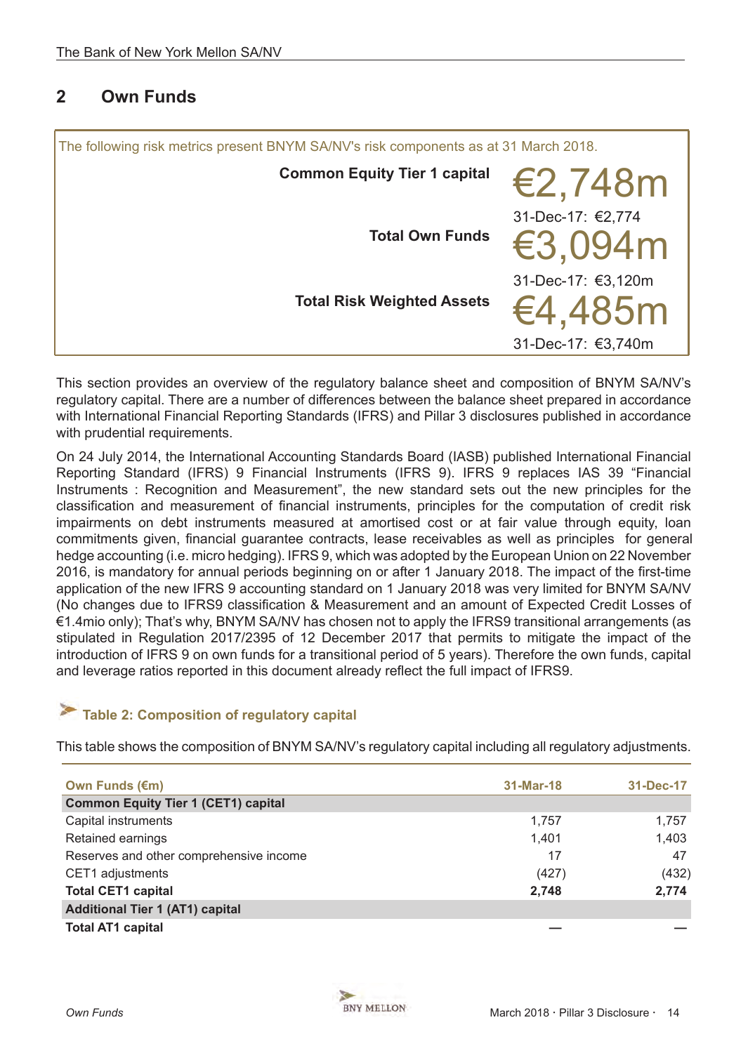## 2 Own Funds

The following risk metrics present BNYM SA/NV's risk components as at 31 March 2018.

| | |
|---|---|
| **Common Equity Tier 1 capital** | €2,748m<br>31-Dec-17: €2,774 |
| **Total Own Funds** | €3,094m<br>31-Dec-17: €3,120m |
| **Total Risk Weighted Assets** | €4,485m<br>31-Dec-17: €3,740m |

This section provides an overview of the regulatory balance sheet and composition of BNYM SA/NV's regulatory capital. There are a number of differences between the balance sheet prepared in accordance with International Financial Reporting Standards (IFRS) and Pillar 3 disclosures published in accordance with prudential requirements.

On 24 July 2014, the International Accounting Standards Board (IASB) published International Financial Reporting Standard (IFRS) 9 Financial Instruments (IFRS 9). IFRS 9 replaces IAS 39 "Financial Instruments : Recognition and Measurement", the new standard sets out the new principles for the classification and measurement of financial instruments, principles for the computation of credit risk impairments on debt instruments measured at amortised cost or at fair value through equity, loan commitments given, financial guarantee contracts, lease receivables as well as principles for general hedge accounting (i.e. micro hedging). IFRS 9, which was adopted by the European Union on 22 November 2016, is mandatory for annual periods beginning on or after 1 January 2018. The impact of the first-time application of the new IFRS 9 accounting standard on 1 January 2018 was very limited for BNYM SA/NV (No changes due to IFRS9 classification & Measurement and an amount of Expected Credit Losses of €1.4mio only); That's why, BNYM SA/NV has chosen not to apply the IFRS9 transitional arrangements (as stipulated in Regulation 2017/2395 of 12 December 2017 that permits to mitigate the impact of the introduction of IFRS 9 on own funds for a transitional period of 5 years). Therefore the own funds, capital and leverage ratios reported in this document already reflect the full impact of IFRS9.

### Table 2: Composition of regulatory capital

This table shows the composition of BNYM SA/NV's regulatory capital including all regulatory adjustments.

| Own Funds (€m) | 31-Mar-18 | 31-Dec-17 |
|---|---|---|
| **Common Equity Tier 1 (CET1) capital** | | |
| Capital instruments | 1,757 | 1,757 |
| Retained earnings | 1,401 | 1,403 |
| Reserves and other comprehensive income | 17 | 47 |
| CET1 adjustments | (427) | (432) |
| **Total CET1 capital** | **2,748** | **2,774** |
| **Additional Tier 1 (AT1) capital** | | |
| **Total AT1 capital** | **—** | **—** |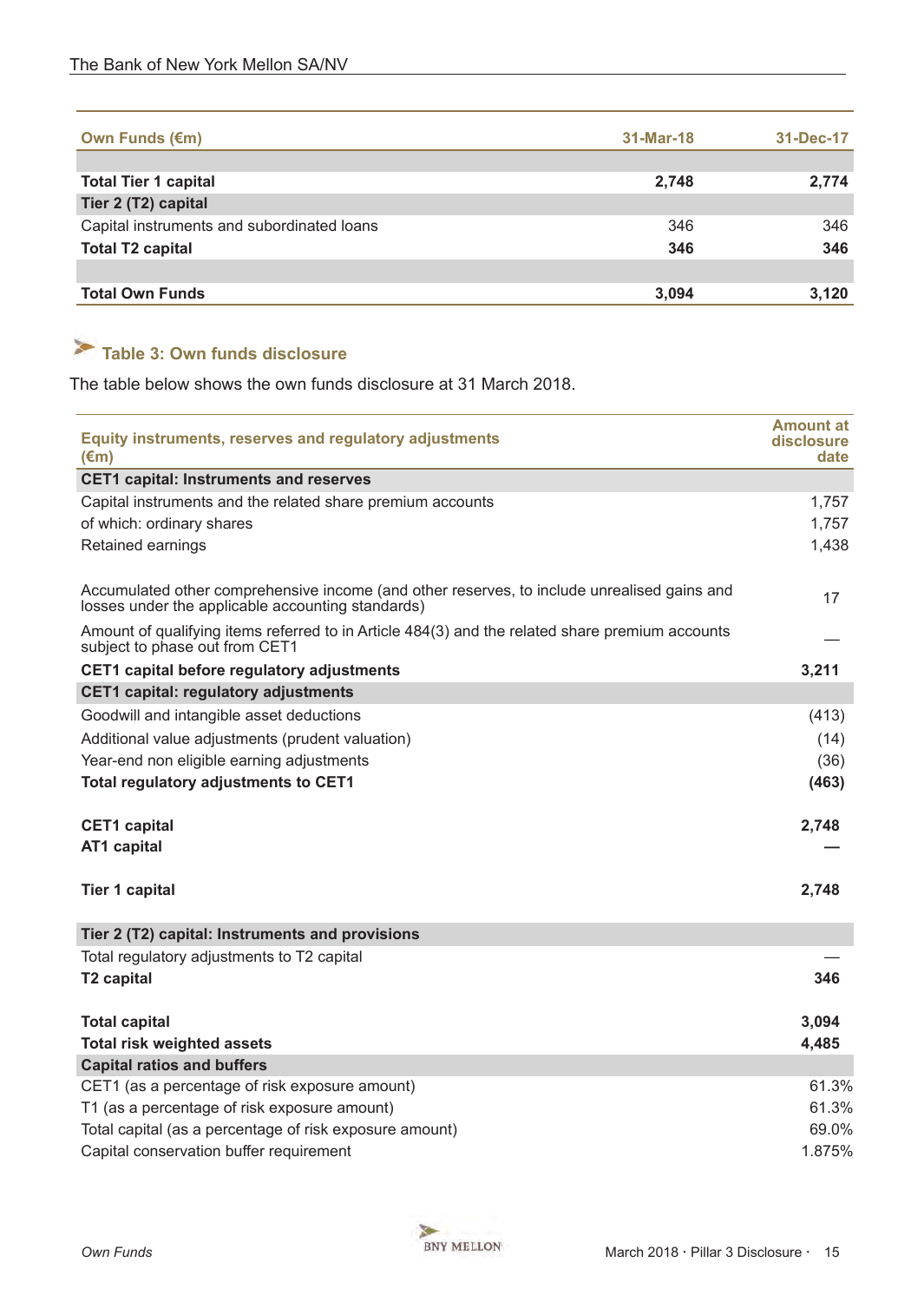| Own Funds (€m) | 31-Mar-18 | 31-Dec-17 |
|---|---|---|
| | | |
| **Total Tier 1 capital** | **2,748** | **2,774** |
| **Tier 2 (T2) capital** | | |
| Capital instruments and subordinated loans | 346 | 346 |
| **Total T2 capital** | **346** | **346** |
| | | |
| **Total Own Funds** | **3,094** | **3,120** |

## Table 3: Own funds disclosure

The table below shows the own funds disclosure at 31 March 2018.

| Equity instruments, reserves and regulatory adjustments (€m) | Amount at disclosure date |
|---|---|
| **CET1 capital: Instruments and reserves** | |
| Capital instruments and the related share premium accounts | 1,757 |
| of which: ordinary shares | 1,757 |
| Retained earnings | 1,438 |
| Accumulated other comprehensive income (and other reserves, to include unrealised gains and losses under the applicable accounting standards) | 17 |
| Amount of qualifying items referred to in Article 484(3) and the related share premium accounts subject to phase out from CET1 | — |
| **CET1 capital before regulatory adjustments** | **3,211** |
| **CET1 capital: regulatory adjustments** | |
| Goodwill and intangible asset deductions | (413) |
| Additional value adjustments (prudent valuation) | (14) |
| Year-end non eligible earning adjustments | (36) |
| **Total regulatory adjustments to CET1** | **(463)** |
| **CET1 capital** | **2,748** |
| **AT1 capital** | **—** |
| **Tier 1 capital** | **2,748** |
| **Tier 2 (T2) capital: Instruments and provisions** | |
| Total regulatory adjustments to T2 capital | — |
| **T2 capital** | **346** |
| **Total capital** | **3,094** |
| **Total risk weighted assets** | **4,485** |
| **Capital ratios and buffers** | |
| CET1 (as a percentage of risk exposure amount) | 61.3% |
| T1 (as a percentage of risk exposure amount) | 61.3% |
| Total capital (as a percentage of risk exposure amount) | 69.0% |
| Capital conservation buffer requirement | 1.875% |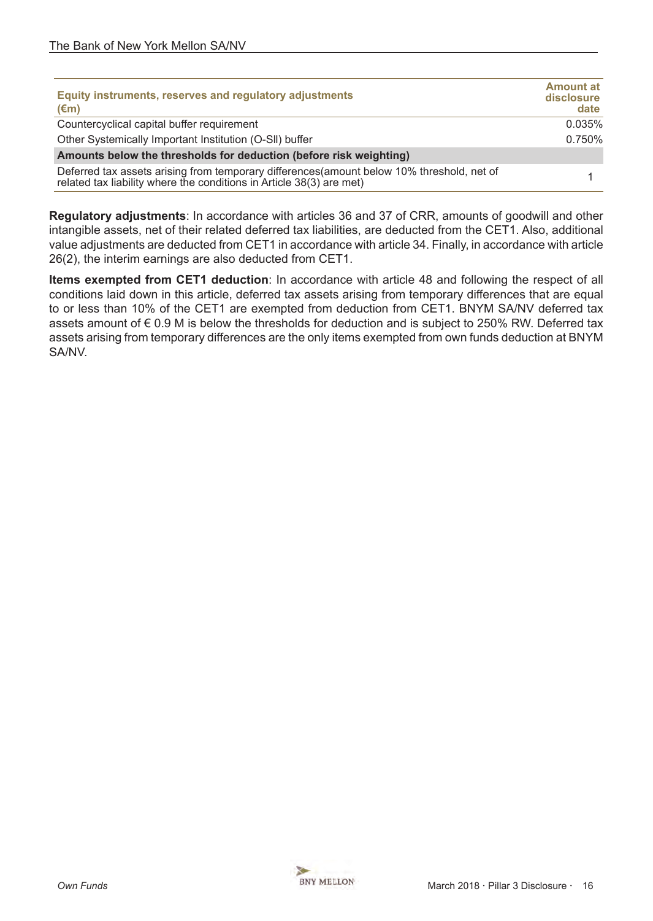| Equity instruments, reserves and regulatory adjustments (€m) | Amount at disclosure date |
|---|---|
| Countercyclical capital buffer requirement | 0.035% |
| Other Systemically Important Institution (O-SII) buffer | 0.750% |
| **Amounts below the thresholds for deduction (before risk weighting)** | |
| Deferred tax assets arising from temporary differences(amount below 10% threshold, net of related tax liability where the conditions in Article 38(3) are met) | 1 |

**Regulatory adjustments**: In accordance with articles 36 and 37 of CRR, amounts of goodwill and other intangible assets, net of their related deferred tax liabilities, are deducted from the CET1. Also, additional value adjustments are deducted from CET1 in accordance with article 34. Finally, in accordance with article 26(2), the interim earnings are also deducted from CET1.

**Items exempted from CET1 deduction**: In accordance with article 48 and following the respect of all conditions laid down in this article, deferred tax assets arising from temporary differences that are equal to or less than 10% of the CET1 are exempted from deduction from CET1. BNYM SA/NV deferred tax assets amount of € 0.9 M is below the thresholds for deduction and is subject to 250% RW. Deferred tax assets arising from temporary differences are the only items exempted from own funds deduction at BNYM SA/NV.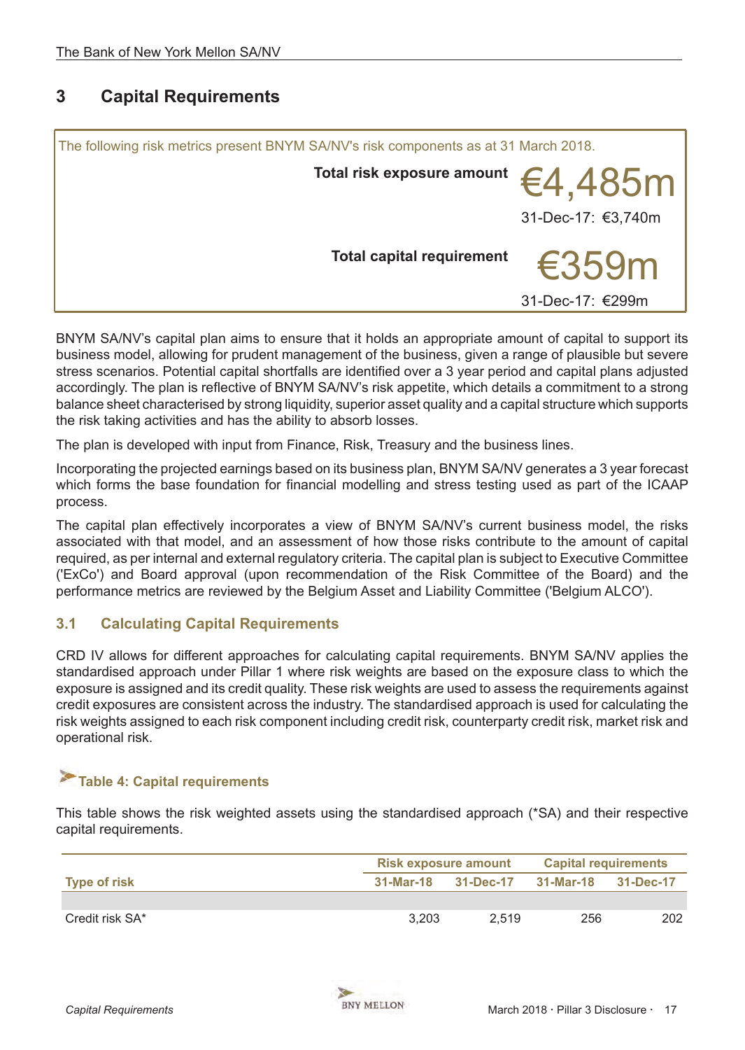## 3 Capital Requirements

The following risk metrics present BNYM SA/NV's risk components as at 31 March 2018.

**Total risk exposure amount** €4,485m

31-Dec-17: €3,740m

**Total capital requirement** €359m

31-Dec-17: €299m

BNYM SA/NV's capital plan aims to ensure that it holds an appropriate amount of capital to support its business model, allowing for prudent management of the business, given a range of plausible but severe stress scenarios. Potential capital shortfalls are identified over a 3 year period and capital plans adjusted accordingly. The plan is reflective of BNYM SA/NV's risk appetite, which details a commitment to a strong balance sheet characterised by strong liquidity, superior asset quality and a capital structure which supports the risk taking activities and has the ability to absorb losses.

The plan is developed with input from Finance, Risk, Treasury and the business lines.

Incorporating the projected earnings based on its business plan, BNYM SA/NV generates a 3 year forecast which forms the base foundation for financial modelling and stress testing used as part of the ICAAP process.

The capital plan effectively incorporates a view of BNYM SA/NV's current business model, the risks associated with that model, and an assessment of how those risks contribute to the amount of capital required, as per internal and external regulatory criteria. The capital plan is subject to Executive Committee ('ExCo') and Board approval (upon recommendation of the Risk Committee of the Board) and the performance metrics are reviewed by the Belgium Asset and Liability Committee ('Belgium ALCO').

### 3.1 Calculating Capital Requirements

CRD IV allows for different approaches for calculating capital requirements. BNYM SA/NV applies the standardised approach under Pillar 1 where risk weights are based on the exposure class to which the exposure is assigned and its credit quality. These risk weights are used to assess the requirements against credit exposures are consistent across the industry. The standardised approach is used for calculating the risk weights assigned to each risk component including credit risk, counterparty credit risk, market risk and operational risk.

#### Table 4: Capital requirements

This table shows the risk weighted assets using the standardised approach (*SA) and their respective capital requirements.

| | Risk exposure amount | | Capital requirements | |
|---|---|---|---|---|
| Type of risk | 31-Mar-18 | 31-Dec-17 | 31-Mar-18 | 31-Dec-17 |
| Credit risk SA* | 3,203 | 2,519 | 256 | 202 |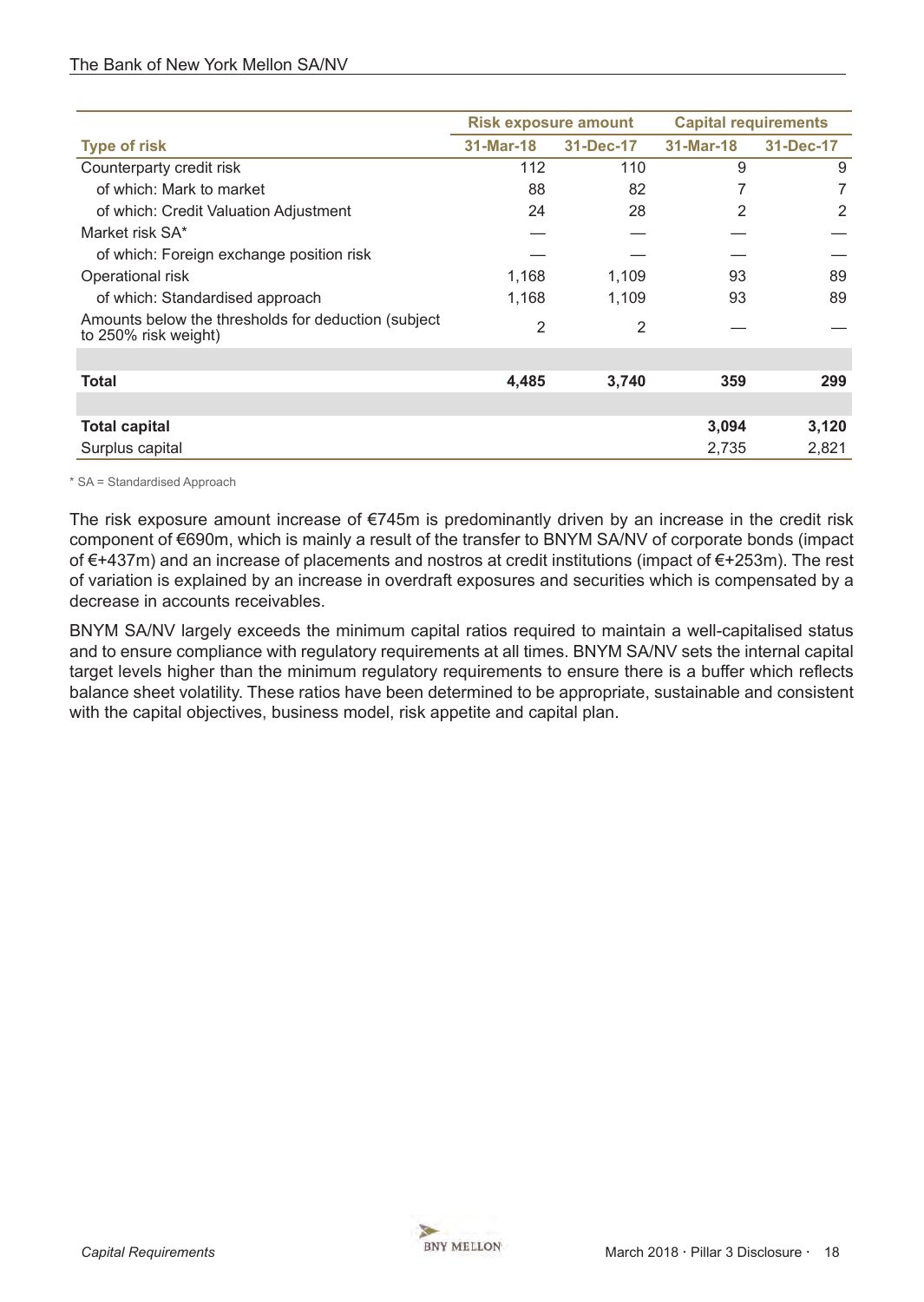| Type of risk | Risk exposure amount | | Capital requirements | |
|---|---|---|---|---|
| | 31-Mar-18 | 31-Dec-17 | 31-Mar-18 | 31-Dec-17 |
| Counterparty credit risk | 112 | 110 | 9 | 9 |
| of which: Mark to market | 88 | 82 | 7 | 7 |
| of which: Credit Valuation Adjustment | 24 | 28 | 2 | 2 |
| Market risk SA* | — | — | — | — |
| of which: Foreign exchange position risk | — | — | — | — |
| Operational risk | 1,168 | 1,109 | 93 | 89 |
| of which: Standardised approach | 1,168 | 1,109 | 93 | 89 |
| Amounts below the thresholds for deduction (subject to 250% risk weight) | 2 | 2 | — | — |
| **Total** | **4,485** | **3,740** | **359** | **299** |
| **Total capital** | | | **3,094** | **3,120** |
| Surplus capital | | | 2,735 | 2,821 |

\* SA = Standardised Approach

The risk exposure amount increase of €745m is predominantly driven by an increase in the credit risk component of €690m, which is mainly a result of the transfer to BNYM SA/NV of corporate bonds (impact of €+437m) and an increase of placements and nostros at credit institutions (impact of €+253m). The rest of variation is explained by an increase in overdraft exposures and securities which is compensated by a decrease in accounts receivables.

BNYM SA/NV largely exceeds the minimum capital ratios required to maintain a well-capitalised status and to ensure compliance with regulatory requirements at all times. BNYM SA/NV sets the internal capital target levels higher than the minimum regulatory requirements to ensure there is a buffer which reflects balance sheet volatility. These ratios have been determined to be appropriate, sustainable and consistent with the capital objectives, business model, risk appetite and capital plan.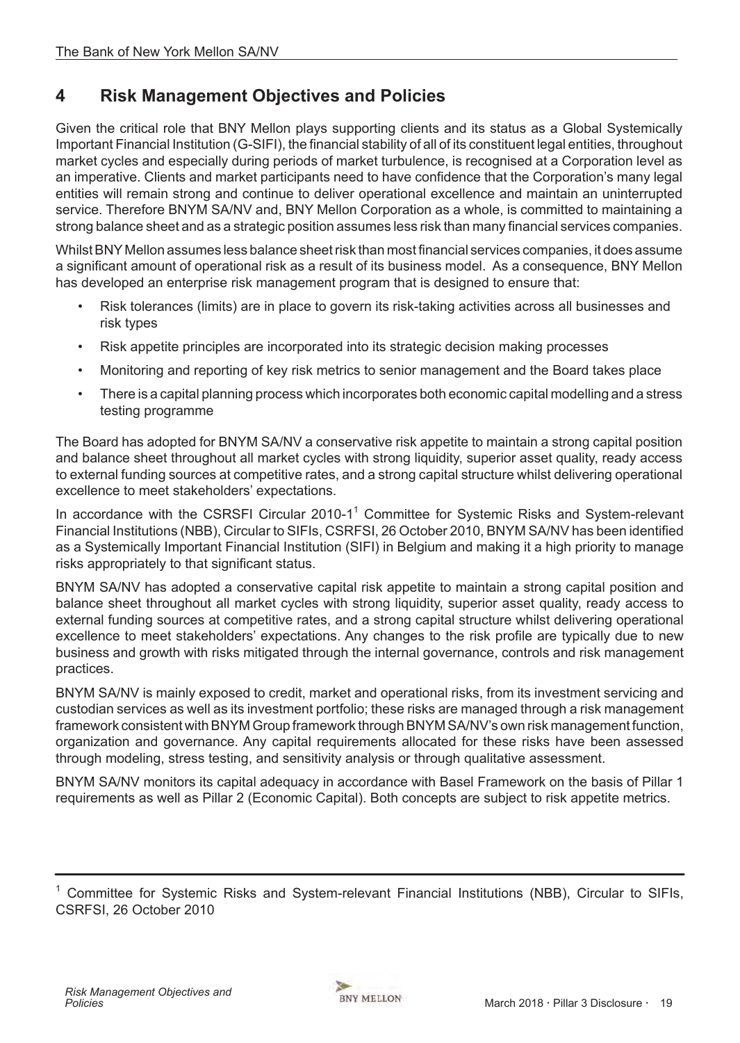# 4 Risk Management Objectives and Policies

Given the critical role that BNY Mellon plays supporting clients and its status as a Global Systemically Important Financial Institution (G-SIFI), the financial stability of all of its constituent legal entities, throughout market cycles and especially during periods of market turbulence, is recognised at a Corporation level as an imperative. Clients and market participants need to have confidence that the Corporation's many legal entities will remain strong and continue to deliver operational excellence and maintain an uninterrupted service. Therefore BNYM SA/NV and, BNY Mellon Corporation as a whole, is committed to maintaining a strong balance sheet and as a strategic position assumes less risk than many financial services companies.

Whilst BNY Mellon assumes less balance sheet risk than most financial services companies, it does assume a significant amount of operational risk as a result of its business model. As a consequence, BNY Mellon has developed an enterprise risk management program that is designed to ensure that:

- Risk tolerances (limits) are in place to govern its risk-taking activities across all businesses and risk types
- Risk appetite principles are incorporated into its strategic decision making processes
- Monitoring and reporting of key risk metrics to senior management and the Board takes place
- There is a capital planning process which incorporates both economic capital modelling and a stress testing programme

The Board has adopted for BNYM SA/NV a conservative risk appetite to maintain a strong capital position and balance sheet throughout all market cycles with strong liquidity, superior asset quality, ready access to external funding sources at competitive rates, and a strong capital structure whilst delivering operational excellence to meet stakeholders' expectations.

In accordance with the CSRSFI Circular 2010-1[1] Committee for Systemic Risks and System-relevant Financial Institutions (NBB), Circular to SIFIs, CSRFSI, 26 October 2010, BNYM SA/NV has been identified as a Systemically Important Financial Institution (SIFI) in Belgium and making it a high priority to manage risks appropriately to that significant status.

BNYM SA/NV has adopted a conservative capital risk appetite to maintain a strong capital position and balance sheet throughout all market cycles with strong liquidity, superior asset quality, ready access to external funding sources at competitive rates, and a strong capital structure whilst delivering operational excellence to meet stakeholders' expectations. Any changes to the risk profile are typically due to new business and growth with risks mitigated through the internal governance, controls and risk management practices.

BNYM SA/NV is mainly exposed to credit, market and operational risks, from its investment servicing and custodian services as well as its investment portfolio; these risks are managed through a risk management framework consistent with BNYM Group framework through BNYM SA/NV's own risk management function, organization and governance. Any capital requirements allocated for these risks have been assessed through modeling, stress testing, and sensitivity analysis or through qualitative assessment.

BNYM SA/NV monitors its capital adequacy in accordance with Basel Framework on the basis of Pillar 1 requirements as well as Pillar 2 (Economic Capital). Both concepts are subject to risk appetite metrics.

---

[1] Committee for Systemic Risks and System-relevant Financial Institutions (NBB), Circular to SIFIs, CSRFSI, 26 October 2010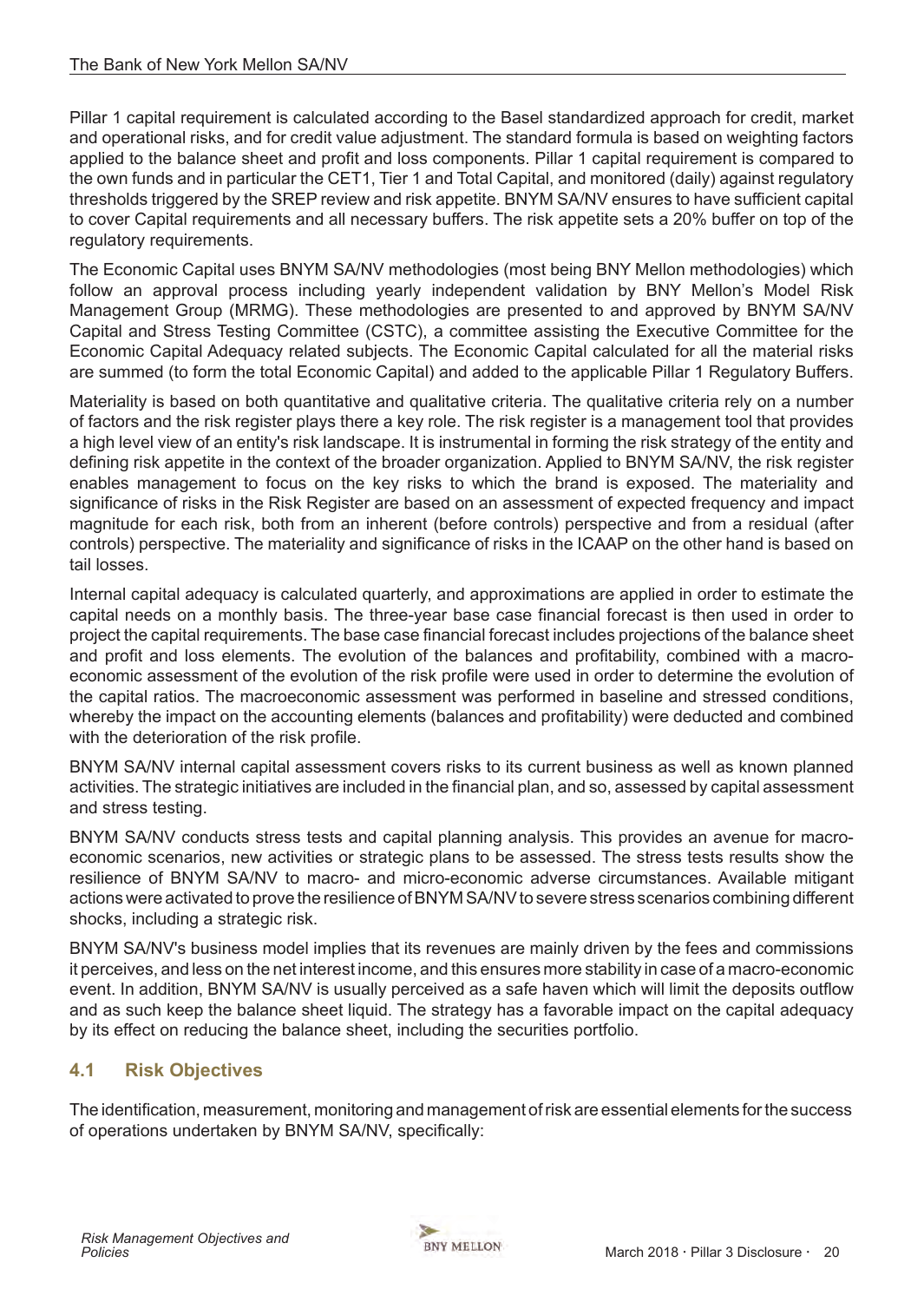Pillar 1 capital requirement is calculated according to the Basel standardized approach for credit, market and operational risks, and for credit value adjustment. The standard formula is based on weighting factors applied to the balance sheet and profit and loss components. Pillar 1 capital requirement is compared to the own funds and in particular the CET1, Tier 1 and Total Capital, and monitored (daily) against regulatory thresholds triggered by the SREP review and risk appetite. BNYM SA/NV ensures to have sufficient capital to cover Capital requirements and all necessary buffers. The risk appetite sets a 20% buffer on top of the regulatory requirements.

The Economic Capital uses BNYM SA/NV methodologies (most being BNY Mellon methodologies) which follow an approval process including yearly independent validation by BNY Mellon's Model Risk Management Group (MRMG). These methodologies are presented to and approved by BNYM SA/NV Capital and Stress Testing Committee (CSTC), a committee assisting the Executive Committee for the Economic Capital Adequacy related subjects. The Economic Capital calculated for all the material risks are summed (to form the total Economic Capital) and added to the applicable Pillar 1 Regulatory Buffers.

Materiality is based on both quantitative and qualitative criteria. The qualitative criteria rely on a number of factors and the risk register plays there a key role. The risk register is a management tool that provides a high level view of an entity's risk landscape. It is instrumental in forming the risk strategy of the entity and defining risk appetite in the context of the broader organization. Applied to BNYM SA/NV, the risk register enables management to focus on the key risks to which the brand is exposed. The materiality and significance of risks in the Risk Register are based on an assessment of expected frequency and impact magnitude for each risk, both from an inherent (before controls) perspective and from a residual (after controls) perspective. The materiality and significance of risks in the ICAAP on the other hand is based on tail losses.

Internal capital adequacy is calculated quarterly, and approximations are applied in order to estimate the capital needs on a monthly basis. The three-year base case financial forecast is then used in order to project the capital requirements. The base case financial forecast includes projections of the balance sheet and profit and loss elements. The evolution of the balances and profitability, combined with a macro-economic assessment of the evolution of the risk profile were used in order to determine the evolution of the capital ratios. The macroeconomic assessment was performed in baseline and stressed conditions, whereby the impact on the accounting elements (balances and profitability) were deducted and combined with the deterioration of the risk profile.

BNYM SA/NV internal capital assessment covers risks to its current business as well as known planned activities. The strategic initiatives are included in the financial plan, and so, assessed by capital assessment and stress testing.

BNYM SA/NV conducts stress tests and capital planning analysis. This provides an avenue for macro-economic scenarios, new activities or strategic plans to be assessed. The stress tests results show the resilience of BNYM SA/NV to macro- and micro-economic adverse circumstances. Available mitigant actions were activated to prove the resilience of BNYM SA/NV to severe stress scenarios combining different shocks, including a strategic risk.

BNYM SA/NV's business model implies that its revenues are mainly driven by the fees and commissions it perceives, and less on the net interest income, and this ensures more stability in case of a macro-economic event. In addition, BNYM SA/NV is usually perceived as a safe haven which will limit the deposits outflow and as such keep the balance sheet liquid. The strategy has a favorable impact on the capital adequacy by its effect on reducing the balance sheet, including the securities portfolio.

## 4.1 Risk Objectives

The identification, measurement, monitoring and management of risk are essential elements for the success of operations undertaken by BNYM SA/NV, specifically: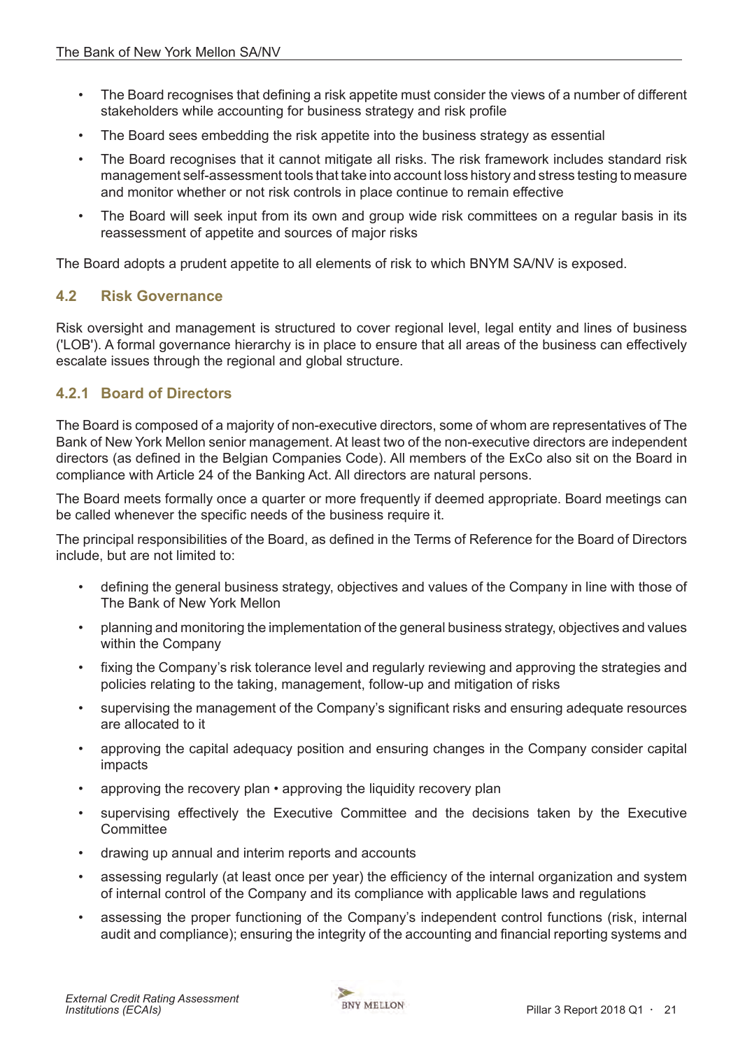- The Board recognises that defining a risk appetite must consider the views of a number of different stakeholders while accounting for business strategy and risk profile
- The Board sees embedding the risk appetite into the business strategy as essential
- The Board recognises that it cannot mitigate all risks. The risk framework includes standard risk management self-assessment tools that take into account loss history and stress testing to measure and monitor whether or not risk controls in place continue to remain effective
- The Board will seek input from its own and group wide risk committees on a regular basis in its reassessment of appetite and sources of major risks

The Board adopts a prudent appetite to all elements of risk to which BNYM SA/NV is exposed.

### 4.2 Risk Governance

Risk oversight and management is structured to cover regional level, legal entity and lines of business ('LOB'). A formal governance hierarchy is in place to ensure that all areas of the business can effectively escalate issues through the regional and global structure.

#### 4.2.1 Board of Directors

The Board is composed of a majority of non-executive directors, some of whom are representatives of The Bank of New York Mellon senior management. At least two of the non-executive directors are independent directors (as defined in the Belgian Companies Code). All members of the ExCo also sit on the Board in compliance with Article 24 of the Banking Act. All directors are natural persons.

The Board meets formally once a quarter or more frequently if deemed appropriate. Board meetings can be called whenever the specific needs of the business require it.

The principal responsibilities of the Board, as defined in the Terms of Reference for the Board of Directors include, but are not limited to:

- defining the general business strategy, objectives and values of the Company in line with those of The Bank of New York Mellon
- planning and monitoring the implementation of the general business strategy, objectives and values within the Company
- fixing the Company's risk tolerance level and regularly reviewing and approving the strategies and policies relating to the taking, management, follow-up and mitigation of risks
- supervising the management of the Company's significant risks and ensuring adequate resources are allocated to it
- approving the capital adequacy position and ensuring changes in the Company consider capital impacts
- approving the recovery plan • approving the liquidity recovery plan
- supervising effectively the Executive Committee and the decisions taken by the Executive Committee
- drawing up annual and interim reports and accounts
- assessing regularly (at least once per year) the efficiency of the internal organization and system of internal control of the Company and its compliance with applicable laws and regulations
- assessing the proper functioning of the Company's independent control functions (risk, internal audit and compliance); ensuring the integrity of the accounting and financial reporting systems and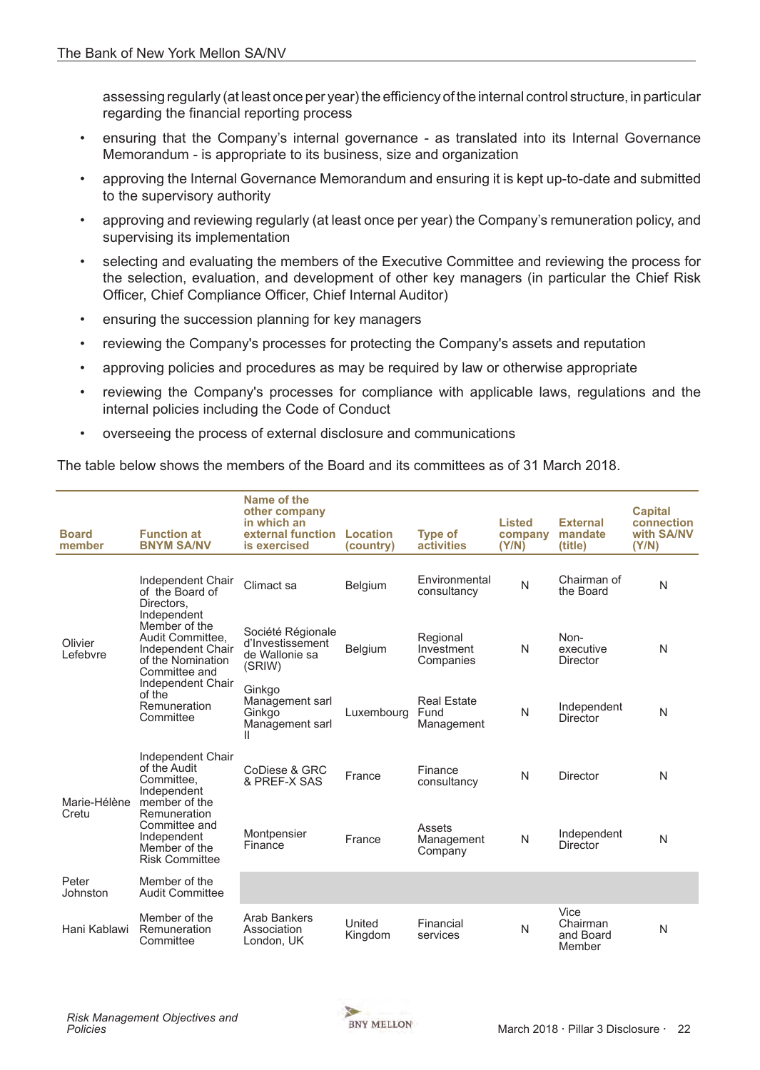assessing regularly (at least once per year) the efficiency of the internal control structure, in particular regarding the financial reporting process

- ensuring that the Company's internal governance - as translated into its Internal Governance Memorandum - is appropriate to its business, size and organization
- approving the Internal Governance Memorandum and ensuring it is kept up-to-date and submitted to the supervisory authority
- approving and reviewing regularly (at least once per year) the Company's remuneration policy, and supervising its implementation
- selecting and evaluating the members of the Executive Committee and reviewing the process for the selection, evaluation, and development of other key managers (in particular the Chief Risk Officer, Chief Compliance Officer, Chief Internal Auditor)
- ensuring the succession planning for key managers
- reviewing the Company's processes for protecting the Company's assets and reputation
- approving policies and procedures as may be required by law or otherwise appropriate
- reviewing the Company's processes for compliance with applicable laws, regulations and the internal policies including the Code of Conduct
- overseeing the process of external disclosure and communications

The table below shows the members of the Board and its committees as of 31 March 2018.

| Board member | Function at BNYM SA/NV | Name of the other company in which an external function is exercised | Location (country) | Type of activities | Listed company (Y/N) | External mandate (title) | Capital connection with SA/NV (Y/N) |
|---|---|---|---|---|---|---|---|
| Olivier Lefebvre | Independent Chair of the Board of Directors, Independent Member of the Audit Committee, Independent Chair of the Nomination Committee and Independent Chair of the Remuneration Committee | Climact sa | Belgium | Environmental consultancy | N | Chairman of the Board | N |
| | | Société Régionale d'Investissement de Wallonie sa (SRIW) | Belgium | Regional Investment Companies | N | Non-executive Director | N |
| | | Ginkgo Management sarl Ginkgo Management sarl II | Luxembourg | Real Estate Fund Management | N | Independent Director | N |
| Marie-Hélène Cretu | Independent Chair of the Audit Committee, Independent member of the Remuneration Committee and Independent Member of the Risk Committee | CoDiese & GRC & PREF-X SAS | France | Finance consultancy | N | Director | N |
| | | Montpensier Finance | France | Assets Management Company | N | Independent Director | N |
| Peter Johnston | Member of the Audit Committee | | | | | | |
| Hani Kablawi | Member of the Remuneration Committee | Arab Bankers Association London, UK | United Kingdom | Financial services | N | Vice Chairman and Board Member | N |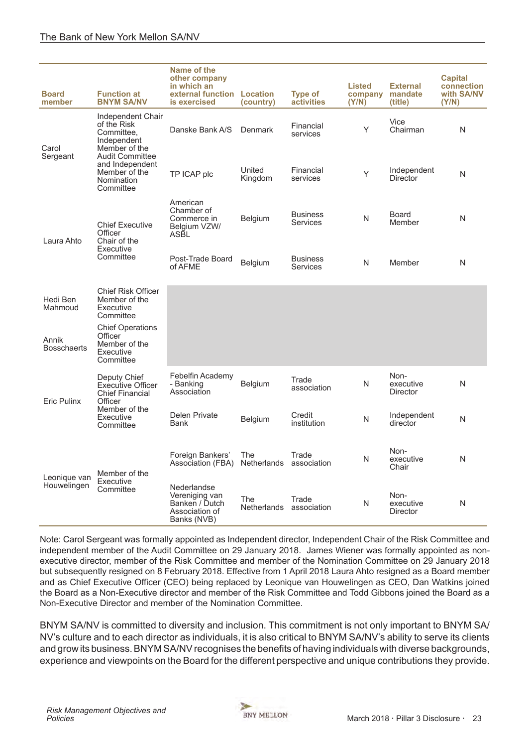| Board member | Function at BNYM SA/NV | Name of the other company in which an external function is exercised | Location (country) | Type of activities | Listed company (Y/N) | External mandate (title) | Capital connection with SA/NV (Y/N) |
|---|---|---|---|---|---|---|---|
| Carol Sergeant | Independent Chair of the Risk Committee, Independent Member of the Audit Committee and Independent Member of the Nomination Committee | Danske Bank A/S | Denmark | Financial services | Y | Vice Chairman | N |
| | | TP ICAP plc | United Kingdom | Financial services | Y | Independent Director | N |
| Laura Ahto | Chief Executive Officer Chair of the Executive Committee | American Chamber of Commerce in Belgium VZW/ ASBL | Belgium | Business Services | N | Board Member | N |
| | | Post-Trade Board of AFME | Belgium | Business Services | N | Member | N |
| Hedi Ben Mahmoud | Chief Risk Officer Member of the Executive Committee | | | | | | |
| Annik Bosschaerts | Chief Operations Officer Member of the Executive Committee | | | | | | |
| Eric Pulinx | Deputy Chief Executive Officer Chief Financial Officer Member of the Executive Committee | Febelfin Academy - Banking Association | Belgium | Trade association | N | Non-executive Director | N |
| | | Delen Private Bank | Belgium | Credit institution | N | Independent director | N |
| Leonique van Houwelingen | Member of the Executive Committee | Foreign Bankers' Association (FBA) | The Netherlands | Trade association | N | Non-executive Chair | N |
| | | Nederlandse Vereniging van Banken / Dutch Association of Banks (NVB) | The Netherlands | Trade association | N | Non-executive Director | N |

Note: Carol Sergeant was formally appointed as Independent director, Independent Chair of the Risk Committee and independent member of the Audit Committee on 29 January 2018. James Wiener was formally appointed as non-executive director, member of the Risk Committee and member of the Nomination Committee on 29 January 2018 but subsequently resigned on 8 February 2018. Effective from 1 April 2018 Laura Ahto resigned as a Board member and as Chief Executive Officer (CEO) being replaced by Leonique van Houwelingen as CEO, Dan Watkins joined the Board as a Non-Executive director and member of the Risk Committee and Todd Gibbons joined the Board as a Non-Executive Director and member of the Nomination Committee.

BNYM SA/NV is committed to diversity and inclusion. This commitment is not only important to BNYM SA/NV's culture and to each director as individuals, it is also critical to BNYM SA/NV's ability to serve its clients and grow its business. BNYM SA/NV recognises the benefits of having individuals with diverse backgrounds, experience and viewpoints on the Board for the different perspective and unique contributions they provide.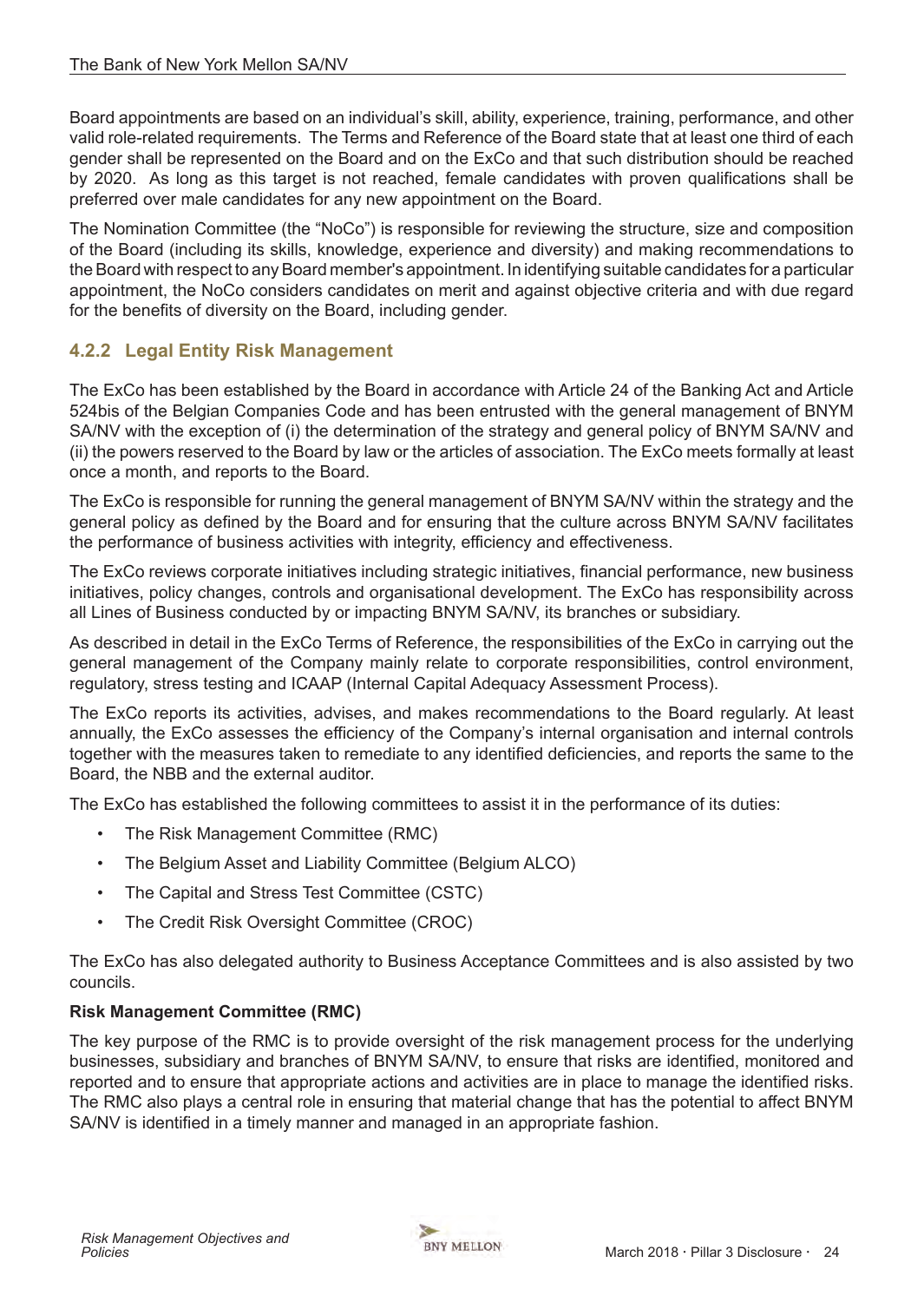Board appointments are based on an individual's skill, ability, experience, training, performance, and other valid role-related requirements. The Terms and Reference of the Board state that at least one third of each gender shall be represented on the Board and on the ExCo and that such distribution should be reached by 2020. As long as this target is not reached, female candidates with proven qualifications shall be preferred over male candidates for any new appointment on the Board.

The Nomination Committee (the "NoCo") is responsible for reviewing the structure, size and composition of the Board (including its skills, knowledge, experience and diversity) and making recommendations to the Board with respect to any Board member's appointment. In identifying suitable candidates for a particular appointment, the NoCo considers candidates on merit and against objective criteria and with due regard for the benefits of diversity on the Board, including gender.

### 4.2.2 Legal Entity Risk Management

The ExCo has been established by the Board in accordance with Article 24 of the Banking Act and Article 524bis of the Belgian Companies Code and has been entrusted with the general management of BNYM SA/NV with the exception of (i) the determination of the strategy and general policy of BNYM SA/NV and (ii) the powers reserved to the Board by law or the articles of association. The ExCo meets formally at least once a month, and reports to the Board.

The ExCo is responsible for running the general management of BNYM SA/NV within the strategy and the general policy as defined by the Board and for ensuring that the culture across BNYM SA/NV facilitates the performance of business activities with integrity, efficiency and effectiveness.

The ExCo reviews corporate initiatives including strategic initiatives, financial performance, new business initiatives, policy changes, controls and organisational development. The ExCo has responsibility across all Lines of Business conducted by or impacting BNYM SA/NV, its branches or subsidiary.

As described in detail in the ExCo Terms of Reference, the responsibilities of the ExCo in carrying out the general management of the Company mainly relate to corporate responsibilities, control environment, regulatory, stress testing and ICAAP (Internal Capital Adequacy Assessment Process).

The ExCo reports its activities, advises, and makes recommendations to the Board regularly. At least annually, the ExCo assesses the efficiency of the Company's internal organisation and internal controls together with the measures taken to remediate to any identified deficiencies, and reports the same to the Board, the NBB and the external auditor.

The ExCo has established the following committees to assist it in the performance of its duties:

- The Risk Management Committee (RMC)
- The Belgium Asset and Liability Committee (Belgium ALCO)
- The Capital and Stress Test Committee (CSTC)
- The Credit Risk Oversight Committee (CROC)

The ExCo has also delegated authority to Business Acceptance Committees and is also assisted by two councils.

**Risk Management Committee (RMC)**

The key purpose of the RMC is to provide oversight of the risk management process for the underlying businesses, subsidiary and branches of BNYM SA/NV, to ensure that risks are identified, monitored and reported and to ensure that appropriate actions and activities are in place to manage the identified risks. The RMC also plays a central role in ensuring that material change that has the potential to affect BNYM SA/NV is identified in a timely manner and managed in an appropriate fashion.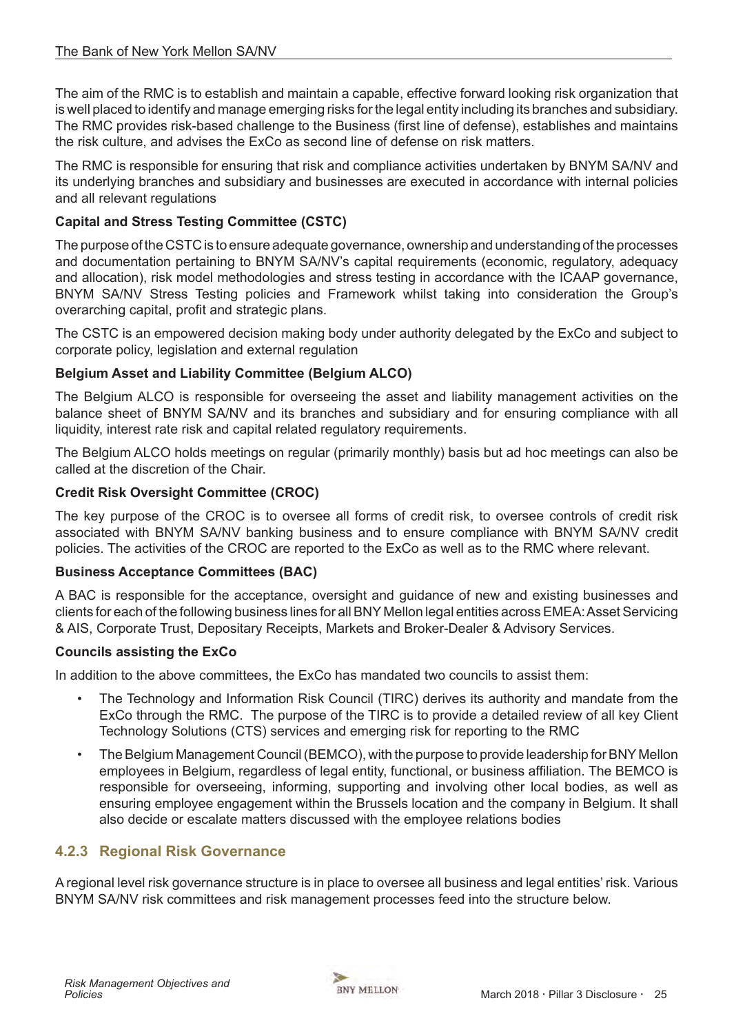The aim of the RMC is to establish and maintain a capable, effective forward looking risk organization that is well placed to identify and manage emerging risks for the legal entity including its branches and subsidiary. The RMC provides risk-based challenge to the Business (first line of defense), establishes and maintains the risk culture, and advises the ExCo as second line of defense on risk matters.

The RMC is responsible for ensuring that risk and compliance activities undertaken by BNYM SA/NV and its underlying branches and subsidiary and businesses are executed in accordance with internal policies and all relevant regulations

**Capital and Stress Testing Committee (CSTC)**

The purpose of the CSTC is to ensure adequate governance, ownership and understanding of the processes and documentation pertaining to BNYM SA/NV's capital requirements (economic, regulatory, adequacy and allocation), risk model methodologies and stress testing in accordance with the ICAAP governance, BNYM SA/NV Stress Testing policies and Framework whilst taking into consideration the Group's overarching capital, profit and strategic plans.

The CSTC is an empowered decision making body under authority delegated by the ExCo and subject to corporate policy, legislation and external regulation

**Belgium Asset and Liability Committee (Belgium ALCO)**

The Belgium ALCO is responsible for overseeing the asset and liability management activities on the balance sheet of BNYM SA/NV and its branches and subsidiary and for ensuring compliance with all liquidity, interest rate risk and capital related regulatory requirements.

The Belgium ALCO holds meetings on regular (primarily monthly) basis but ad hoc meetings can also be called at the discretion of the Chair.

**Credit Risk Oversight Committee (CROC)**

The key purpose of the CROC is to oversee all forms of credit risk, to oversee controls of credit risk associated with BNYM SA/NV banking business and to ensure compliance with BNYM SA/NV credit policies. The activities of the CROC are reported to the ExCo as well as to the RMC where relevant.

**Business Acceptance Committees (BAC)**

A BAC is responsible for the acceptance, oversight and guidance of new and existing businesses and clients for each of the following business lines for all BNY Mellon legal entities across EMEA: Asset Servicing & AIS, Corporate Trust, Depositary Receipts, Markets and Broker-Dealer & Advisory Services.

**Councils assisting the ExCo**

In addition to the above committees, the ExCo has mandated two councils to assist them:

- The Technology and Information Risk Council (TIRC) derives its authority and mandate from the ExCo through the RMC. The purpose of the TIRC is to provide a detailed review of all key Client Technology Solutions (CTS) services and emerging risk for reporting to the RMC
- The Belgium Management Council (BEMCO), with the purpose to provide leadership for BNY Mellon employees in Belgium, regardless of legal entity, functional, or business affiliation. The BEMCO is responsible for overseeing, informing, supporting and involving other local bodies, as well as ensuring employee engagement within the Brussels location and the company in Belgium. It shall also decide or escalate matters discussed with the employee relations bodies

### 4.2.3 Regional Risk Governance

A regional level risk governance structure is in place to oversee all business and legal entities' risk. Various BNYM SA/NV risk committees and risk management processes feed into the structure below.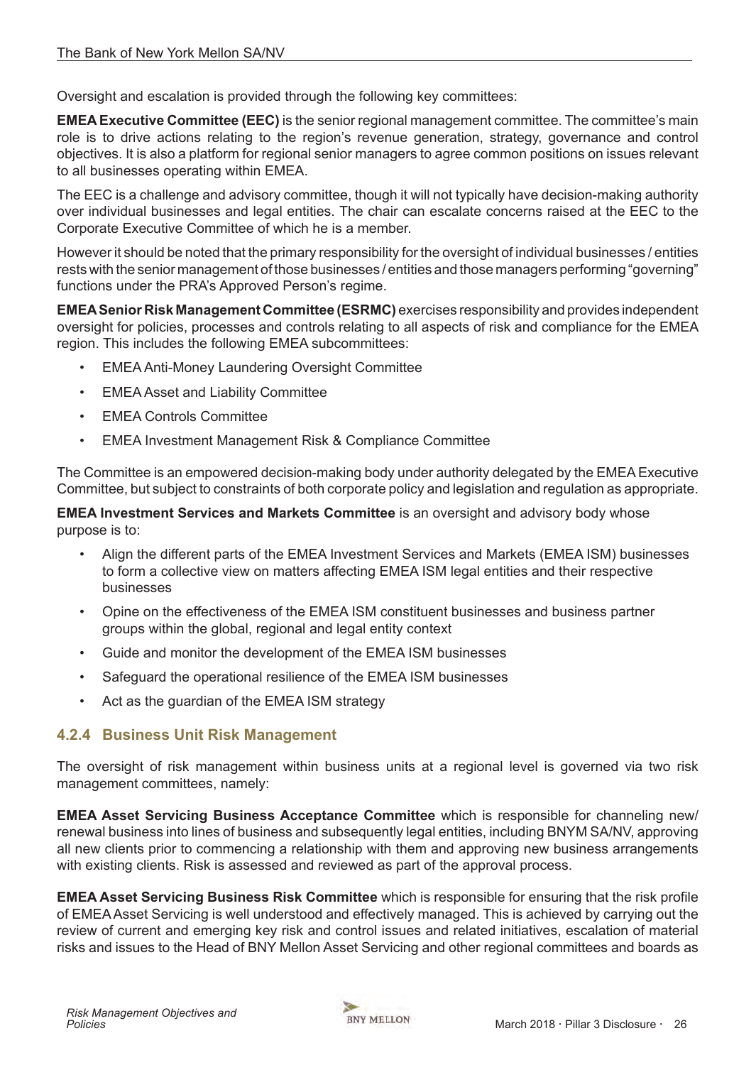Oversight and escalation is provided through the following key committees:

**EMEA Executive Committee (EEC)** is the senior regional management committee. The committee's main role is to drive actions relating to the region's revenue generation, strategy, governance and control objectives. It is also a platform for regional senior managers to agree common positions on issues relevant to all businesses operating within EMEA.

The EEC is a challenge and advisory committee, though it will not typically have decision-making authority over individual businesses and legal entities. The chair can escalate concerns raised at the EEC to the Corporate Executive Committee of which he is a member.

However it should be noted that the primary responsibility for the oversight of individual businesses / entities rests with the senior management of those businesses / entities and those managers performing "governing" functions under the PRA's Approved Person's regime.

**EMEA Senior Risk Management Committee (ESRMC)** exercises responsibility and provides independent oversight for policies, processes and controls relating to all aspects of risk and compliance for the EMEA region. This includes the following EMEA subcommittees:

- EMEA Anti-Money Laundering Oversight Committee
- EMEA Asset and Liability Committee
- EMEA Controls Committee
- EMEA Investment Management Risk & Compliance Committee

The Committee is an empowered decision-making body under authority delegated by the EMEA Executive Committee, but subject to constraints of both corporate policy and legislation and regulation as appropriate.

**EMEA Investment Services and Markets Committee** is an oversight and advisory body whose purpose is to:

- Align the different parts of the EMEA Investment Services and Markets (EMEA ISM) businesses to form a collective view on matters affecting EMEA ISM legal entities and their respective businesses
- Opine on the effectiveness of the EMEA ISM constituent businesses and business partner groups within the global, regional and legal entity context
- Guide and monitor the development of the EMEA ISM businesses
- Safeguard the operational resilience of the EMEA ISM businesses
- Act as the guardian of the EMEA ISM strategy

### 4.2.4 Business Unit Risk Management

The oversight of risk management within business units at a regional level is governed via two risk management committees, namely:

**EMEA Asset Servicing Business Acceptance Committee** which is responsible for channeling new/renewal business into lines of business and subsequently legal entities, including BNYM SA/NV, approving all new clients prior to commencing a relationship with them and approving new business arrangements with existing clients. Risk is assessed and reviewed as part of the approval process.

**EMEA Asset Servicing Business Risk Committee** which is responsible for ensuring that the risk profile of EMEA Asset Servicing is well understood and effectively managed. This is achieved by carrying out the review of current and emerging key risk and control issues and related initiatives, escalation of material risks and issues to the Head of BNY Mellon Asset Servicing and other regional committees and boards as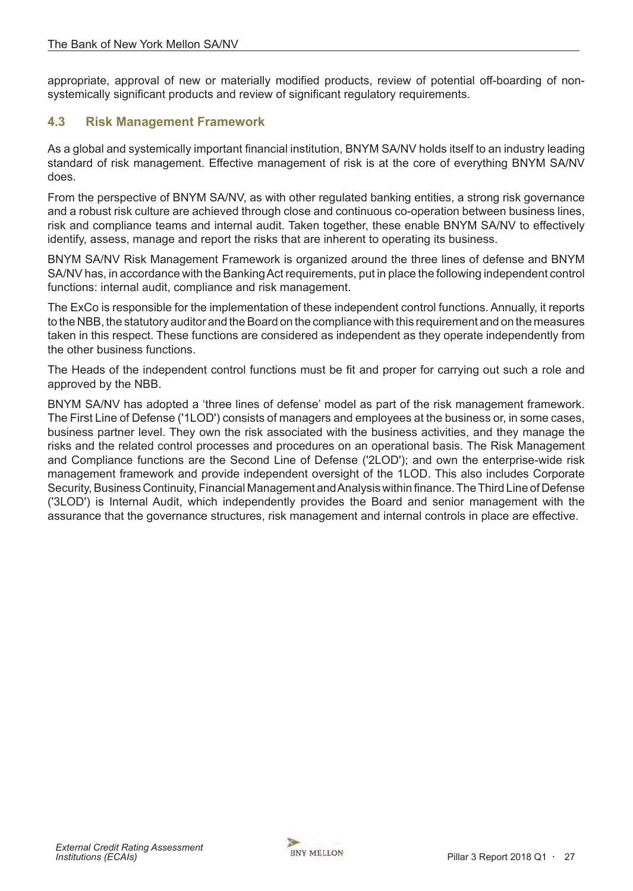appropriate, approval of new or materially modified products, review of potential off-boarding of non-systemically significant products and review of significant regulatory requirements.

### 4.3 Risk Management Framework

As a global and systemically important financial institution, BNYM SA/NV holds itself to an industry leading standard of risk management. Effective management of risk is at the core of everything BNYM SA/NV does.

From the perspective of BNYM SA/NV, as with other regulated banking entities, a strong risk governance and a robust risk culture are achieved through close and continuous co-operation between business lines, risk and compliance teams and internal audit. Taken together, these enable BNYM SA/NV to effectively identify, assess, manage and report the risks that are inherent to operating its business.

BNYM SA/NV Risk Management Framework is organized around the three lines of defense and BNYM SA/NV has, in accordance with the Banking Act requirements, put in place the following independent control functions: internal audit, compliance and risk management.

The ExCo is responsible for the implementation of these independent control functions. Annually, it reports to the NBB, the statutory auditor and the Board on the compliance with this requirement and on the measures taken in this respect. These functions are considered as independent as they operate independently from the other business functions.

The Heads of the independent control functions must be fit and proper for carrying out such a role and approved by the NBB.

BNYM SA/NV has adopted a 'three lines of defense' model as part of the risk management framework. The First Line of Defense ('1LOD') consists of managers and employees at the business or, in some cases, business partner level. They own the risk associated with the business activities, and they manage the risks and the related control processes and procedures on an operational basis. The Risk Management and Compliance functions are the Second Line of Defense ('2LOD'); and own the enterprise-wide risk management framework and provide independent oversight of the 1LOD. This also includes Corporate Security, Business Continuity, Financial Management and Analysis within finance. The Third Line of Defense ('3LOD') is Internal Audit, which independently provides the Board and senior management with the assurance that the governance structures, risk management and internal controls in place are effective.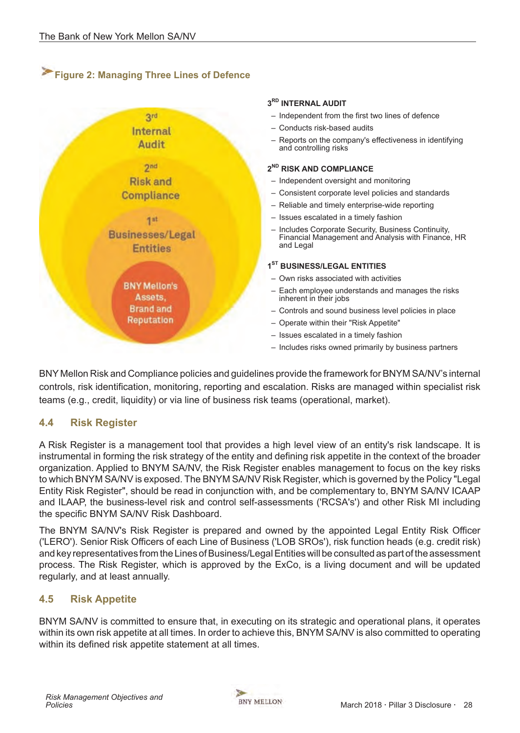**Figure 2: Managing Three Lines of Defence**

3rd Internal Audit

2nd Risk and Compliance

1st Businesses/Legal Entities

BNY Mellon's Assets, Brand and Reputation

**3RD INTERNAL AUDIT**

- Independent from the first two lines of defence
- Conducts risk-based audits
- Reports on the company's effectiveness in identifying and controlling risks

**2ND RISK AND COMPLIANCE**

- Independent oversight and monitoring
- Consistent corporate level policies and standards
- Reliable and timely enterprise-wide reporting
- Issues escalated in a timely fashion
- Includes Corporate Security, Business Continuity, Financial Management and Analysis with Finance, HR and Legal

**1ST BUSINESS/LEGAL ENTITIES**

- Own risks associated with activities
- Each employee understands and manages the risks inherent in their jobs
- Controls and sound business level policies in place
- Operate within their "Risk Appetite"
- Issues escalated in a timely fashion
- Includes risks owned primarily by business partners

BNY Mellon Risk and Compliance policies and guidelines provide the framework for BNYM SA/NV's internal controls, risk identification, monitoring, reporting and escalation. Risks are managed within specialist risk teams (e.g., credit, liquidity) or via line of business risk teams (operational, market).

## 4.4 Risk Register

A Risk Register is a management tool that provides a high level view of an entity's risk landscape. It is instrumental in forming the risk strategy of the entity and defining risk appetite in the context of the broader organization. Applied to BNYM SA/NV, the Risk Register enables management to focus on the key risks to which BNYM SA/NV is exposed. The BNYM SA/NV Risk Register, which is governed by the Policy "Legal Entity Risk Register", should be read in conjunction with, and be complementary to, BNYM SA/NV ICAAP and ILAAP, the business-level risk and control self-assessments ('RCSA's') and other Risk MI including the specific BNYM SA/NV Risk Dashboard.

The BNYM SA/NV's Risk Register is prepared and owned by the appointed Legal Entity Risk Officer ('LERO'). Senior Risk Officers of each Line of Business ('LOB SROs'), risk function heads (e.g. credit risk) and key representatives from the Lines of Business/Legal Entities will be consulted as part of the assessment process. The Risk Register, which is approved by the ExCo, is a living document and will be updated regularly, and at least annually.

## 4.5 Risk Appetite

BNYM SA/NV is committed to ensure that, in executing on its strategic and operational plans, it operates within its own risk appetite at all times. In order to achieve this, BNYM SA/NV is also committed to operating within its defined risk appetite statement at all times.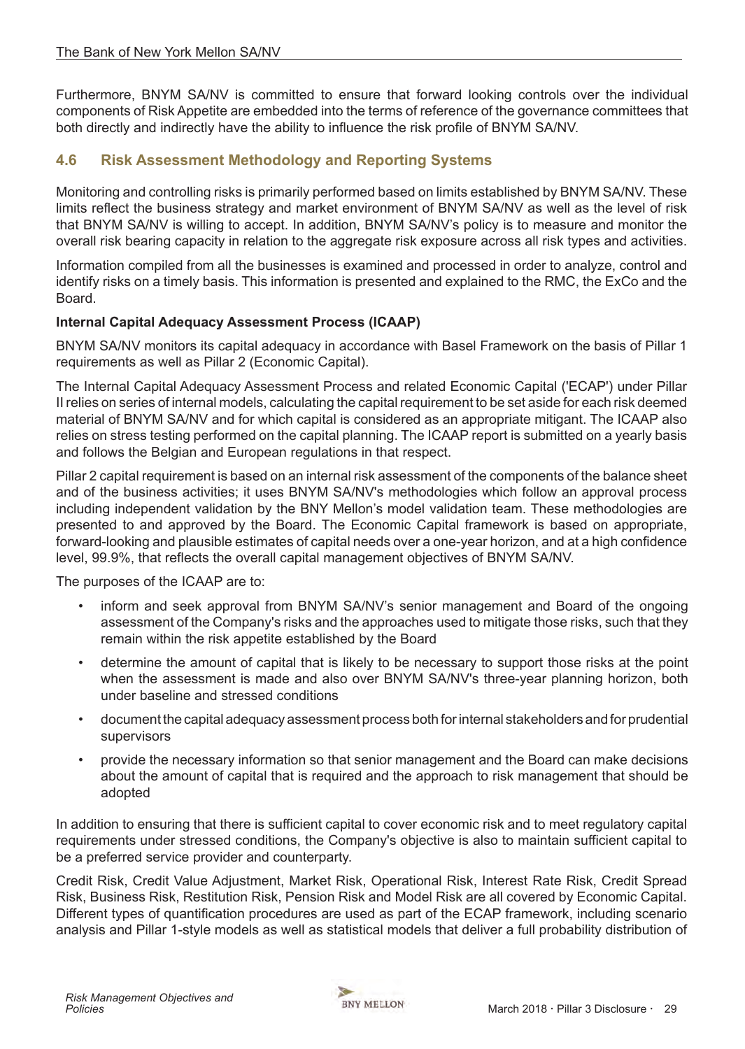Furthermore, BNYM SA/NV is committed to ensure that forward looking controls over the individual components of Risk Appetite are embedded into the terms of reference of the governance committees that both directly and indirectly have the ability to influence the risk profile of BNYM SA/NV.

## 4.6 Risk Assessment Methodology and Reporting Systems

Monitoring and controlling risks is primarily performed based on limits established by BNYM SA/NV. These limits reflect the business strategy and market environment of BNYM SA/NV as well as the level of risk that BNYM SA/NV is willing to accept. In addition, BNYM SA/NV's policy is to measure and monitor the overall risk bearing capacity in relation to the aggregate risk exposure across all risk types and activities.

Information compiled from all the businesses is examined and processed in order to analyze, control and identify risks on a timely basis. This information is presented and explained to the RMC, the ExCo and the Board.

**Internal Capital Adequacy Assessment Process (ICAAP)**

BNYM SA/NV monitors its capital adequacy in accordance with Basel Framework on the basis of Pillar 1 requirements as well as Pillar 2 (Economic Capital).

The Internal Capital Adequacy Assessment Process and related Economic Capital ('ECAP') under Pillar II relies on series of internal models, calculating the capital requirement to be set aside for each risk deemed material of BNYM SA/NV and for which capital is considered as an appropriate mitigant. The ICAAP also relies on stress testing performed on the capital planning. The ICAAP report is submitted on a yearly basis and follows the Belgian and European regulations in that respect.

Pillar 2 capital requirement is based on an internal risk assessment of the components of the balance sheet and of the business activities; it uses BNYM SA/NV's methodologies which follow an approval process including independent validation by the BNY Mellon's model validation team. These methodologies are presented to and approved by the Board. The Economic Capital framework is based on appropriate, forward-looking and plausible estimates of capital needs over a one-year horizon, and at a high confidence level, 99.9%, that reflects the overall capital management objectives of BNYM SA/NV.

The purposes of the ICAAP are to:

- inform and seek approval from BNYM SA/NV's senior management and Board of the ongoing assessment of the Company's risks and the approaches used to mitigate those risks, such that they remain within the risk appetite established by the Board
- determine the amount of capital that is likely to be necessary to support those risks at the point when the assessment is made and also over BNYM SA/NV's three-year planning horizon, both under baseline and stressed conditions
- document the capital adequacy assessment process both for internal stakeholders and for prudential supervisors
- provide the necessary information so that senior management and the Board can make decisions about the amount of capital that is required and the approach to risk management that should be adopted

In addition to ensuring that there is sufficient capital to cover economic risk and to meet regulatory capital requirements under stressed conditions, the Company's objective is also to maintain sufficient capital to be a preferred service provider and counterparty.

Credit Risk, Credit Value Adjustment, Market Risk, Operational Risk, Interest Rate Risk, Credit Spread Risk, Business Risk, Restitution Risk, Pension Risk and Model Risk are all covered by Economic Capital. Different types of quantification procedures are used as part of the ECAP framework, including scenario analysis and Pillar 1-style models as well as statistical models that deliver a full probability distribution of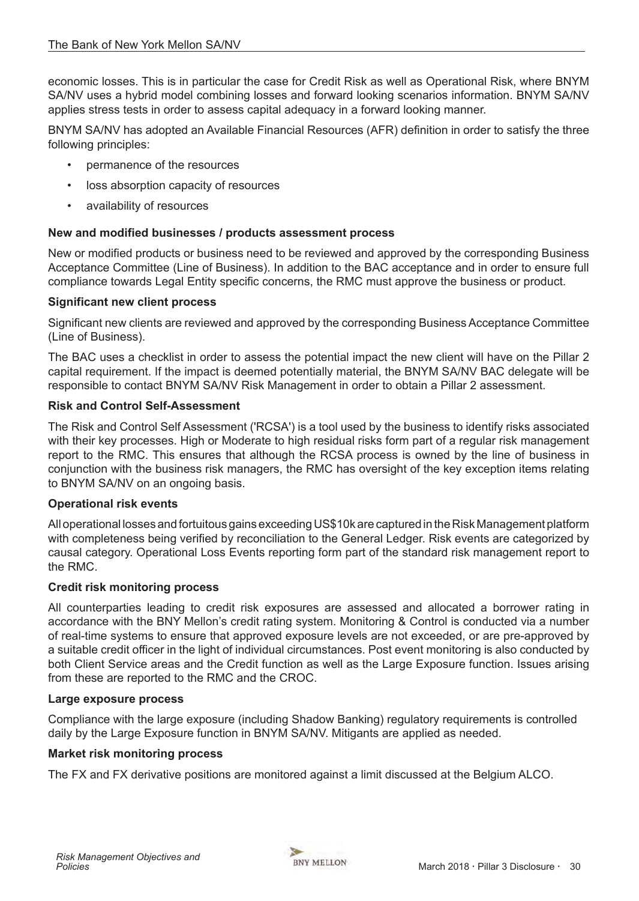economic losses. This is in particular the case for Credit Risk as well as Operational Risk, where BNYM SA/NV uses a hybrid model combining losses and forward looking scenarios information. BNYM SA/NV applies stress tests in order to assess capital adequacy in a forward looking manner.

BNYM SA/NV has adopted an Available Financial Resources (AFR) definition in order to satisfy the three following principles:

- permanence of the resources
- loss absorption capacity of resources
- availability of resources

**New and modified businesses / products assessment process**

New or modified products or business need to be reviewed and approved by the corresponding Business Acceptance Committee (Line of Business). In addition to the BAC acceptance and in order to ensure full compliance towards Legal Entity specific concerns, the RMC must approve the business or product.

**Significant new client process**

Significant new clients are reviewed and approved by the corresponding Business Acceptance Committee (Line of Business).

The BAC uses a checklist in order to assess the potential impact the new client will have on the Pillar 2 capital requirement. If the impact is deemed potentially material, the BNYM SA/NV BAC delegate will be responsible to contact BNYM SA/NV Risk Management in order to obtain a Pillar 2 assessment.

**Risk and Control Self-Assessment**

The Risk and Control Self Assessment ('RCSA') is a tool used by the business to identify risks associated with their key processes. High or Moderate to high residual risks form part of a regular risk management report to the RMC. This ensures that although the RCSA process is owned by the line of business in conjunction with the business risk managers, the RMC has oversight of the key exception items relating to BNYM SA/NV on an ongoing basis.

**Operational risk events**

All operational losses and fortuitous gains exceeding US$10k are captured in the Risk Management platform with completeness being verified by reconciliation to the General Ledger. Risk events are categorized by causal category. Operational Loss Events reporting form part of the standard risk management report to the RMC.

**Credit risk monitoring process**

All counterparties leading to credit risk exposures are assessed and allocated a borrower rating in accordance with the BNY Mellon's credit rating system. Monitoring & Control is conducted via a number of real-time systems to ensure that approved exposure levels are not exceeded, or are pre-approved by a suitable credit officer in the light of individual circumstances. Post event monitoring is also conducted by both Client Service areas and the Credit function as well as the Large Exposure function. Issues arising from these are reported to the RMC and the CROC.

**Large exposure process**

Compliance with the large exposure (including Shadow Banking) regulatory requirements is controlled daily by the Large Exposure function in BNYM SA/NV. Mitigants are applied as needed.

**Market risk monitoring process**

The FX and FX derivative positions are monitored against a limit discussed at the Belgium ALCO.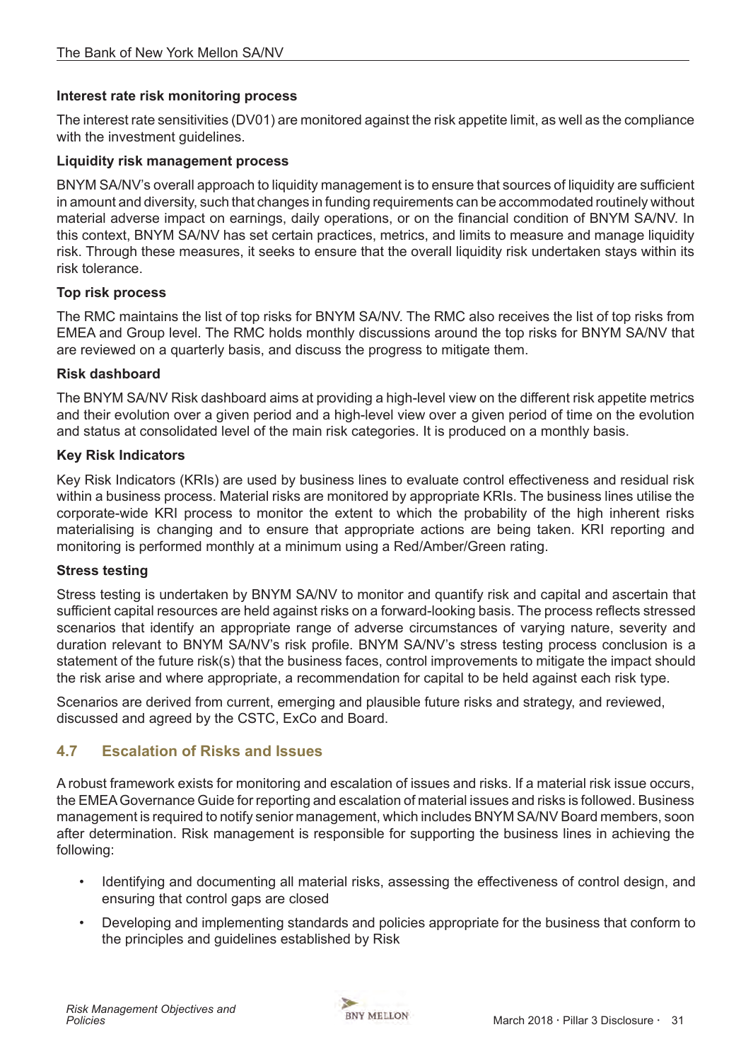**Interest rate risk monitoring process**

The interest rate sensitivities (DV01) are monitored against the risk appetite limit, as well as the compliance with the investment guidelines.

**Liquidity risk management process**

BNYM SA/NV's overall approach to liquidity management is to ensure that sources of liquidity are sufficient in amount and diversity, such that changes in funding requirements can be accommodated routinely without material adverse impact on earnings, daily operations, or on the financial condition of BNYM SA/NV. In this context, BNYM SA/NV has set certain practices, metrics, and limits to measure and manage liquidity risk. Through these measures, it seeks to ensure that the overall liquidity risk undertaken stays within its risk tolerance.

**Top risk process**

The RMC maintains the list of top risks for BNYM SA/NV. The RMC also receives the list of top risks from EMEA and Group level. The RMC holds monthly discussions around the top risks for BNYM SA/NV that are reviewed on a quarterly basis, and discuss the progress to mitigate them.

**Risk dashboard**

The BNYM SA/NV Risk dashboard aims at providing a high-level view on the different risk appetite metrics and their evolution over a given period and a high-level view over a given period of time on the evolution and status at consolidated level of the main risk categories. It is produced on a monthly basis.

**Key Risk Indicators**

Key Risk Indicators (KRIs) are used by business lines to evaluate control effectiveness and residual risk within a business process. Material risks are monitored by appropriate KRIs. The business lines utilise the corporate-wide KRI process to monitor the extent to which the probability of the high inherent risks materialising is changing and to ensure that appropriate actions are being taken. KRI reporting and monitoring is performed monthly at a minimum using a Red/Amber/Green rating.

**Stress testing**

Stress testing is undertaken by BNYM SA/NV to monitor and quantify risk and capital and ascertain that sufficient capital resources are held against risks on a forward-looking basis. The process reflects stressed scenarios that identify an appropriate range of adverse circumstances of varying nature, severity and duration relevant to BNYM SA/NV's risk profile. BNYM SA/NV's stress testing process conclusion is a statement of the future risk(s) that the business faces, control improvements to mitigate the impact should the risk arise and where appropriate, a recommendation for capital to be held against each risk type.

Scenarios are derived from current, emerging and plausible future risks and strategy, and reviewed, discussed and agreed by the CSTC, ExCo and Board.

## 4.7 Escalation of Risks and Issues

A robust framework exists for monitoring and escalation of issues and risks. If a material risk issue occurs, the EMEA Governance Guide for reporting and escalation of material issues and risks is followed. Business management is required to notify senior management, which includes BNYM SA/NV Board members, soon after determination. Risk management is responsible for supporting the business lines in achieving the following:

- Identifying and documenting all material risks, assessing the effectiveness of control design, and ensuring that control gaps are closed
- Developing and implementing standards and policies appropriate for the business that conform to the principles and guidelines established by Risk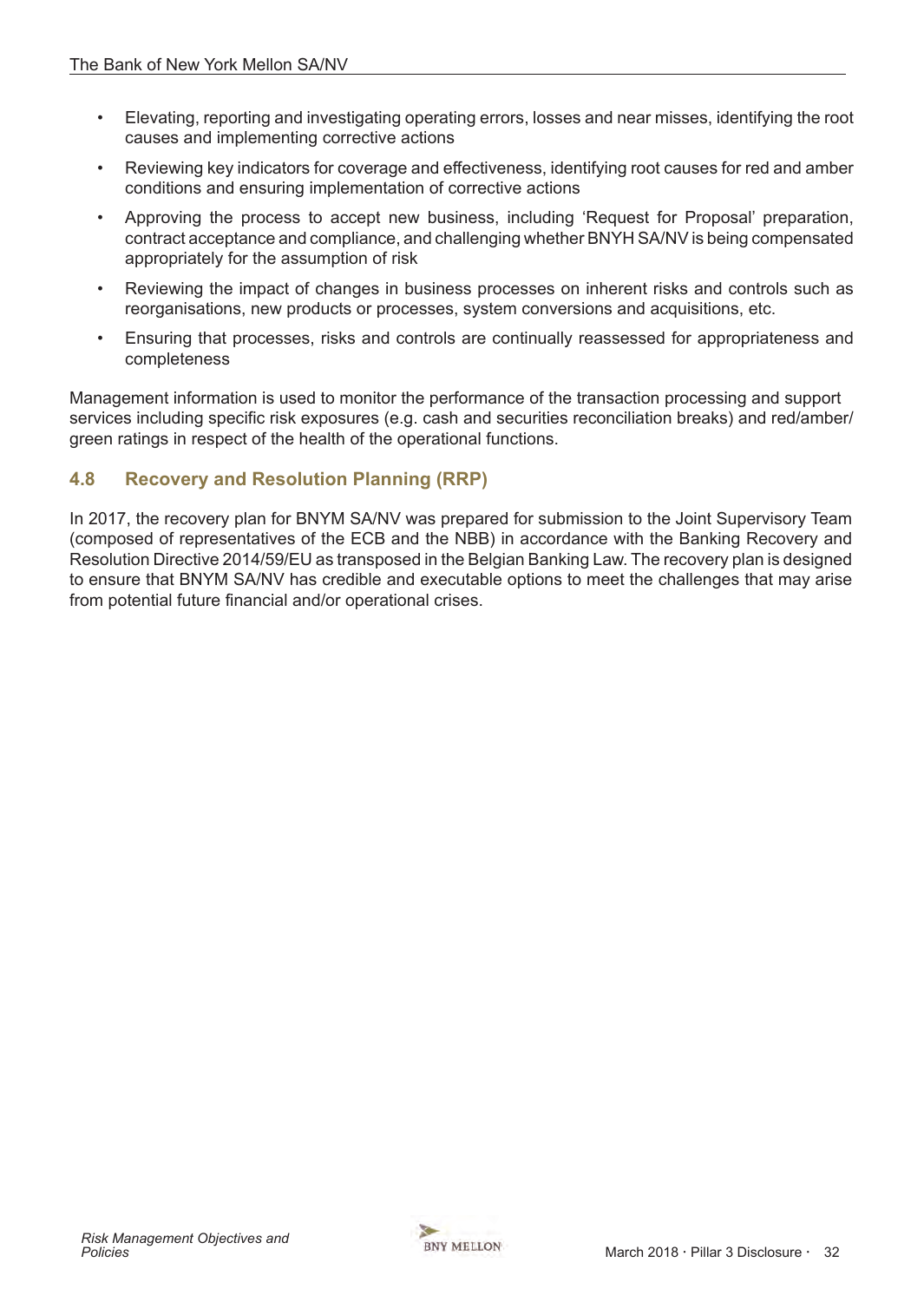- Elevating, reporting and investigating operating errors, losses and near misses, identifying the root causes and implementing corrective actions
- Reviewing key indicators for coverage and effectiveness, identifying root causes for red and amber conditions and ensuring implementation of corrective actions
- Approving the process to accept new business, including 'Request for Proposal' preparation, contract acceptance and compliance, and challenging whether BNYH SA/NV is being compensated appropriately for the assumption of risk
- Reviewing the impact of changes in business processes on inherent risks and controls such as reorganisations, new products or processes, system conversions and acquisitions, etc.
- Ensuring that processes, risks and controls are continually reassessed for appropriateness and completeness

Management information is used to monitor the performance of the transaction processing and support services including specific risk exposures (e.g. cash and securities reconciliation breaks) and red/amber/green ratings in respect of the health of the operational functions.

## 4.8 Recovery and Resolution Planning (RRP)

In 2017, the recovery plan for BNYM SA/NV was prepared for submission to the Joint Supervisory Team (composed of representatives of the ECB and the NBB) in accordance with the Banking Recovery and Resolution Directive 2014/59/EU as transposed in the Belgian Banking Law. The recovery plan is designed to ensure that BNYM SA/NV has credible and executable options to meet the challenges that may arise from potential future financial and/or operational crises.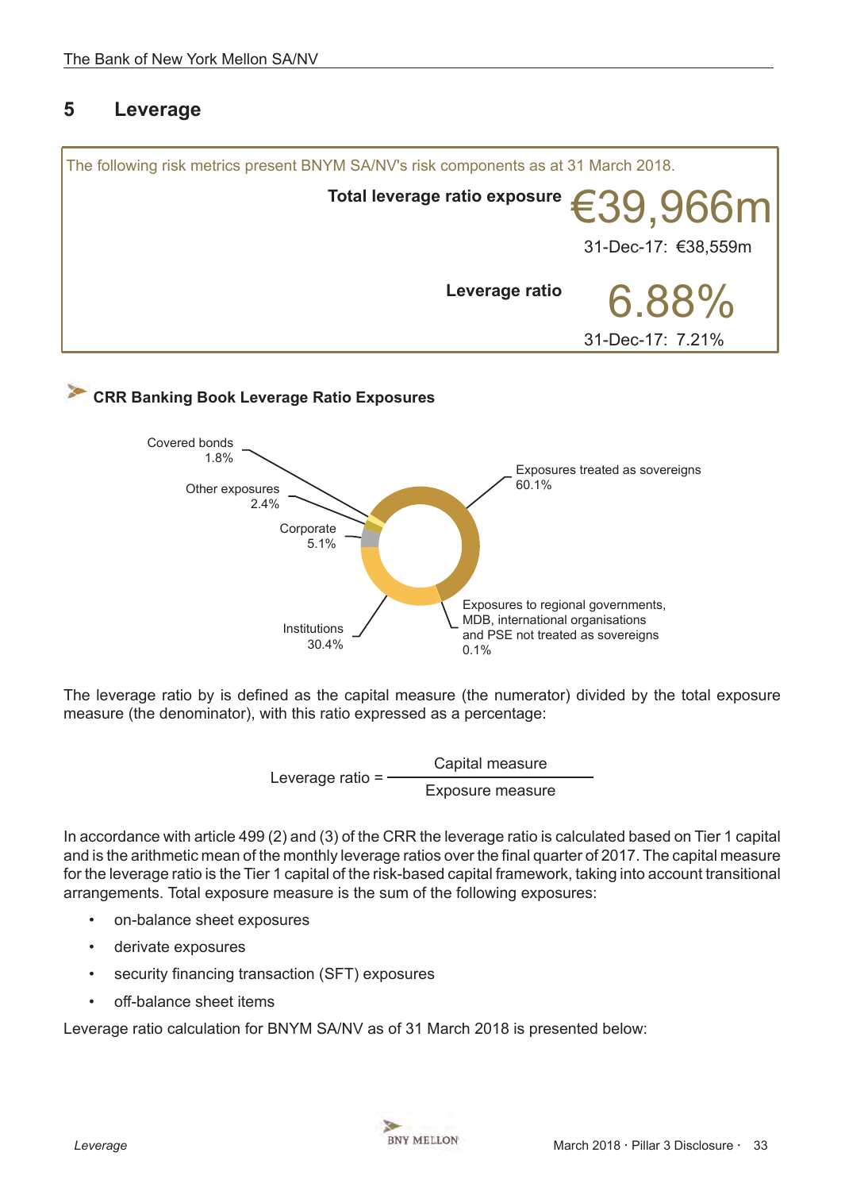# 5 Leverage

The following risk metrics present BNYM SA/NV's risk components as at 31 March 2018.

**Total leverage ratio exposure** €39,966m

31-Dec-17: €38,559m

**Leverage ratio** 6.88%

31-Dec-17: 7.21%

### CRR Banking Book Leverage Ratio Exposures

Covered bonds 1.8%

Other exposures 2.4%

Corporate 5.1%

Institutions 30.4%

Exposures treated as sovereigns 60.1%

Exposures to regional governments, MDB, international organisations and PSE not treated as sovereigns 0.1%

The leverage ratio by is defined as the capital measure (the numerator) divided by the total exposure measure (the denominator), with this ratio expressed as a percentage:

$$\text{Leverage ratio} = \frac{\text{Capital measure}}{\text{Exposure measure}}$$

In accordance with article 499 (2) and (3) of the CRR the leverage ratio is calculated based on Tier 1 capital and is the arithmetic mean of the monthly leverage ratios over the final quarter of 2017. The capital measure for the leverage ratio is the Tier 1 capital of the risk-based capital framework, taking into account transitional arrangements. Total exposure measure is the sum of the following exposures:

- on-balance sheet exposures
- derivate exposures
- security financing transaction (SFT) exposures
- off-balance sheet items

Leverage ratio calculation for BNYM SA/NV as of 31 March 2018 is presented below: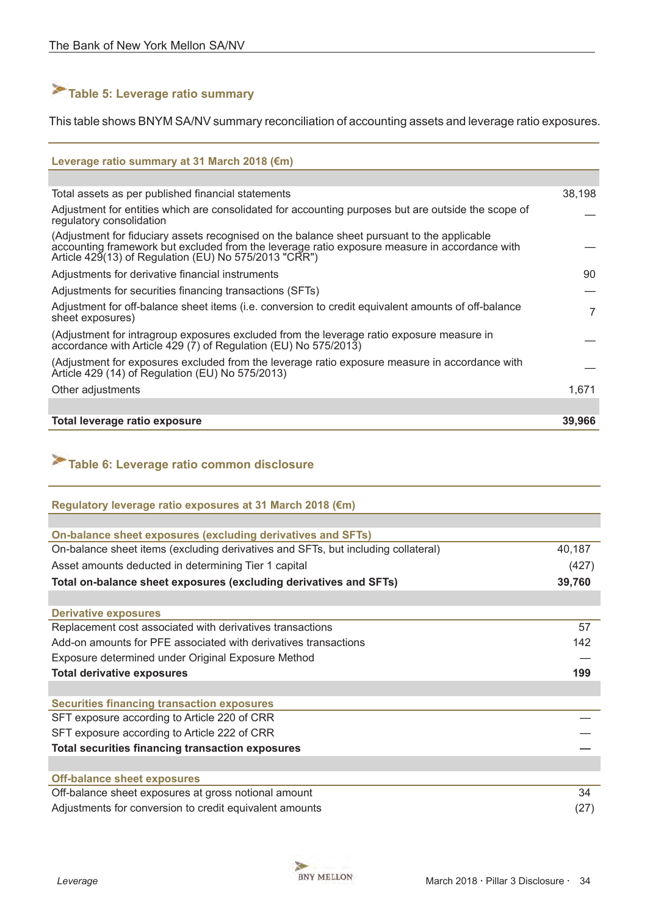## Table 5: Leverage ratio summary

This table shows BNYM SA/NV summary reconciliation of accounting assets and leverage ratio exposures.

| Leverage ratio summary at 31 March 2018 (€m) | |
|---|---|
| Total assets as per published financial statements | 38,198 |
| Adjustment for entities which are consolidated for accounting purposes but are outside the scope of regulatory consolidation | — |
| (Adjustment for fiduciary assets recognised on the balance sheet pursuant to the applicable accounting framework but excluded from the leverage ratio exposure measure in accordance with Article 429(13) of Regulation (EU) No 575/2013 "CRR") | — |
| Adjustments for derivative financial instruments | 90 |
| Adjustments for securities financing transactions (SFTs) | — |
| Adjustment for off-balance sheet items (i.e. conversion to credit equivalent amounts of off-balance sheet exposures) | 7 |
| (Adjustment for intragroup exposures excluded from the leverage ratio exposure measure in accordance with Article 429 (7) of Regulation (EU) No 575/2013) | — |
| (Adjustment for exposures excluded from the leverage ratio exposure measure in accordance with Article 429 (14) of Regulation (EU) No 575/2013) | — |
| Other adjustments | 1,671 |
| **Total leverage ratio exposure** | **39,966** |

## Table 6: Leverage ratio common disclosure

| Regulatory leverage ratio exposures at 31 March 2018 (€m) | |
|---|---|
| **On-balance sheet exposures (excluding derivatives and SFTs)** | |
| On-balance sheet items (excluding derivatives and SFTs, but including collateral) | 40,187 |
| Asset amounts deducted in determining Tier 1 capital | (427) |
| **Total on-balance sheet exposures (excluding derivatives and SFTs)** | **39,760** |
| **Derivative exposures** | |
| Replacement cost associated with derivatives transactions | 57 |
| Add-on amounts for PFE associated with derivatives transactions | 142 |
| Exposure determined under Original Exposure Method | — |
| **Total derivative exposures** | **199** |
| **Securities financing transaction exposures** | |
| SFT exposure according to Article 220 of CRR | — |
| SFT exposure according to Article 222 of CRR | — |
| **Total securities financing transaction exposures** | **—** |
| **Off-balance sheet exposures** | |
| Off-balance sheet exposures at gross notional amount | 34 |
| Adjustments for conversion to credit equivalent amounts | (27) |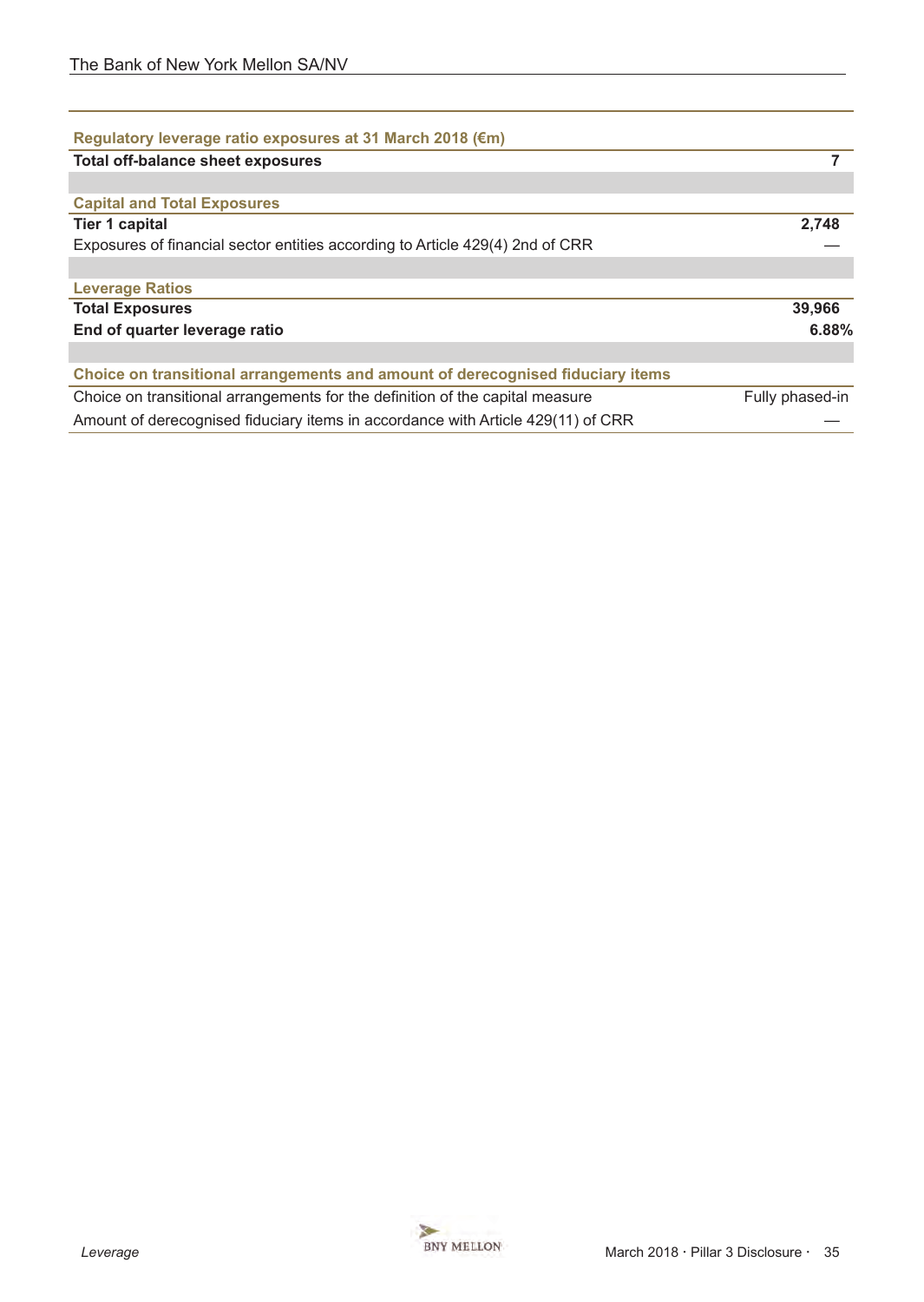| Regulatory leverage ratio exposures at 31 March 2018 (€m) | |
|---|---|
| **Total off-balance sheet exposures** | **7** |
| | |
| **Capital and Total Exposures** | |
| **Tier 1 capital** | **2,748** |
| Exposures of financial sector entities according to Article 429(4) 2nd of CRR | — |
| | |
| **Leverage Ratios** | |
| **Total Exposures** | **39,966** |
| **End of quarter leverage ratio** | **6.88%** |
| | |
| **Choice on transitional arrangements and amount of derecognised fiduciary items** | |
| Choice on transitional arrangements for the definition of the capital measure | Fully phased-in |
| Amount of derecognised fiduciary items in accordance with Article 429(11) of CRR | — |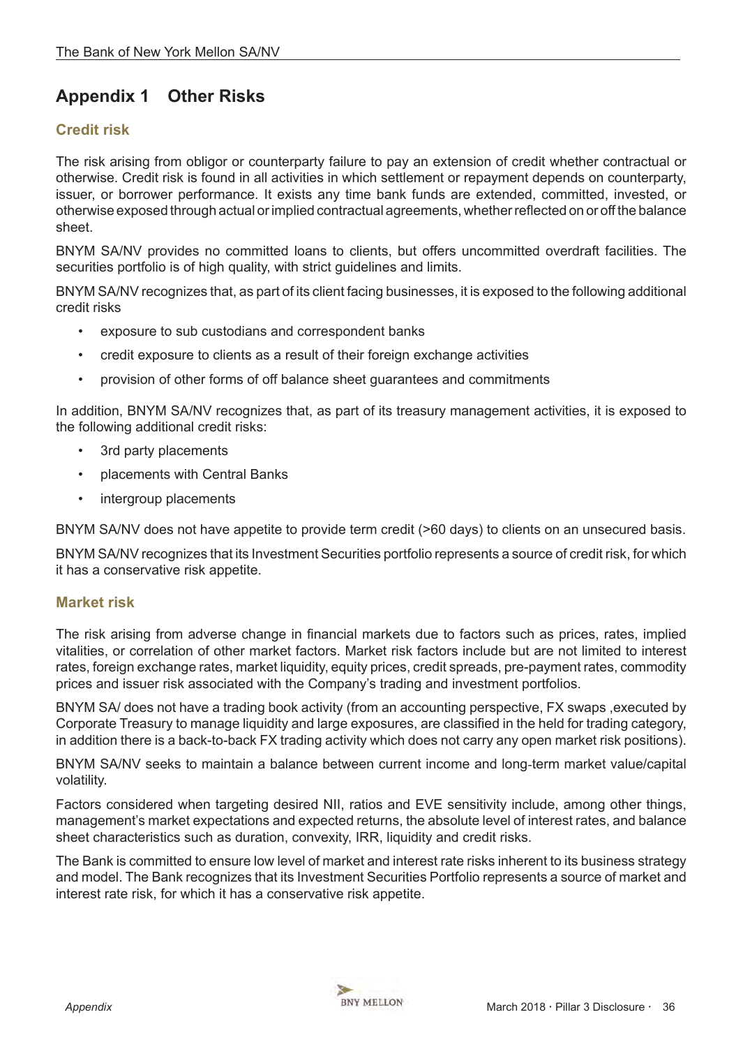# Appendix 1 Other Risks

## Credit risk

The risk arising from obligor or counterparty failure to pay an extension of credit whether contractual or otherwise. Credit risk is found in all activities in which settlement or repayment depends on counterparty, issuer, or borrower performance. It exists any time bank funds are extended, committed, invested, or otherwise exposed through actual or implied contractual agreements, whether reflected on or off the balance sheet.

BNYM SA/NV provides no committed loans to clients, but offers uncommitted overdraft facilities. The securities portfolio is of high quality, with strict guidelines and limits.

BNYM SA/NV recognizes that, as part of its client facing businesses, it is exposed to the following additional credit risks

- exposure to sub custodians and correspondent banks
- credit exposure to clients as a result of their foreign exchange activities
- provision of other forms of off balance sheet guarantees and commitments

In addition, BNYM SA/NV recognizes that, as part of its treasury management activities, it is exposed to the following additional credit risks:

- 3rd party placements
- placements with Central Banks
- intergroup placements

BNYM SA/NV does not have appetite to provide term credit (>60 days) to clients on an unsecured basis.

BNYM SA/NV recognizes that its Investment Securities portfolio represents a source of credit risk, for which it has a conservative risk appetite.

## Market risk

The risk arising from adverse change in financial markets due to factors such as prices, rates, implied vitalities, or correlation of other market factors. Market risk factors include but are not limited to interest rates, foreign exchange rates, market liquidity, equity prices, credit spreads, pre-payment rates, commodity prices and issuer risk associated with the Company's trading and investment portfolios.

BNYM SA/ does not have a trading book activity (from an accounting perspective, FX swaps ,executed by Corporate Treasury to manage liquidity and large exposures, are classified in the held for trading category, in addition there is a back-to-back FX trading activity which does not carry any open market risk positions).

BNYM SA/NV seeks to maintain a balance between current income and long-term market value/capital volatility.

Factors considered when targeting desired NII, ratios and EVE sensitivity include, among other things, management's market expectations and expected returns, the absolute level of interest rates, and balance sheet characteristics such as duration, convexity, IRR, liquidity and credit risks.

The Bank is committed to ensure low level of market and interest rate risks inherent to its business strategy and model. The Bank recognizes that its Investment Securities Portfolio represents a source of market and interest rate risk, for which it has a conservative risk appetite.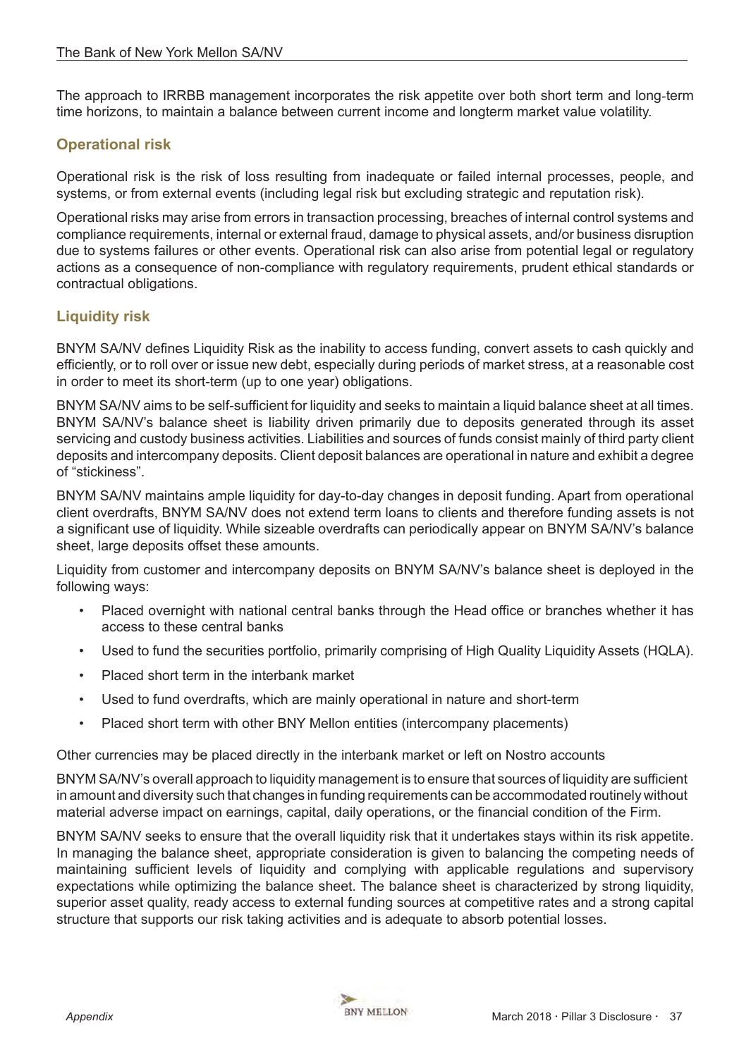The approach to IRRBB management incorporates the risk appetite over both short term and long-term time horizons, to maintain a balance between current income and longterm market value volatility.

### Operational risk

Operational risk is the risk of loss resulting from inadequate or failed internal processes, people, and systems, or from external events (including legal risk but excluding strategic and reputation risk).

Operational risks may arise from errors in transaction processing, breaches of internal control systems and compliance requirements, internal or external fraud, damage to physical assets, and/or business disruption due to systems failures or other events. Operational risk can also arise from potential legal or regulatory actions as a consequence of non-compliance with regulatory requirements, prudent ethical standards or contractual obligations.

### Liquidity risk

BNYM SA/NV defines Liquidity Risk as the inability to access funding, convert assets to cash quickly and efficiently, or to roll over or issue new debt, especially during periods of market stress, at a reasonable cost in order to meet its short-term (up to one year) obligations.

BNYM SA/NV aims to be self-sufficient for liquidity and seeks to maintain a liquid balance sheet at all times. BNYM SA/NV's balance sheet is liability driven primarily due to deposits generated through its asset servicing and custody business activities. Liabilities and sources of funds consist mainly of third party client deposits and intercompany deposits. Client deposit balances are operational in nature and exhibit a degree of "stickiness".

BNYM SA/NV maintains ample liquidity for day-to-day changes in deposit funding. Apart from operational client overdrafts, BNYM SA/NV does not extend term loans to clients and therefore funding assets is not a significant use of liquidity. While sizeable overdrafts can periodically appear on BNYM SA/NV's balance sheet, large deposits offset these amounts.

Liquidity from customer and intercompany deposits on BNYM SA/NV's balance sheet is deployed in the following ways:

- Placed overnight with national central banks through the Head office or branches whether it has access to these central banks
- Used to fund the securities portfolio, primarily comprising of High Quality Liquidity Assets (HQLA).
- Placed short term in the interbank market
- Used to fund overdrafts, which are mainly operational in nature and short-term
- Placed short term with other BNY Mellon entities (intercompany placements)

Other currencies may be placed directly in the interbank market or left on Nostro accounts

BNYM SA/NV's overall approach to liquidity management is to ensure that sources of liquidity are sufficient in amount and diversity such that changes in funding requirements can be accommodated routinely without material adverse impact on earnings, capital, daily operations, or the financial condition of the Firm.

BNYM SA/NV seeks to ensure that the overall liquidity risk that it undertakes stays within its risk appetite. In managing the balance sheet, appropriate consideration is given to balancing the competing needs of maintaining sufficient levels of liquidity and complying with applicable regulations and supervisory expectations while optimizing the balance sheet. The balance sheet is characterized by strong liquidity, superior asset quality, ready access to external funding sources at competitive rates and a strong capital structure that supports our risk taking activities and is adequate to absorb potential losses.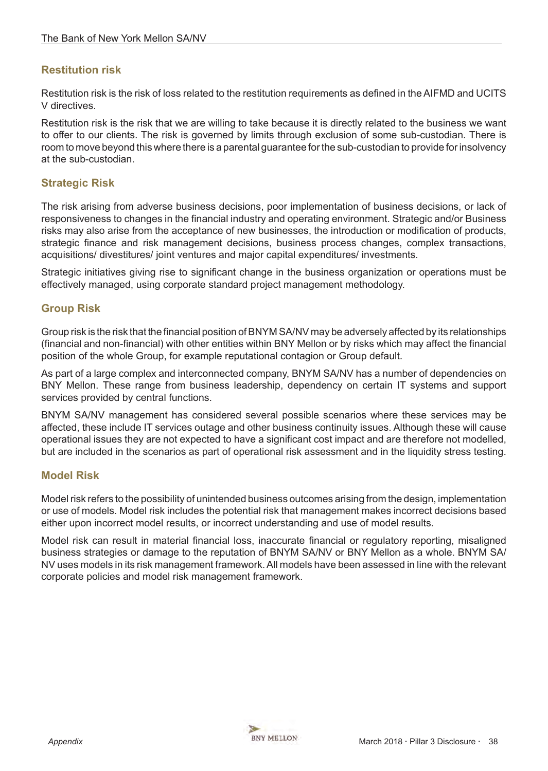## Restitution risk

Restitution risk is the risk of loss related to the restitution requirements as defined in the AIFMD and UCITS V directives.

Restitution risk is the risk that we are willing to take because it is directly related to the business we want to offer to our clients. The risk is governed by limits through exclusion of some sub-custodian. There is room to move beyond this where there is a parental guarantee for the sub-custodian to provide for insolvency at the sub-custodian.

## Strategic Risk

The risk arising from adverse business decisions, poor implementation of business decisions, or lack of responsiveness to changes in the financial industry and operating environment. Strategic and/or Business risks may also arise from the acceptance of new businesses, the introduction or modification of products, strategic finance and risk management decisions, business process changes, complex transactions, acquisitions/ divestitures/ joint ventures and major capital expenditures/ investments.

Strategic initiatives giving rise to significant change in the business organization or operations must be effectively managed, using corporate standard project management methodology.

## Group Risk

Group risk is the risk that the financial position of BNYM SA/NV may be adversely affected by its relationships (financial and non-financial) with other entities within BNY Mellon or by risks which may affect the financial position of the whole Group, for example reputational contagion or Group default.

As part of a large complex and interconnected company, BNYM SA/NV has a number of dependencies on BNY Mellon. These range from business leadership, dependency on certain IT systems and support services provided by central functions.

BNYM SA/NV management has considered several possible scenarios where these services may be affected, these include IT services outage and other business continuity issues. Although these will cause operational issues they are not expected to have a significant cost impact and are therefore not modelled, but are included in the scenarios as part of operational risk assessment and in the liquidity stress testing.

## Model Risk

Model risk refers to the possibility of unintended business outcomes arising from the design, implementation or use of models. Model risk includes the potential risk that management makes incorrect decisions based either upon incorrect model results, or incorrect understanding and use of model results.

Model risk can result in material financial loss, inaccurate financial or regulatory reporting, misaligned business strategies or damage to the reputation of BNYM SA/NV or BNY Mellon as a whole. BNYM SA/NV uses models in its risk management framework. All models have been assessed in line with the relevant corporate policies and model risk management framework.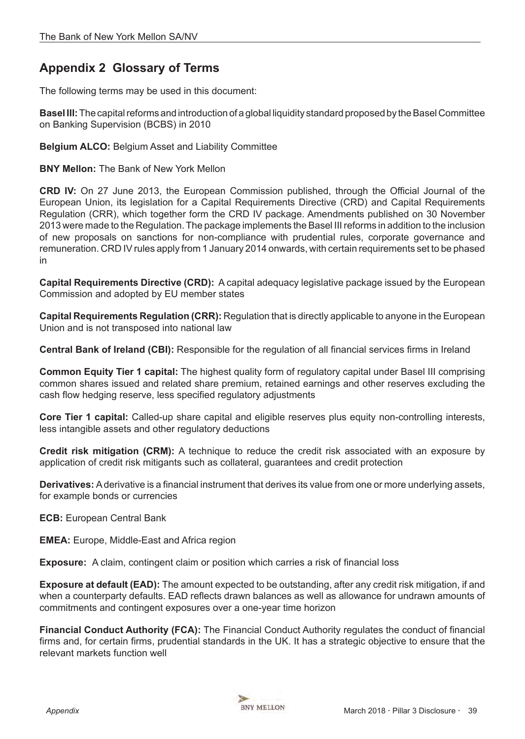## Appendix 2 Glossary of Terms

The following terms may be used in this document:

**Basel III:** The capital reforms and introduction of a global liquidity standard proposed by the Basel Committee on Banking Supervision (BCBS) in 2010

**Belgium ALCO:** Belgium Asset and Liability Committee

**BNY Mellon:** The Bank of New York Mellon

**CRD IV:** On 27 June 2013, the European Commission published, through the Official Journal of the European Union, its legislation for a Capital Requirements Directive (CRD) and Capital Requirements Regulation (CRR), which together form the CRD IV package. Amendments published on 30 November 2013 were made to the Regulation. The package implements the Basel III reforms in addition to the inclusion of new proposals on sanctions for non-compliance with prudential rules, corporate governance and remuneration. CRD IV rules apply from 1 January 2014 onwards, with certain requirements set to be phased in

**Capital Requirements Directive (CRD):** A capital adequacy legislative package issued by the European Commission and adopted by EU member states

**Capital Requirements Regulation (CRR):** Regulation that is directly applicable to anyone in the European Union and is not transposed into national law

**Central Bank of Ireland (CBI):** Responsible for the regulation of all financial services firms in Ireland

**Common Equity Tier 1 capital:** The highest quality form of regulatory capital under Basel III comprising common shares issued and related share premium, retained earnings and other reserves excluding the cash flow hedging reserve, less specified regulatory adjustments

**Core Tier 1 capital:** Called-up share capital and eligible reserves plus equity non-controlling interests, less intangible assets and other regulatory deductions

**Credit risk mitigation (CRM):** A technique to reduce the credit risk associated with an exposure by application of credit risk mitigants such as collateral, guarantees and credit protection

**Derivatives:** A derivative is a financial instrument that derives its value from one or more underlying assets, for example bonds or currencies

**ECB:** European Central Bank

**EMEA:** Europe, Middle-East and Africa region

**Exposure:** A claim, contingent claim or position which carries a risk of financial loss

**Exposure at default (EAD):** The amount expected to be outstanding, after any credit risk mitigation, if and when a counterparty defaults. EAD reflects drawn balances as well as allowance for undrawn amounts of commitments and contingent exposures over a one-year time horizon

**Financial Conduct Authority (FCA):** The Financial Conduct Authority regulates the conduct of financial firms and, for certain firms, prudential standards in the UK. It has a strategic objective to ensure that the relevant markets function well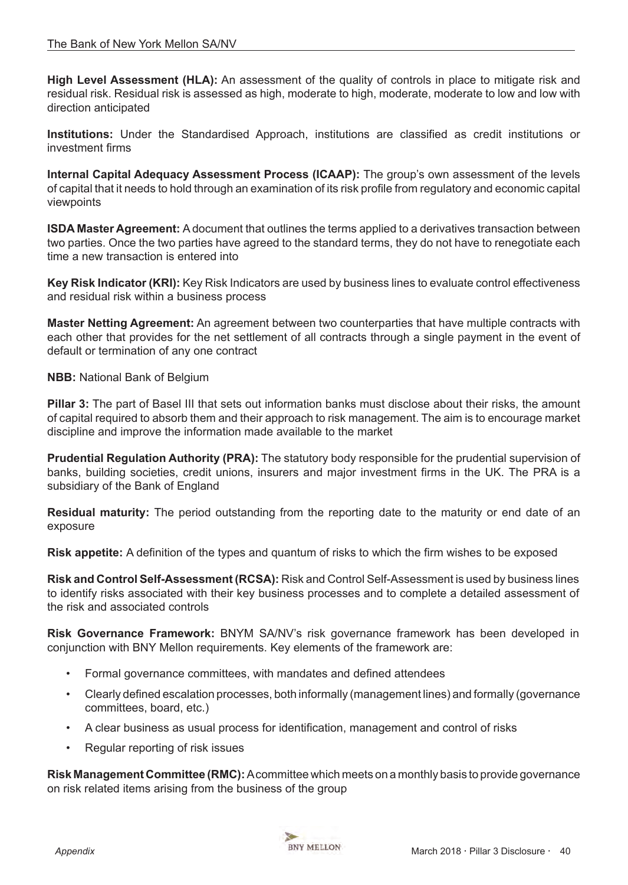**High Level Assessment (HLA):** An assessment of the quality of controls in place to mitigate risk and residual risk. Residual risk is assessed as high, moderate to high, moderate, moderate to low and low with direction anticipated

**Institutions:** Under the Standardised Approach, institutions are classified as credit institutions or investment firms

**Internal Capital Adequacy Assessment Process (ICAAP):** The group's own assessment of the levels of capital that it needs to hold through an examination of its risk profile from regulatory and economic capital viewpoints

**ISDA Master Agreement:** A document that outlines the terms applied to a derivatives transaction between two parties. Once the two parties have agreed to the standard terms, they do not have to renegotiate each time a new transaction is entered into

**Key Risk Indicator (KRI):** Key Risk Indicators are used by business lines to evaluate control effectiveness and residual risk within a business process

**Master Netting Agreement:** An agreement between two counterparties that have multiple contracts with each other that provides for the net settlement of all contracts through a single payment in the event of default or termination of any one contract

**NBB:** National Bank of Belgium

**Pillar 3:** The part of Basel III that sets out information banks must disclose about their risks, the amount of capital required to absorb them and their approach to risk management. The aim is to encourage market discipline and improve the information made available to the market

**Prudential Regulation Authority (PRA):** The statutory body responsible for the prudential supervision of banks, building societies, credit unions, insurers and major investment firms in the UK. The PRA is a subsidiary of the Bank of England

**Residual maturity:** The period outstanding from the reporting date to the maturity or end date of an exposure

**Risk appetite:** A definition of the types and quantum of risks to which the firm wishes to be exposed

**Risk and Control Self-Assessment (RCSA):** Risk and Control Self-Assessment is used by business lines to identify risks associated with their key business processes and to complete a detailed assessment of the risk and associated controls

**Risk Governance Framework:** BNYM SA/NV's risk governance framework has been developed in conjunction with BNY Mellon requirements. Key elements of the framework are:

- Formal governance committees, with mandates and defined attendees
- Clearly defined escalation processes, both informally (management lines) and formally (governance committees, board, etc.)
- A clear business as usual process for identification, management and control of risks
- Regular reporting of risk issues

**Risk Management Committee (RMC):** A committee which meets on a monthly basis to provide governance on risk related items arising from the business of the group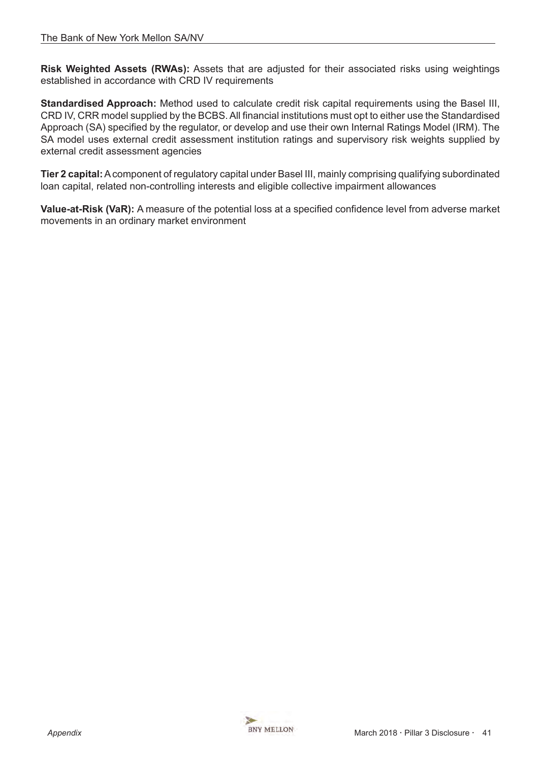**Risk Weighted Assets (RWAs):** Assets that are adjusted for their associated risks using weightings established in accordance with CRD IV requirements

**Standardised Approach:** Method used to calculate credit risk capital requirements using the Basel III, CRD IV, CRR model supplied by the BCBS. All financial institutions must opt to either use the Standardised Approach (SA) specified by the regulator, or develop and use their own Internal Ratings Model (IRM). The SA model uses external credit assessment institution ratings and supervisory risk weights supplied by external credit assessment agencies

**Tier 2 capital:** A component of regulatory capital under Basel III, mainly comprising qualifying subordinated loan capital, related non-controlling interests and eligible collective impairment allowances

**Value-at-Risk (VaR):** A measure of the potential loss at a specified confidence level from adverse market movements in an ordinary market environment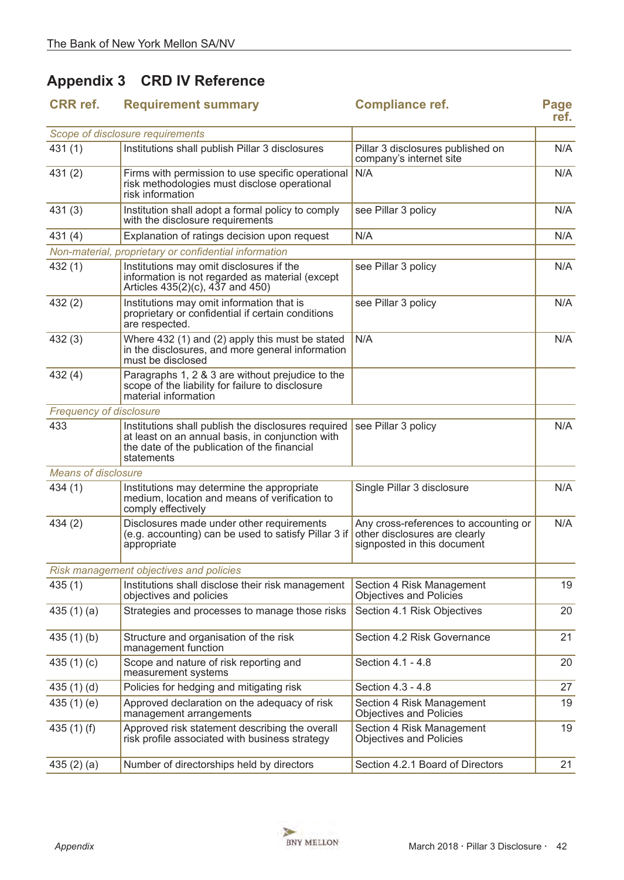## Appendix 3 CRD IV Reference

| CRR ref. | Requirement summary | Compliance ref. | Page ref. |
|---|---|---|---|
| *Scope of disclosure requirements* | | | |
| 431 (1) | Institutions shall publish Pillar 3 disclosures | Pillar 3 disclosures published on company's internet site | N/A |
| 431 (2) | Firms with permission to use specific operational risk methodologies must disclose operational risk information | N/A | N/A |
| 431 (3) | Institution shall adopt a formal policy to comply with the disclosure requirements | see Pillar 3 policy | N/A |
| 431 (4) | Explanation of ratings decision upon request | N/A | N/A |
| *Non-material, proprietary or confidential information* | | | |
| 432 (1) | Institutions may omit disclosures if the information is not regarded as material (except Articles 435(2)(c), 437 and 450) | see Pillar 3 policy | N/A |
| 432 (2) | Institutions may omit information that is proprietary or confidential if certain conditions are respected. | see Pillar 3 policy | N/A |
| 432 (3) | Where 432 (1) and (2) apply this must be stated in the disclosures, and more general information must be disclosed | N/A | N/A |
| 432 (4) | Paragraphs 1, 2 & 3 are without prejudice to the scope of the liability for failure to disclosure material information | | |
| *Frequency of disclosure* | | | |
| 433 | Institutions shall publish the disclosures required at least on an annual basis, in conjunction with the date of the publication of the financial statements | see Pillar 3 policy | N/A |
| *Means of disclosure* | | | |
| 434 (1) | Institutions may determine the appropriate medium, location and means of verification to comply effectively | Single Pillar 3 disclosure | N/A |
| 434 (2) | Disclosures made under other requirements (e.g. accounting) can be used to satisfy Pillar 3 if appropriate | Any cross-references to accounting or other disclosures are clearly signposted in this document | N/A |
| *Risk management objectives and policies* | | | |
| 435 (1) | Institutions shall disclose their risk management objectives and policies | Section 4 Risk Management Objectives and Policies | 19 |
| 435 (1) (a) | Strategies and processes to manage those risks | Section 4.1 Risk Objectives | 20 |
| 435 (1) (b) | Structure and organisation of the risk management function | Section 4.2 Risk Governance | 21 |
| 435 (1) (c) | Scope and nature of risk reporting and measurement systems | Section 4.1 - 4.8 | 20 |
| 435 (1) (d) | Policies for hedging and mitigating risk | Section 4.3 - 4.8 | 27 |
| 435 (1) (e) | Approved declaration on the adequacy of risk management arrangements | Section 4 Risk Management Objectives and Policies | 19 |
| 435 (1) (f) | Approved risk statement describing the overall risk profile associated with business strategy | Section 4 Risk Management Objectives and Policies | 19 |
| 435 (2) (a) | Number of directorships held by directors | Section 4.2.1 Board of Directors | 21 |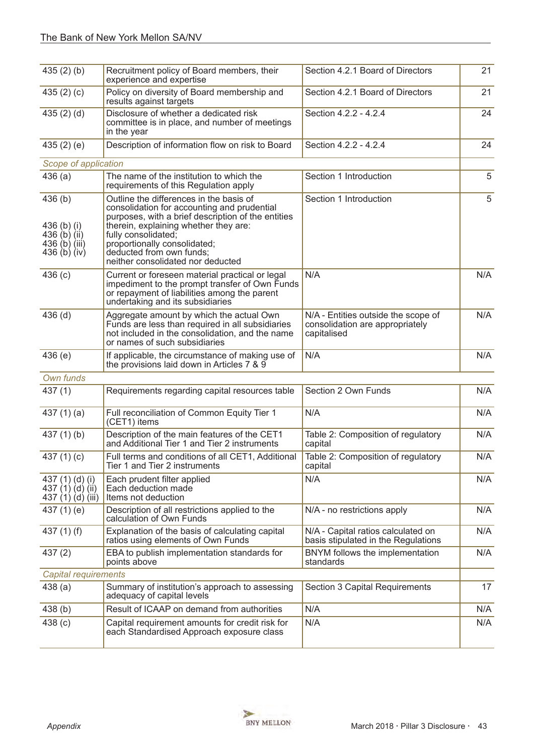| | | | |
|---|---|---|---|
| 435 (2) (b) | Recruitment policy of Board members, their experience and expertise | Section 4.2.1 Board of Directors | 21 |
| 435 (2) (c) | Policy on diversity of Board membership and results against targets | Section 4.2.1 Board of Directors | 21 |
| 435 (2) (d) | Disclosure of whether a dedicated risk committee is in place, and number of meetings in the year | Section 4.2.2 - 4.2.4 | 24 |
| 435 (2) (e) | Description of information flow on risk to Board | Section 4.2.2 - 4.2.4 | 24 |
| *Scope of application* | | | |
| 436 (a) | The name of the institution to which the requirements of this Regulation apply | Section 1 Introduction | 5 |
| 436 (b)<br><br>436 (b) (i)<br>436 (b) (ii)<br>436 (b) (iii)<br>436 (b) (iv) | Outline the differences in the basis of consolidation for accounting and prudential purposes, with a brief description of the entities therein, explaining whether they are:<br>fully consolidated;<br>proportionally consolidated;<br>deducted from own funds;<br>neither consolidated nor deducted | Section 1 Introduction | 5 |
| 436 (c) | Current or foreseen material practical or legal impediment to the prompt transfer of Own Funds or repayment of liabilities among the parent undertaking and its subsidiaries | N/A | N/A |
| 436 (d) | Aggregate amount by which the actual Own Funds are less than required in all subsidiaries not included in the consolidation, and the name or names of such subsidiaries | N/A - Entities outside the scope of consolidation are appropriately capitalised | N/A |
| 436 (e) | If applicable, the circumstance of making use of the provisions laid down in Articles 7 & 9 | N/A | N/A |
| *Own funds* | | | |
| 437 (1) | Requirements regarding capital resources table | Section 2 Own Funds | N/A |
| 437 (1) (a) | Full reconciliation of Common Equity Tier 1 (CET1) items | N/A | N/A |
| 437 (1) (b) | Description of the main features of the CET1 and Additional Tier 1 and Tier 2 instruments | Table 2: Composition of regulatory capital | N/A |
| 437 (1) (c) | Full terms and conditions of all CET1, Additional Tier 1 and Tier 2 instruments | Table 2: Composition of regulatory capital | N/A |
| 437 (1) (d) (i)<br>437 (1) (d) (ii)<br>437 (1) (d) (iii) | Each prudent filter applied<br>Each deduction made<br>Items not deduction | N/A | N/A |
| 437 (1) (e) | Description of all restrictions applied to the calculation of Own Funds | N/A - no restrictions apply | N/A |
| 437 (1) (f) | Explanation of the basis of calculating capital ratios using elements of Own Funds | N/A - Capital ratios calculated on basis stipulated in the Regulations | N/A |
| 437 (2) | EBA to publish implementation standards for points above | BNYM follows the implementation standards | N/A |
| *Capital requirements* | | | |
| 438 (a) | Summary of institution's approach to assessing adequacy of capital levels | Section 3 Capital Requirements | 17 |
| 438 (b) | Result of ICAAP on demand from authorities | N/A | N/A |
| 438 (c) | Capital requirement amounts for credit risk for each Standardised Approach exposure class | N/A | N/A |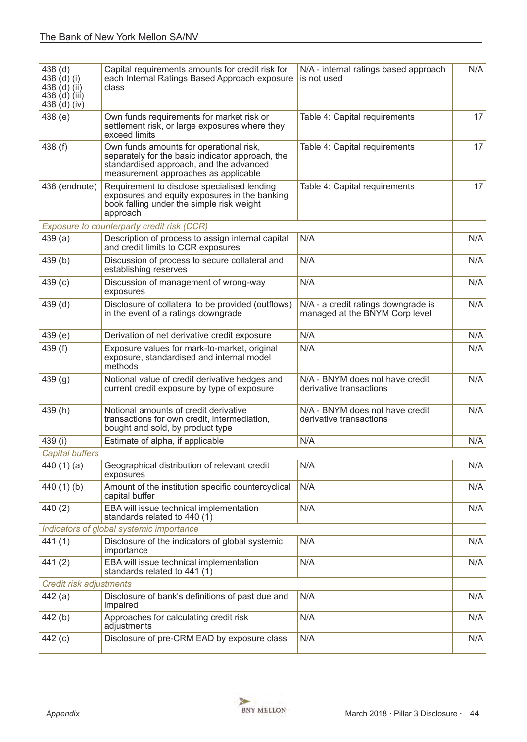| | | | |
|---|---|---|---|
| 438 (d)<br>438 (d) (i)<br>438 (d) (ii)<br>438 (d) (iii)<br>438 (d) (iv) | Capital requirements amounts for credit risk for each Internal Ratings Based Approach exposure class | N/A - internal ratings based approach is not used | N/A |
| 438 (e) | Own funds requirements for market risk or settlement risk, or large exposures where they exceed limits | Table 4: Capital requirements | 17 |
| 438 (f) | Own funds amounts for operational risk, separately for the basic indicator approach, the standardised approach, and the advanced measurement approaches as applicable | Table 4: Capital requirements | 17 |
| 438 (endnote) | Requirement to disclose specialised lending exposures and equity exposures in the banking book falling under the simple risk weight approach | Table 4: Capital requirements | 17 |
| *Exposure to counterparty credit risk (CCR)* | | | |
| 439 (a) | Description of process to assign internal capital and credit limits to CCR exposures | N/A | N/A |
| 439 (b) | Discussion of process to secure collateral and establishing reserves | N/A | N/A |
| 439 (c) | Discussion of management of wrong-way exposures | N/A | N/A |
| 439 (d) | Disclosure of collateral to be provided (outflows) in the event of a ratings downgrade | N/A - a credit ratings downgrade is managed at the BNYM Corp level | N/A |
| 439 (e) | Derivation of net derivative credit exposure | N/A | N/A |
| 439 (f) | Exposure values for mark-to-market, original exposure, standardised and internal model methods | N/A | N/A |
| 439 (g) | Notional value of credit derivative hedges and current credit exposure by type of exposure | N/A - BNYM does not have credit derivative transactions | N/A |
| 439 (h) | Notional amounts of credit derivative transactions for own credit, intermediation, bought and sold, by product type | N/A - BNYM does not have credit derivative transactions | N/A |
| 439 (i) | Estimate of alpha, if applicable | N/A | N/A |
| *Capital buffers* | | | |
| 440 (1) (a) | Geographical distribution of relevant credit exposures | N/A | N/A |
| 440 (1) (b) | Amount of the institution specific countercyclical capital buffer | N/A | N/A |
| 440 (2) | EBA will issue technical implementation standards related to 440 (1) | N/A | N/A |
| *Indicators of global systemic importance* | | | |
| 441 (1) | Disclosure of the indicators of global systemic importance | N/A | N/A |
| 441 (2) | EBA will issue technical implementation standards related to 441 (1) | N/A | N/A |
| *Credit risk adjustments* | | | |
| 442 (a) | Disclosure of bank's definitions of past due and impaired | N/A | N/A |
| 442 (b) | Approaches for calculating credit risk adjustments | N/A | N/A |
| 442 (c) | Disclosure of pre-CRM EAD by exposure class | N/A | N/A |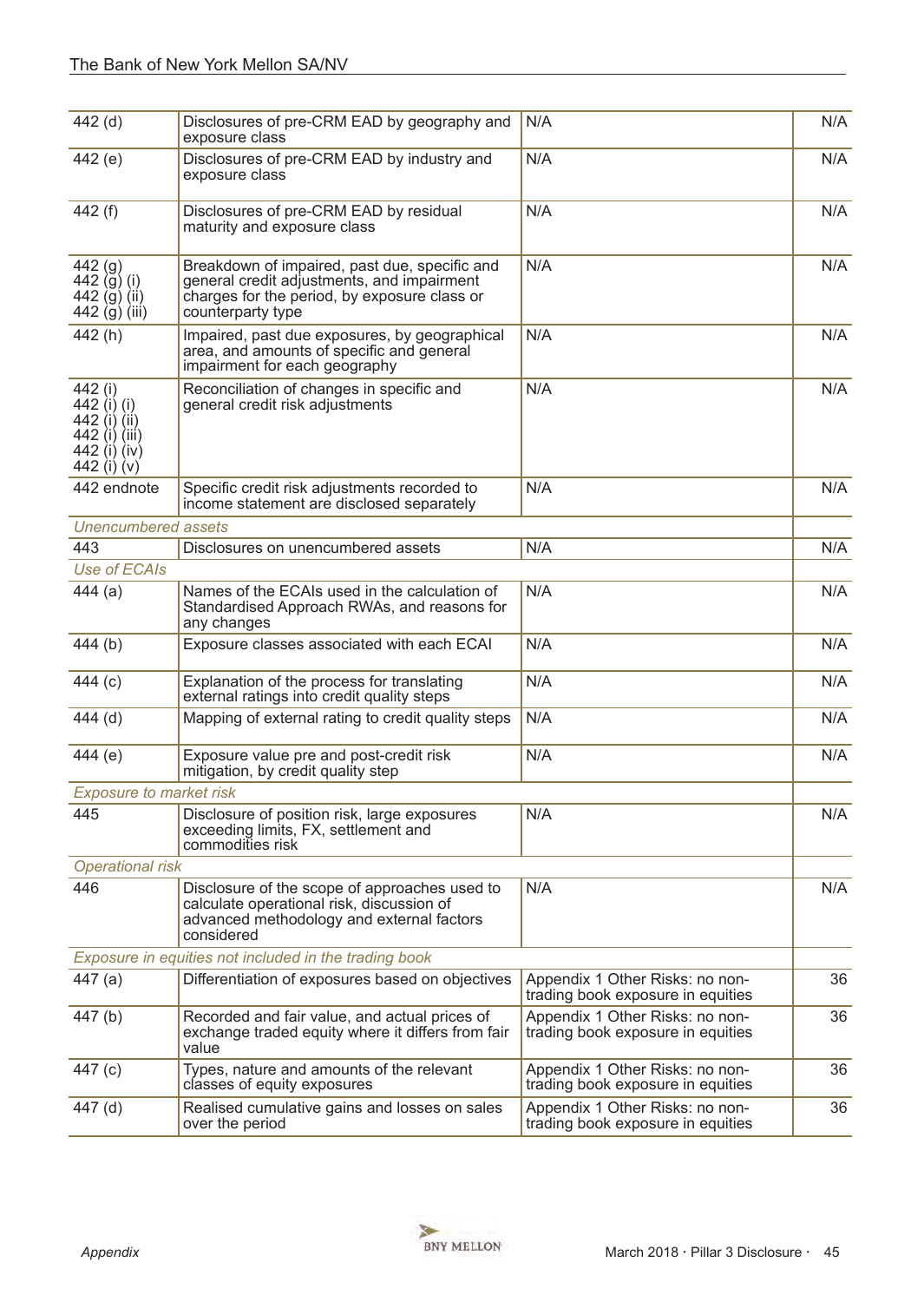| | | | |
|---|---|---|---|
| 442 (d) | Disclosures of pre-CRM EAD by geography and exposure class | N/A | N/A |
| 442 (e) | Disclosures of pre-CRM EAD by industry and exposure class | N/A | N/A |
| 442 (f) | Disclosures of pre-CRM EAD by residual maturity and exposure class | N/A | N/A |
| 442 (g)<br>442 (g) (i)<br>442 (g) (ii)<br>442 (g) (iii) | Breakdown of impaired, past due, specific and general credit adjustments, and impairment charges for the period, by exposure class or counterparty type | N/A | N/A |
| 442 (h) | Impaired, past due exposures, by geographical area, and amounts of specific and general impairment for each geography | N/A | N/A |
| 442 (i)<br>442 (i) (i)<br>442 (i) (ii)<br>442 (i) (iii)<br>442 (i) (iv)<br>442 (i) (v) | Reconciliation of changes in specific and general credit risk adjustments | N/A | N/A |
| 442 endnote | Specific credit risk adjustments recorded to income statement are disclosed separately | N/A | N/A |
| *Unencumbered assets* | | | |
| 443 | Disclosures on unencumbered assets | N/A | N/A |
| *Use of ECAIs* | | | |
| 444 (a) | Names of the ECAIs used in the calculation of Standardised Approach RWAs, and reasons for any changes | N/A | N/A |
| 444 (b) | Exposure classes associated with each ECAI | N/A | N/A |
| 444 (c) | Explanation of the process for translating external ratings into credit quality steps | N/A | N/A |
| 444 (d) | Mapping of external rating to credit quality steps | N/A | N/A |
| 444 (e) | Exposure value pre and post-credit risk mitigation, by credit quality step | N/A | N/A |
| *Exposure to market risk* | | | |
| 445 | Disclosure of position risk, large exposures exceeding limits, FX, settlement and commodities risk | N/A | N/A |
| *Operational risk* | | | |
| 446 | Disclosure of the scope of approaches used to calculate operational risk, discussion of advanced methodology and external factors considered | N/A | N/A |
| *Exposure in equities not included in the trading book* | | | |
| 447 (a) | Differentiation of exposures based on objectives | Appendix 1 Other Risks: no non-trading book exposure in equities | 36 |
| 447 (b) | Recorded and fair value, and actual prices of exchange traded equity where it differs from fair value | Appendix 1 Other Risks: no non-trading book exposure in equities | 36 |
| 447 (c) | Types, nature and amounts of the relevant classes of equity exposures | Appendix 1 Other Risks: no non-trading book exposure in equities | 36 |
| 447 (d) | Realised cumulative gains and losses on sales over the period | Appendix 1 Other Risks: no non-trading book exposure in equities | 36 |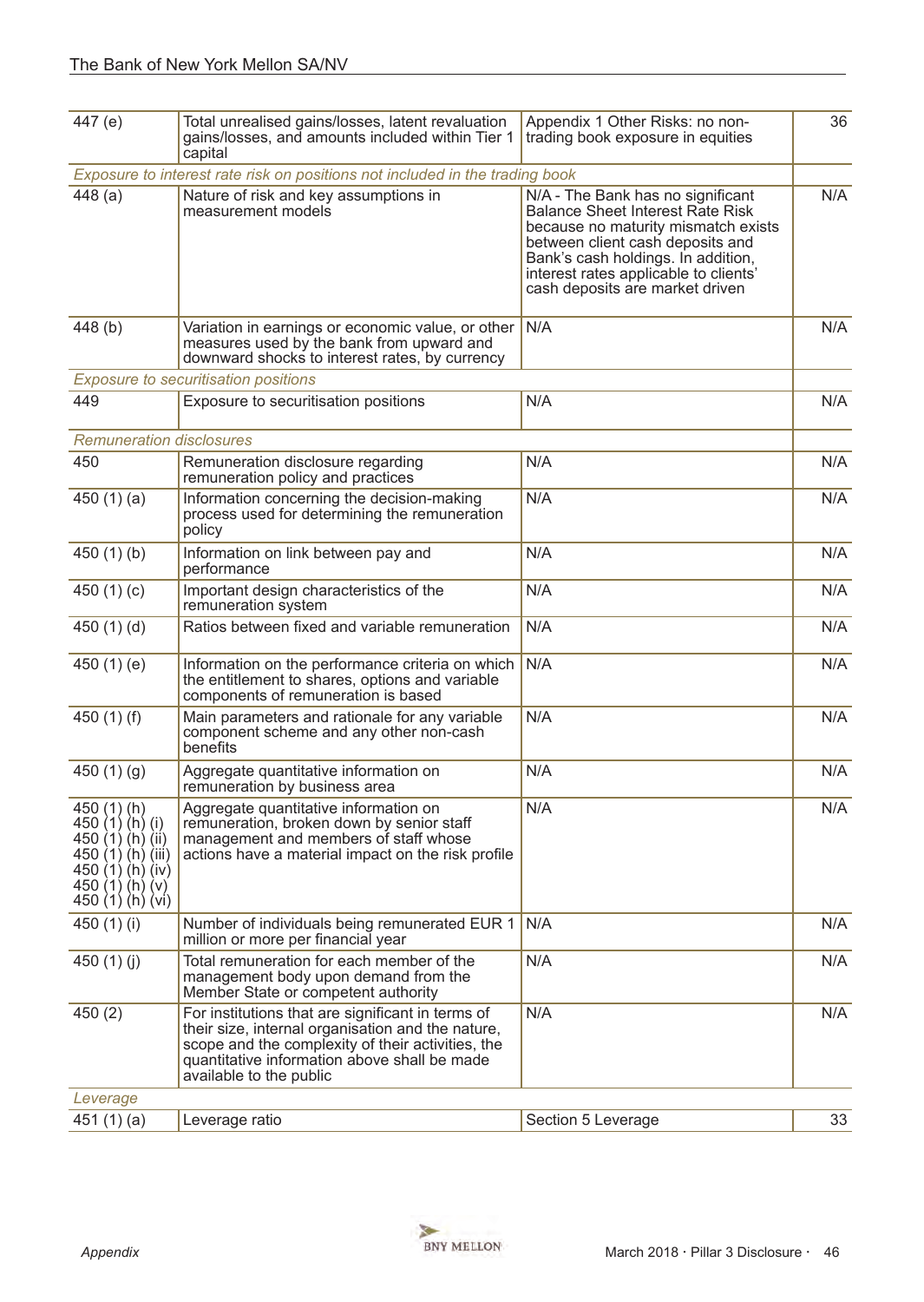| | | | |
|---|---|---|---|
| 447 (e) | Total unrealised gains/losses, latent revaluation gains/losses, and amounts included within Tier 1 capital | Appendix 1 Other Risks: no non-trading book exposure in equities | 36 |
| *Exposure to interest rate risk on positions not included in the trading book* | | | |
| 448 (a) | Nature of risk and key assumptions in measurement models | N/A - The Bank has no significant Balance Sheet Interest Rate Risk because no maturity mismatch exists between client cash deposits and Bank's cash holdings. In addition, interest rates applicable to clients' cash deposits are market driven | N/A |
| 448 (b) | Variation in earnings or economic value, or other measures used by the bank from upward and downward shocks to interest rates, by currency | N/A | N/A |
| *Exposure to securitisation positions* | | | |
| 449 | Exposure to securitisation positions | N/A | N/A |
| *Remuneration disclosures* | | | |
| 450 | Remuneration disclosure regarding remuneration policy and practices | N/A | N/A |
| 450 (1) (a) | Information concerning the decision-making process used for determining the remuneration policy | N/A | N/A |
| 450 (1) (b) | Information on link between pay and performance | N/A | N/A |
| 450 (1) (c) | Important design characteristics of the remuneration system | N/A | N/A |
| 450 (1) (d) | Ratios between fixed and variable remuneration | N/A | N/A |
| 450 (1) (e) | Information on the performance criteria on which the entitlement to shares, options and variable components of remuneration is based | N/A | N/A |
| 450 (1) (f) | Main parameters and rationale for any variable component scheme and any other non-cash benefits | N/A | N/A |
| 450 (1) (g) | Aggregate quantitative information on remuneration by business area | N/A | N/A |
| 450 (1) (h)<br>450 (1) (h) (i)<br>450 (1) (h) (ii)<br>450 (1) (h) (iii)<br>450 (1) (h) (iv)<br>450 (1) (h) (v)<br>450 (1) (h) (vi) | Aggregate quantitative information on remuneration, broken down by senior staff management and members of staff whose actions have a material impact on the risk profile | N/A | N/A |
| 450 (1) (i) | Number of individuals being remunerated EUR 1 million or more per financial year | N/A | N/A |
| 450 (1) (j) | Total remuneration for each member of the management body upon demand from the Member State or competent authority | N/A | N/A |
| 450 (2) | For institutions that are significant in terms of their size, internal organisation and the nature, scope and the complexity of their activities, the quantitative information above shall be made available to the public | N/A | N/A |
| *Leverage* | | | |
| 451 (1) (a) | Leverage ratio | Section 5 Leverage | 33 |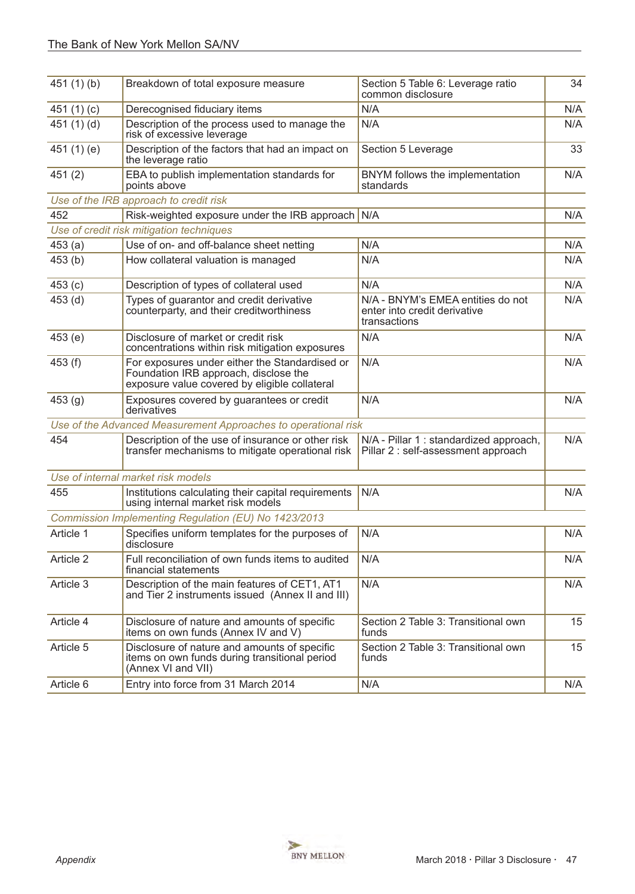| | | | |
|---|---|---|---|
| 451 (1) (b) | Breakdown of total exposure measure | Section 5 Table 6: Leverage ratio common disclosure | 34 |
| 451 (1) (c) | Derecognised fiduciary items | N/A | N/A |
| 451 (1) (d) | Description of the process used to manage the risk of excessive leverage | N/A | N/A |
| 451 (1) (e) | Description of the factors that had an impact on the leverage ratio | Section 5 Leverage | 33 |
| 451 (2) | EBA to publish implementation standards for points above | BNYM follows the implementation standards | N/A |
| *Use of the IRB approach to credit risk* | | | |
| 452 | Risk-weighted exposure under the IRB approach | N/A | N/A |
| *Use of credit risk mitigation techniques* | | | |
| 453 (a) | Use of on- and off-balance sheet netting | N/A | N/A |
| 453 (b) | How collateral valuation is managed | N/A | N/A |
| 453 (c) | Description of types of collateral used | N/A | N/A |
| 453 (d) | Types of guarantor and credit derivative counterparty, and their creditworthiness | N/A - BNYM's EMEA entities do not enter into credit derivative transactions | N/A |
| 453 (e) | Disclosure of market or credit risk concentrations within risk mitigation exposures | N/A | N/A |
| 453 (f) | For exposures under either the Standardised or Foundation IRB approach, disclose the exposure value covered by eligible collateral | N/A | N/A |
| 453 (g) | Exposures covered by guarantees or credit derivatives | N/A | N/A |
| *Use of the Advanced Measurement Approaches to operational risk* | | | |
| 454 | Description of the use of insurance or other risk transfer mechanisms to mitigate operational risk | N/A - Pillar 1 : standardized approach, Pillar 2 : self-assessment approach | N/A |
| *Use of internal market risk models* | | | |
| 455 | Institutions calculating their capital requirements using internal market risk models | N/A | N/A |
| *Commission Implementing Regulation (EU) No 1423/2013* | | | |
| Article 1 | Specifies uniform templates for the purposes of disclosure | N/A | N/A |
| Article 2 | Full reconciliation of own funds items to audited financial statements | N/A | N/A |
| Article 3 | Description of the main features of CET1, AT1 and Tier 2 instruments issued (Annex II and III) | N/A | N/A |
| Article 4 | Disclosure of nature and amounts of specific items on own funds (Annex IV and V) | Section 2 Table 3: Transitional own funds | 15 |
| Article 5 | Disclosure of nature and amounts of specific items on own funds during transitional period (Annex VI and VII) | Section 2 Table 3: Transitional own funds | 15 |
| Article 6 | Entry into force from 31 March 2014 | N/A | N/A |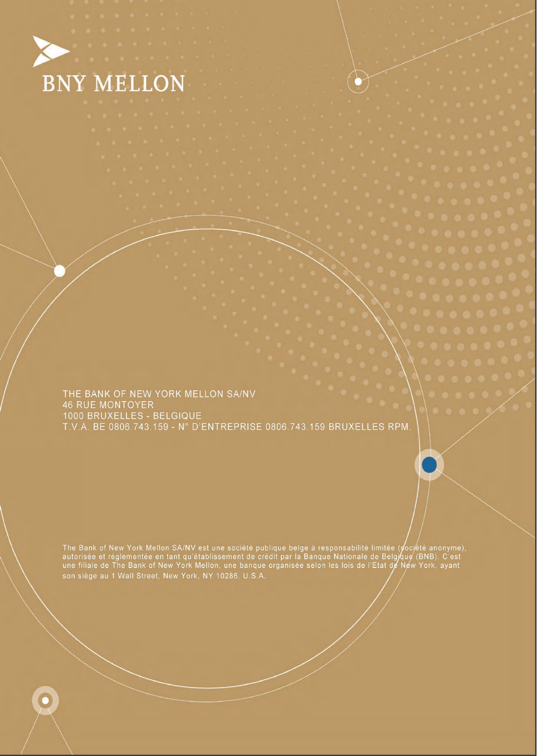BNY MELLON

THE BANK OF NEW YORK MELLON SA/NV
46 RUE MONTOYER
1000 BRUXELLES - BELGIQUE
T.V.A. BE 0806.743.159 - N° D'ENTREPRISE 0806.743.159 BRUXELLES RPM.

The Bank of New York Mellon SA/NV est une société publique belge à responsabilité limitée (société anonyme), autorisée et réglementée en tant qu'établissement de crédit par la Banque Nationale de Belgique (BNB). C'est une filiale de The Bank of New York Mellon, une banque organisée selon les lois de l'Etat de New York, ayant son siège au 1 Wall Street, New York, NY 10286, U.S.A.